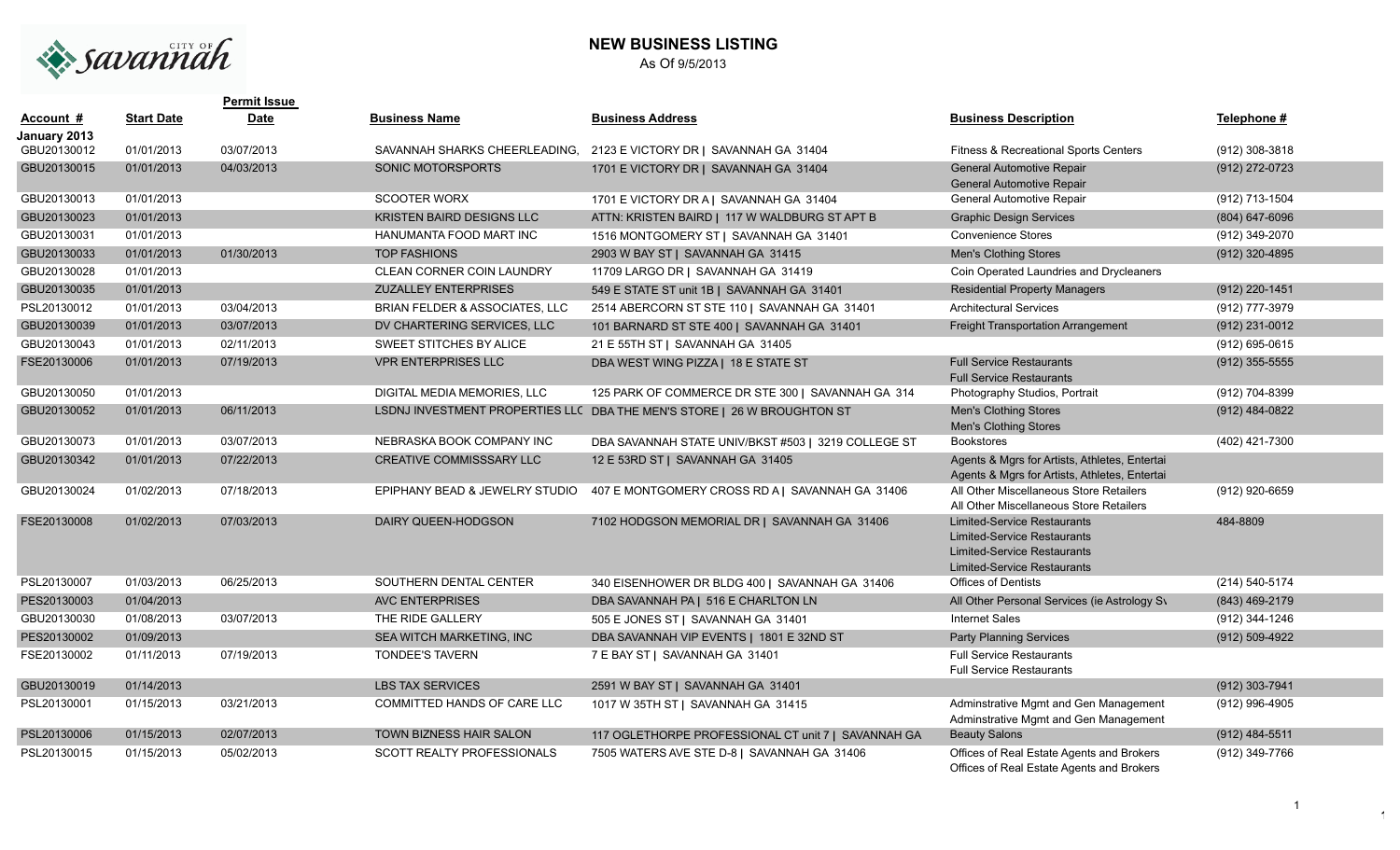# NEW BUSINESS LISTING

As Of 9/5/2013

| Account # | Start Date | Permit Issue Date | Business Name | Business Address | Business Description | Telephone # |
|---|---|---|---|---|---|---|
| **January 2013** | | | | | | |
| GBU20130012 | 01/01/2013 | 03/07/2013 | SAVANNAH SHARKS CHEERLEADING, | 2123 E VICTORY DR \| SAVANNAH GA 31404 | Fitness & Recreational Sports Centers | (912) 308-3818 |
| GBU20130015 | 01/01/2013 | 04/03/2013 | SONIC MOTORSPORTS | 1701 E VICTORY DR \| SAVANNAH GA 31404 | General Automotive Repair<br>General Automotive Repair | (912) 272-0723 |
| GBU20130013 | 01/01/2013 | | SCOOTER WORX | 1701 E VICTORY DR A \| SAVANNAH GA 31404 | General Automotive Repair | (912) 713-1504 |
| GBU20130023 | 01/01/2013 | | KRISTEN BAIRD DESIGNS LLC | ATTN: KRISTEN BAIRD \| 117 W WALDBURG ST APT B | Graphic Design Services | (804) 647-6096 |
| GBU20130031 | 01/01/2013 | | HANUMANTA FOOD MART INC | 1516 MONTGOMERY ST \| SAVANNAH GA 31401 | Convenience Stores | (912) 349-2070 |
| GBU20130033 | 01/01/2013 | 01/30/2013 | TOP FASHIONS | 2903 W BAY ST \| SAVANNAH GA 31415 | Men's Clothing Stores | (912) 320-4895 |
| GBU20130028 | 01/01/2013 | | CLEAN CORNER COIN LAUNDRY | 11709 LARGO DR \| SAVANNAH GA 31419 | Coin Operated Laundries and Drycleaners | |
| GBU20130035 | 01/01/2013 | | ZUZALLEY ENTERPRISES | 549 E STATE ST unit 1B \| SAVANNAH GA 31401 | Residential Property Managers | (912) 220-1451 |
| PSL20130012 | 01/01/2013 | 03/04/2013 | BRIAN FELDER & ASSOCIATES, LLC | 2514 ABERCORN ST STE 110 \| SAVANNAH GA 31401 | Architectural Services | (912) 777-3979 |
| GBU20130039 | 01/01/2013 | 03/07/2013 | DV CHARTERING SERVICES, LLC | 101 BARNARD ST STE 400 \| SAVANNAH GA 31401 | Freight Transportation Arrangement | (912) 231-0012 |
| GBU20130043 | 01/01/2013 | 02/11/2013 | SWEET STITCHES BY ALICE | 21 E 55TH ST \| SAVANNAH GA 31405 | | (912) 695-0615 |
| FSE20130006 | 01/01/2013 | 07/19/2013 | VPR ENTERPRISES LLC | DBA WEST WING PIZZA \| 18 E STATE ST | Full Service Restaurants<br>Full Service Restaurants | (912) 355-5555 |
| GBU20130050 | 01/01/2013 | | DIGITAL MEDIA MEMORIES, LLC | 125 PARK OF COMMERCE DR STE 300 \| SAVANNAH GA 314 | Photography Studios, Portrait | (912) 704-8399 |
| GBU20130052 | 01/01/2013 | 06/11/2013 | LSDNJ INVESTMENT PROPERTIES LLC | DBA THE MEN'S STORE \| 26 W BROUGHTON ST | Men's Clothing Stores<br>Men's Clothing Stores | (912) 484-0822 |
| GBU20130073 | 01/01/2013 | 03/07/2013 | NEBRASKA BOOK COMPANY INC | DBA SAVANNAH STATE UNIV/BKST #503 \| 3219 COLLEGE ST | Bookstores | (402) 421-7300 |
| GBU20130342 | 01/01/2013 | 07/22/2013 | CREATIVE COMMISSSARY LLC | 12 E 53RD ST \| SAVANNAH GA 31405 | Agents & Mgrs for Artists, Athletes, Entertai<br>Agents & Mgrs for Artists, Athletes, Entertai | |
| GBU20130024 | 01/02/2013 | 07/18/2013 | EPIPHANY BEAD & JEWELRY STUDIO | 407 E MONTGOMERY CROSS RD A \| SAVANNAH GA 31406 | All Other Miscellaneous Store Retailers<br>All Other Miscellaneous Store Retailers | (912) 920-6659 |
| FSE20130008 | 01/02/2013 | 07/03/2013 | DAIRY QUEEN-HODGSON | 7102 HODGSON MEMORIAL DR \| SAVANNAH GA 31406 | Limited-Service Restaurants<br>Limited-Service Restaurants<br>Limited-Service Restaurants<br>Limited-Service Restaurants | 484-8809 |
| PSL20130007 | 01/03/2013 | 06/25/2013 | SOUTHERN DENTAL CENTER | 340 EISENHOWER DR BLDG 400 \| SAVANNAH GA 31406 | Offices of Dentists | (214) 540-5174 |
| PES20130003 | 01/04/2013 | | AVC ENTERPRISES | DBA SAVANNAH PA \| 516 E CHARLTON LN | All Other Personal Services (ie Astrology Sv | (843) 469-2179 |
| GBU20130030 | 01/08/2013 | 03/07/2013 | THE RIDE GALLERY | 505 E JONES ST \| SAVANNAH GA 31401 | Internet Sales | (912) 344-1246 |
| PES20130002 | 01/09/2013 | | SEA WITCH MARKETING, INC | DBA SAVANNAH VIP EVENTS \| 1801 E 32ND ST | Party Planning Services | (912) 509-4922 |
| FSE20130002 | 01/11/2013 | 07/19/2013 | TONDEE'S TAVERN | 7 E BAY ST \| SAVANNAH GA 31401 | Full Service Restaurants<br>Full Service Restaurants | |
| GBU20130019 | 01/14/2013 | | LBS TAX SERVICES | 2591 W BAY ST \| SAVANNAH GA 31401 | | (912) 303-7941 |
| PSL20130001 | 01/15/2013 | 03/21/2013 | COMMITTED HANDS OF CARE LLC | 1017 W 35TH ST \| SAVANNAH GA 31415 | Adminstrative Mgmt and Gen Management<br>Adminstrative Mgmt and Gen Management | (912) 996-4905 |
| PSL20130006 | 01/15/2013 | 02/07/2013 | TOWN BIZNESS HAIR SALON | 117 OGLETHORPE PROFESSIONAL CT unit 7 \| SAVANNAH GA | Beauty Salons | (912) 484-5511 |
| PSL20130015 | 01/15/2013 | 05/02/2013 | SCOTT REALTY PROFESSIONALS | 7505 WATERS AVE STE D-8 \| SAVANNAH GA 31406 | Offices of Real Estate Agents and Brokers<br>Offices of Real Estate Agents and Brokers | (912) 349-7766 |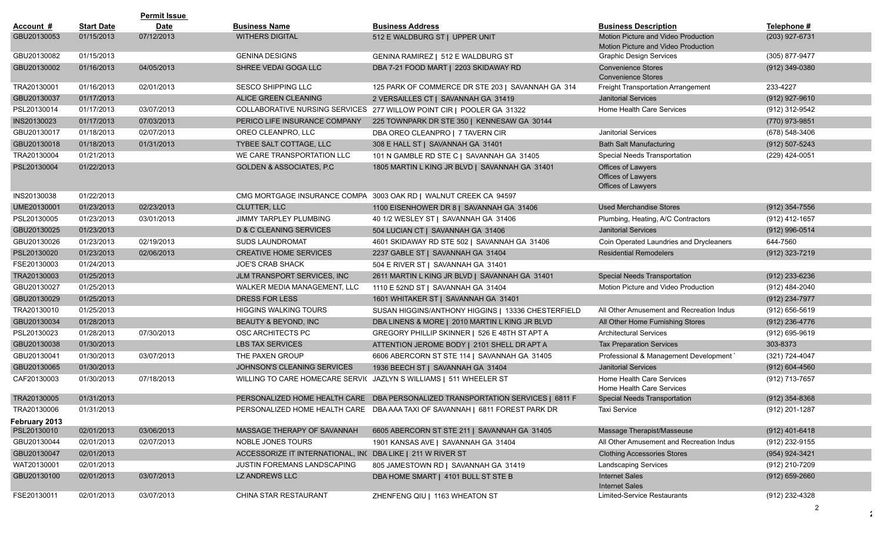| Account # | Start Date | Permit Issue Date | Business Name | Business Address | Business Description | Telephone # |
|---|---|---|---|---|---|---|
| GBU20130053 | 01/15/2013 | 07/12/2013 | WITHERS DIGITAL | 512 E WALDBURG ST \| UPPER UNIT | Motion Picture and Video Production<br>Motion Picture and Video Production | (203) 927-6731 |
| GBU20130082 | 01/15/2013 | | GENINA DESIGNS | GENINA RAMIREZ \| 512 E WALDBURG ST | Graphic Design Services | (305) 877-9477 |
| GBU20130002 | 01/16/2013 | 04/05/2013 | SHREE VEDAI GOGA LLC | DBA 7-21 FOOD MART \| 2203 SKIDAWAY RD | Convenience Stores<br>Convenience Stores | (912) 349-0380 |
| TRA20130001 | 01/16/2013 | 02/01/2013 | SESCO SHIPPING LLC | 125 PARK OF COMMERCE DR STE 203 \| SAVANNAH GA 314 | Freight Transportation Arrangement | 233-4227 |
| GBU20130037 | 01/17/2013 | | ALICE GREEN CLEANING | 2 VERSAILLES CT \| SAVANNAH GA 31419 | Janitorial Services | (912) 927-9610 |
| PSL20130014 | 01/17/2013 | 03/07/2013 | COLLABORATIVE NURSING SERVICES | 277 WILLOW POINT CIR \| POOLER GA 31322 | Home Health Care Services | (912) 312-9542 |
| INS20130023 | 01/17/2013 | 07/03/2013 | PERICO LIFE INSURANCE COMPANY | 225 TOWNPARK DR STE 350 \| KENNESAW GA 30144 | | (770) 973-9851 |
| GBU20130017 | 01/18/2013 | 02/07/2013 | OREO CLEANPRO, LLC | DBA OREO CLEANPRO \| 7 TAVERN CIR | Janitorial Services | (678) 548-3406 |
| GBU20130018 | 01/18/2013 | 01/31/2013 | TYBEE SALT COTTAGE, LLC | 308 E HALL ST \| SAVANNAH GA 31401 | Bath Salt Manufacturing | (912) 507-5243 |
| TRA20130004 | 01/21/2013 | | WE CARE TRANSPORTATION LLC | 101 N GAMBLE RD STE C \| SAVANNAH GA 31405 | Special Needs Transportation | (229) 424-0051 |
| PSL20130004 | 01/22/2013 | | GOLDEN & ASSOCIATES, P.C | 1805 MARTIN L KING JR BLVD \| SAVANNAH GA 31401 | Offices of Lawyers<br>Offices of Lawyers<br>Offices of Lawyers | |
| INS20130038 | 01/22/2013 | | CMG MORTGAGE INSURANCE COMPA | 3003 OAK RD \| WALNUT CREEK CA 94597 | | |
| UME20130001 | 01/23/2013 | 02/23/2013 | CLUTTER, LLC | 1100 EISENHOWER DR 8 \| SAVANNAH GA 31406 | Used Merchandise Stores | (912) 354-7556 |
| PSL20130005 | 01/23/2013 | 03/01/2013 | JIMMY TARPLEY PLUMBING | 40 1/2 WESLEY ST \| SAVANNAH GA 31406 | Plumbing, Heating, A/C Contractors | (912) 412-1657 |
| GBU20130025 | 01/23/2013 | | D & C CLEANING SERVICES | 504 LUCIAN CT \| SAVANNAH GA 31406 | Janitorial Services | (912) 996-0514 |
| GBU20130026 | 01/23/2013 | 02/19/2013 | SUDS LAUNDROMAT | 4601 SKIDAWAY RD STE 502 \| SAVANNAH GA 31406 | Coin Operated Laundries and Drycleaners | 644-7560 |
| PSL20130020 | 01/23/2013 | 02/06/2013 | CREATIVE HOME SERVICES | 2237 GABLE ST \| SAVANNAH GA 31404 | Residential Remodelers | (912) 323-7219 |
| FSE20130003 | 01/24/2013 | | JOE'S CRAB SHACK | 504 E RIVER ST \| SAVANNAH GA 31401 | | |
| TRA20130003 | 01/25/2013 | | JLM TRANSPORT SERVICES, INC | 2611 MARTIN L KING JR BLVD \| SAVANNAH GA 31401 | Special Needs Transportation | (912) 233-6236 |
| GBU20130027 | 01/25/2013 | | WALKER MEDIA MANAGEMENT, LLC | 1110 E 52ND ST \| SAVANNAH GA 31404 | Motion Picture and Video Production | (912) 484-2040 |
| GBU20130029 | 01/25/2013 | | DRESS FOR LESS | 1601 WHITAKER ST \| SAVANNAH GA 31401 | | (912) 234-7977 |
| TRA20130010 | 01/25/2013 | | HIGGINS WALKING TOURS | SUSAN HIGGINS/ANTHONY HIGGINS \| 13336 CHESTERFIELD | All Other Amusement and Recreation Indus | (912) 656-5619 |
| GBU20130034 | 01/28/2013 | | BEAUTY & BEYOND, INC | DBA LINENS & MORE \| 2010 MARTIN L KING JR BLVD | All Other Home Furnishing Stores | (912) 236-4776 |
| PSL20130023 | 01/28/2013 | 07/30/2013 | OSC ARCHITECTS PC | GREGORY PHILLIP SKINNER \| 526 E 48TH ST APT A | Architectural Services | (912) 695-9619 |
| GBU20130038 | 01/30/2013 | | LBS TAX SERVICES | ATTENTION JEROME BODY \| 2101 SHELL DR APT A | Tax Preparation Services | 303-8373 |
| GBU20130041 | 01/30/2013 | 03/07/2013 | THE PAXEN GROUP | 6606 ABERCORN ST STE 114 \| SAVANNAH GA 31405 | Professional & Management Development | (321) 724-4047 |
| GBU20130065 | 01/30/2013 | | JOHNSON'S CLEANING SERVICES | 1936 BEECH ST \| SAVANNAH GA 31404 | Janitorial Services | (912) 604-4560 |
| CAF20130003 | 01/30/2013 | 07/18/2013 | WILLING TO CARE HOMECARE SERVI( | JAZLYN S WILLIAMS \| 511 WHEELER ST | Home Health Care Services<br>Home Health Care Services | (912) 713-7657 |
| TRA20130005 | 01/31/2013 | | PERSONALIZED HOME HEALTH CARE | DBA PERSONALIZED TRANSPORTATION SERVICES \| 6811 F | Special Needs Transportation | (912) 354-8368 |
| TRA20130006 | 01/31/2013 | | PERSONALIZED HOME HEALTH CARE | DBA AAA TAXI OF SAVANNAH \| 6811 FOREST PARK DR | Taxi Service | (912) 201-1287 |
| **February 2013** | | | | | | |
| PSL20130010 | 02/01/2013 | 03/06/2013 | MASSAGE THERAPY OF SAVANNAH | 6605 ABERCORN ST STE 211 \| SAVANNAH GA 31405 | Massage Therapist/Masseuse | (912) 401-6418 |
| GBU20130044 | 02/01/2013 | 02/07/2013 | NOBLE JONES TOURS | 1901 KANSAS AVE \| SAVANNAH GA 31404 | All Other Amusement and Recreation Indus | (912) 232-9155 |
| GBU20130047 | 02/01/2013 | | ACCESSORIZE IT INTERNATIONAL, IN( | DBA LIKE \| 211 W RIVER ST | Clothing Accessories Stores | (954) 924-3421 |
| WAT20130001 | 02/01/2013 | | JUSTIN FOREMANS LANDSCAPING | 805 JAMESTOWN RD \| SAVANNAH GA 31419 | Landscaping Services | (912) 210-7209 |
| GBU20130100 | 02/01/2013 | 03/07/2013 | LZ ANDREWS LLC | DBA HOME SMART \| 4101 BULL ST STE B | Internet Sales<br>Internet Sales | (912) 659-2660 |
| FSE20130011 | 02/01/2013 | 03/07/2013 | CHINA STAR RESTAURANT | ZHENFENG QIU \| 1163 WHEATON ST | Limited-Service Restaurants | (912) 232-4328 |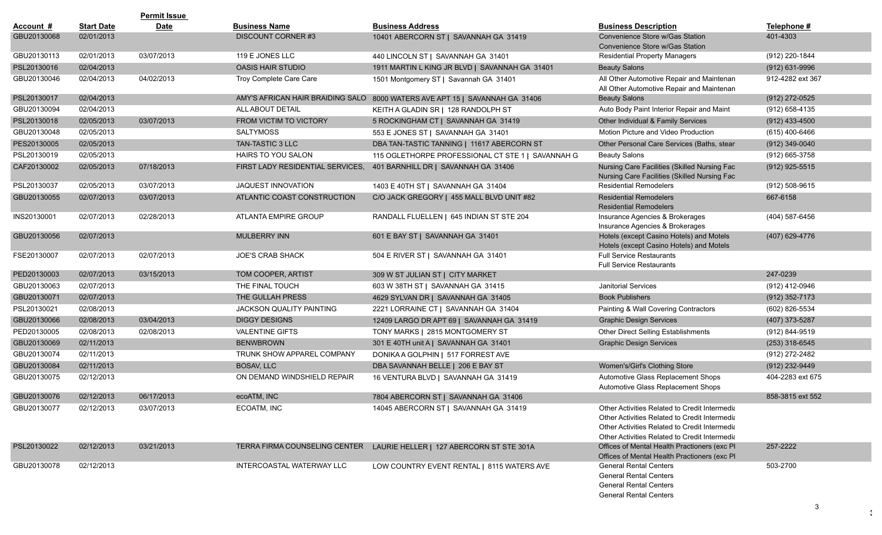| Account # | Start Date | Permit Issue Date | Business Name | Business Address | Business Description | Telephone # |
|---|---|---|---|---|---|---|
| GBU20130068 | 02/01/2013 | | DISCOUNT CORNER #3 | 10401 ABERCORN ST \| SAVANNAH GA 31419 | Convenience Store w/Gas Station<br>Convenience Store w/Gas Station | 401-4303 |
| GBU20130113 | 02/01/2013 | 03/07/2013 | 119 E JONES LLC | 440 LINCOLN ST \| SAVANNAH GA 31401 | Residential Property Managers | (912) 220-1844 |
| PSL20130016 | 02/04/2013 | | OASIS HAIR STUDIO | 1911 MARTIN L KING JR BLVD \| SAVANNAH GA 31401 | Beauty Salons | (912) 631-9996 |
| GBU20130046 | 02/04/2013 | 04/02/2013 | Troy Complete Care Care | 1501 Montgomery ST \| Savannah GA 31401 | All Other Automotive Repair and Maintenan<br>All Other Automotive Repair and Maintenan | 912-4282 ext 367 |
| PSL20130017 | 02/04/2013 | | AMY'S AFRICAN HAIR BRAIDING SALO | 8000 WATERS AVE APT 15 \| SAVANNAH GA 31406 | Beauty Salons | (912) 272-0525 |
| GBU20130094 | 02/04/2013 | | ALL ABOUT DETAIL | KEITH A GLADIN SR \| 128 RANDOLPH ST | Auto Body Paint Interior Repair and Maint | (912) 658-4135 |
| PSL20130018 | 02/05/2013 | 03/07/2013 | FROM VICTIM TO VICTORY | 5 ROCKINGHAM CT \| SAVANNAH GA 31419 | Other Individual & Family Services | (912) 433-4500 |
| GBU20130048 | 02/05/2013 | | SALTYMOSS | 553 E JONES ST \| SAVANNAH GA 31401 | Motion Picture and Video Production | (615) 400-6466 |
| PES20130005 | 02/05/2013 | | TAN-TASTIC 3 LLC | DBA TAN-TASTIC TANNING \| 11617 ABERCORN ST | Other Personal Care Services (Baths, stear | (912) 349-0040 |
| PSL20130019 | 02/05/2013 | | HAIRS TO YOU SALON | 115 OGLETHORPE PROFESSIONAL CT STE 1 \| SAVANNAH G | Beauty Salons | (912) 665-3758 |
| CAF20130002 | 02/05/2013 | 07/18/2013 | FIRST LADY RESIDENTIAL SERVICES, | 401 BARNHILL DR \| SAVANNAH GA 31406 | Nursing Care Facilities (Skilled Nursing Fac<br>Nursing Care Facilities (Skilled Nursing Fac | (912) 925-5515 |
| PSL20130037 | 02/05/2013 | 03/07/2013 | JAQUEST INNOVATION | 1403 E 40TH ST \| SAVANNAH GA 31404 | Residential Remodelers | (912) 508-9615 |
| GBU20130055 | 02/07/2013 | 03/07/2013 | ATLANTIC COAST CONSTRUCTION | C/O JACK GREGORY \| 455 MALL BLVD UNIT #82 | Residential Remodelers<br>Residential Remodelers | 667-6158 |
| INS20130001 | 02/07/2013 | 02/28/2013 | ATLANTA EMPIRE GROUP | RANDALL FLUELLEN \| 645 INDIAN ST STE 204 | Insurance Agencies & Brokerages<br>Insurance Agencies & Brokerages | (404) 587-6456 |
| GBU20130056 | 02/07/2013 | | MULBERRY INN | 601 E BAY ST \| SAVANNAH GA 31401 | Hotels (except Casino Hotels) and Motels<br>Hotels (except Casino Hotels) and Motels | (407) 629-4776 |
| FSE20130007 | 02/07/2013 | 02/07/2013 | JOE'S CRAB SHACK | 504 E RIVER ST \| SAVANNAH GA 31401 | Full Service Restaurants<br>Full Service Restaurants | |
| PED20130003 | 02/07/2013 | 03/15/2013 | TOM COOPER, ARTIST | 309 W ST JULIAN ST \| CITY MARKET | | 247-0239 |
| GBU20130063 | 02/07/2013 | | THE FINAL TOUCH | 603 W 38TH ST \| SAVANNAH GA 31415 | Janitorial Services | (912) 412-0946 |
| GBU20130071 | 02/07/2013 | | THE GULLAH PRESS | 4629 SYLVAN DR \| SAVANNAH GA 31405 | Book Publishers | (912) 352-7173 |
| PSL20130021 | 02/08/2013 | | JACKSON QUALITY PAINTING | 2221 LORRAINE CT \| SAVANNAH GA 31404 | Painting & Wall Covering Contractors | (602) 826-5534 |
| GBU20130066 | 02/08/2013 | 03/04/2013 | DIGGY DESIGNS | 12409 LARGO DR APT 69 \| SAVANNAH GA 31419 | Graphic Design Services | (407) 373-5287 |
| PED20130005 | 02/08/2013 | 02/08/2013 | VALENTINE GIFTS | TONY MARKS \| 2815 MONTGOMERY ST | Other Direct Selling Establishments | (912) 844-9519 |
| GBU20130069 | 02/11/2013 | | BENWBROWN | 301 E 40TH unit A \| SAVANNAH GA 31401 | Graphic Design Services | (253) 318-6545 |
| GBU20130074 | 02/11/2013 | | TRUNK SHOW APPAREL COMPANY | DONIKA A GOLPHIN \| 517 FORREST AVE | | (912) 272-2482 |
| GBU20130084 | 02/11/2013 | | BOSAV, LLC | DBA SAVANNAH BELLE \| 206 E BAY ST | Women's/Girl's Clothing Store | (912) 232-9449 |
| GBU20130075 | 02/12/2013 | | ON DEMAND WINDSHIELD REPAIR | 16 VENTURA BLVD \| SAVANNAH GA 31419 | Automotive Glass Replacement Shops<br>Automotive Glass Replacement Shops | 404-2283 ext 675 |
| GBU20130076 | 02/12/2013 | 06/17/2013 | ecoATM, INC | 7804 ABERCORN ST \| SAVANNAH GA 31406 | | 858-3815 ext 552 |
| GBU20130077 | 02/12/2013 | 03/07/2013 | ECOATM, INC | 14045 ABERCORN ST \| SAVANNAH GA 31419 | Other Activities Related to Credit Intermedia<br>Other Activities Related to Credit Intermedia<br>Other Activities Related to Credit Intermedia<br>Other Activities Related to Credit Intermedia | |
| PSL20130022 | 02/12/2013 | 03/21/2013 | TERRA FIRMA COUNSELING CENTER | LAURIE HELLER \| 127 ABERCORN ST STE 301A | Offices of Mental Health Practioners (exc Pl<br>Offices of Mental Health Practioners (exc Pl | 257-2222 |
| GBU20130078 | 02/12/2013 | | INTERCOASTAL WATERWAY LLC | LOW COUNTRY EVENT RENTAL \| 8115 WATERS AVE | General Rental Centers<br>General Rental Centers<br>General Rental Centers<br>General Rental Centers | 503-2700 |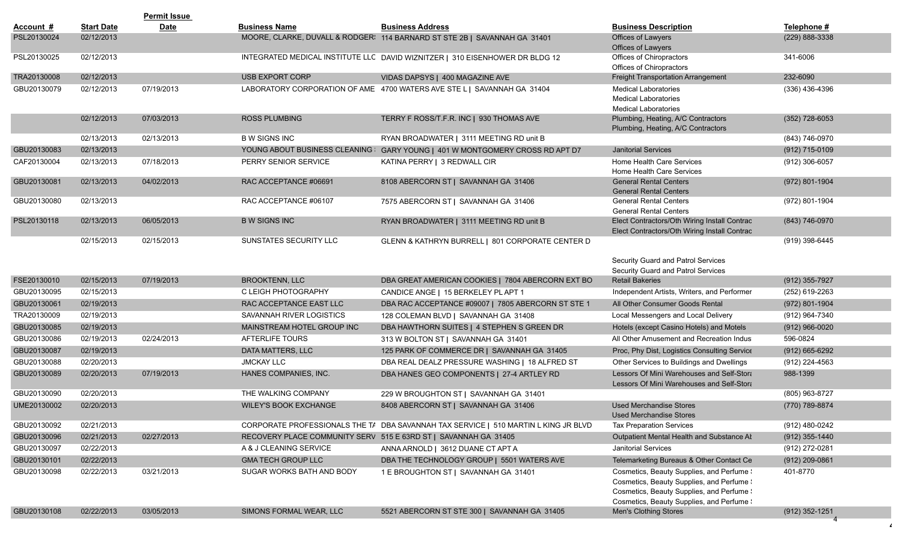| Account # | Start Date | Permit Issue Date | Business Name | Business Address | Business Description | Telephone # |
|---|---|---|---|---|---|---|
| PSL20130024 | 02/12/2013 | | MOORE, CLARKE, DUVALL & RODGER: | 114 BARNARD ST STE 2B \| SAVANNAH GA 31401 | Offices of Lawyers<br>Offices of Lawyers | (229) 888-3338 |
| PSL20130025 | 02/12/2013 | | INTEGRATED MEDICAL INSTITUTE LLC | DAVID WIZNITZER \| 310 EISENHOWER DR BLDG 12 | Offices of Chiropractors<br>Offices of Chiropractors | 341-6006 |
| TRA20130008 | 02/12/2013 | | USB EXPORT CORP | VIDAS DAPSYS \| 400 MAGAZINE AVE | Freight Transportation Arrangement | 232-6090 |
| GBU20130079 | 02/12/2013 | 07/19/2013 | LABORATORY CORPORATION OF AME | 4700 WATERS AVE STE L \| SAVANNAH GA 31404 | Medical Laboratories<br>Medical Laboratories<br>Medical Laboratories | (336) 436-4396 |
| | 02/12/2013 | 07/03/2013 | ROSS PLUMBING | TERRY F ROSS/T.F.R. INC \| 930 THOMAS AVE | Plumbing, Heating, A/C Contractors<br>Plumbing, Heating, A/C Contractors | (352) 728-6053 |
| | 02/13/2013 | 02/13/2013 | B W SIGNS INC | RYAN BROADWATER \| 3111 MEETING RD unit B | | (843) 746-0970 |
| GBU20130083 | 02/13/2013 | | YOUNG ABOUT BUSINESS CLEANING : | GARY YOUNG \| 401 W MONTGOMERY CROSS RD APT D7 | Janitorial Services | (912) 715-0109 |
| CAF20130004 | 02/13/2013 | 07/18/2013 | PERRY SENIOR SERVICE | KATINA PERRY \| 3 REDWALL CIR | Home Health Care Services<br>Home Health Care Services | (912) 306-6057 |
| GBU20130081 | 02/13/2013 | 04/02/2013 | RAC ACCEPTANCE #06691 | 8108 ABERCORN ST \| SAVANNAH GA 31406 | General Rental Centers<br>General Rental Centers | (972) 801-1904 |
| GBU20130080 | 02/13/2013 | | RAC ACCEPTANCE #06107 | 7575 ABERCORN ST \| SAVANNAH GA 31406 | General Rental Centers<br>General Rental Centers | (972) 801-1904 |
| PSL20130118 | 02/13/2013 | 06/05/2013 | B W SIGNS INC | RYAN BROADWATER \| 3111 MEETING RD unit B | Elect Contractors/Oth Wiring Install Contrac<br>Elect Contractors/Oth Wiring Install Contrac | (843) 746-0970 |
| | 02/15/2013 | 02/15/2013 | SUNSTATES SECURITY LLC | GLENN & KATHRYN BURRELL \| 801 CORPORATE CENTER D | Security Guard and Patrol Services<br>Security Guard and Patrol Services | (919) 398-6445 |
| FSE20130010 | 02/15/2013 | 07/19/2013 | BROOKTENN, LLC | DBA GREAT AMERICAN COOKIES \| 7804 ABERCORN EXT BO | Retail Bakeries | (912) 355-7927 |
| GBU20130095 | 02/15/2013 | | C LEIGH PHOTOGRAPHY | CANDICE ANGE \| 15 BERKELEY PL APT 1 | Independent Artists, Writers, and Performer | (252) 619-2263 |
| GBU20130061 | 02/19/2013 | | RAC ACCEPTANCE EAST LLC | DBA RAC ACCEPTANCE #09007 \| 7805 ABERCORN ST STE 1 | All Other Consumer Goods Rental | (972) 801-1904 |
| TRA20130009 | 02/19/2013 | | SAVANNAH RIVER LOGISTICS | 128 COLEMAN BLVD \| SAVANNAH GA 31408 | Local Messengers and Local Delivery | (912) 964-7340 |
| GBU20130085 | 02/19/2013 | | MAINSTREAM HOTEL GROUP INC | DBA HAWTHORN SUITES \| 4 STEPHEN S GREEN DR | Hotels (except Casino Hotels) and Motels | (912) 966-0020 |
| GBU20130086 | 02/19/2013 | 02/24/2013 | AFTERLIFE TOURS | 313 W BOLTON ST \| SAVANNAH GA 31401 | All Other Amusement and Recreation Indus | 596-0824 |
| GBU20130087 | 02/19/2013 | | DATA MATTERS, LLC | 125 PARK OF COMMERCE DR \| SAVANNAH GA 31405 | Proc, Phy Dist, Logistics Consulting Service | (912) 665-6292 |
| GBU20130088 | 02/20/2013 | | JMCKAY LLC | DBA REAL DEALZ PRESSURE WASHING \| 18 ALFRED ST | Other Services to Buildings and Dwellings | (912) 224-4563 |
| GBU20130089 | 02/20/2013 | 07/19/2013 | HANES COMPANIES, INC. | DBA HANES GEO COMPONENTS \| 27-4 ARTLEY RD | Lessors Of Mini Warehouses and Self-Stora<br>Lessors Of Mini Warehouses and Self-Stora | 988-1399 |
| GBU20130090 | 02/20/2013 | | THE WALKING COMPANY | 229 W BROUGHTON ST \| SAVANNAH GA 31401 | | (805) 963-8727 |
| UME20130002 | 02/20/2013 | | WILEY'S BOOK EXCHANGE | 8408 ABERCORN ST \| SAVANNAH GA 31406 | Used Merchandise Stores<br>Used Merchandise Stores | (770) 789-8874 |
| GBU20130092 | 02/21/2013 | | CORPORATE PROFESSIONALS THE TA | DBA SAVANNAH TAX SERVICE \| 510 MARTIN L KING JR BLVD | Tax Preparation Services | (912) 480-0242 |
| GBU20130096 | 02/21/2013 | 02/27/2013 | RECOVERY PLACE COMMUNITY SERV | 515 E 63RD ST \| SAVANNAH GA 31405 | Outpatient Mental Health and Substance Al | (912) 355-1440 |
| GBU20130097 | 02/22/2013 | | A & J CLEANING SERVICE | ANNA ARNOLD \| 3612 DUANE CT APT A | Janitorial Services | (912) 272-0281 |
| GBU20130101 | 02/22/2013 | | GMA TECH GROUP LLC | DBA THE TECHNOLOGY GROUP \| 5501 WATERS AVE | Telemarketing Bureaus & Other Contact Ce | (912) 209-0861 |
| GBU20130098 | 02/22/2013 | 03/21/2013 | SUGAR WORKS BATH AND BODY | 1 E BROUGHTON ST \| SAVANNAH GA 31401 | Cosmetics, Beauty Supplies, and Perfume :<br>Cosmetics, Beauty Supplies, and Perfume :<br>Cosmetics, Beauty Supplies, and Perfume :<br>Cosmetics, Beauty Supplies, and Perfume : | 401-8770 |
| GBU20130108 | 02/22/2013 | 03/05/2013 | SIMONS FORMAL WEAR, LLC | 5521 ABERCORN ST STE 300 \| SAVANNAH GA 31405 | Men's Clothing Stores | (912) 352-1251 |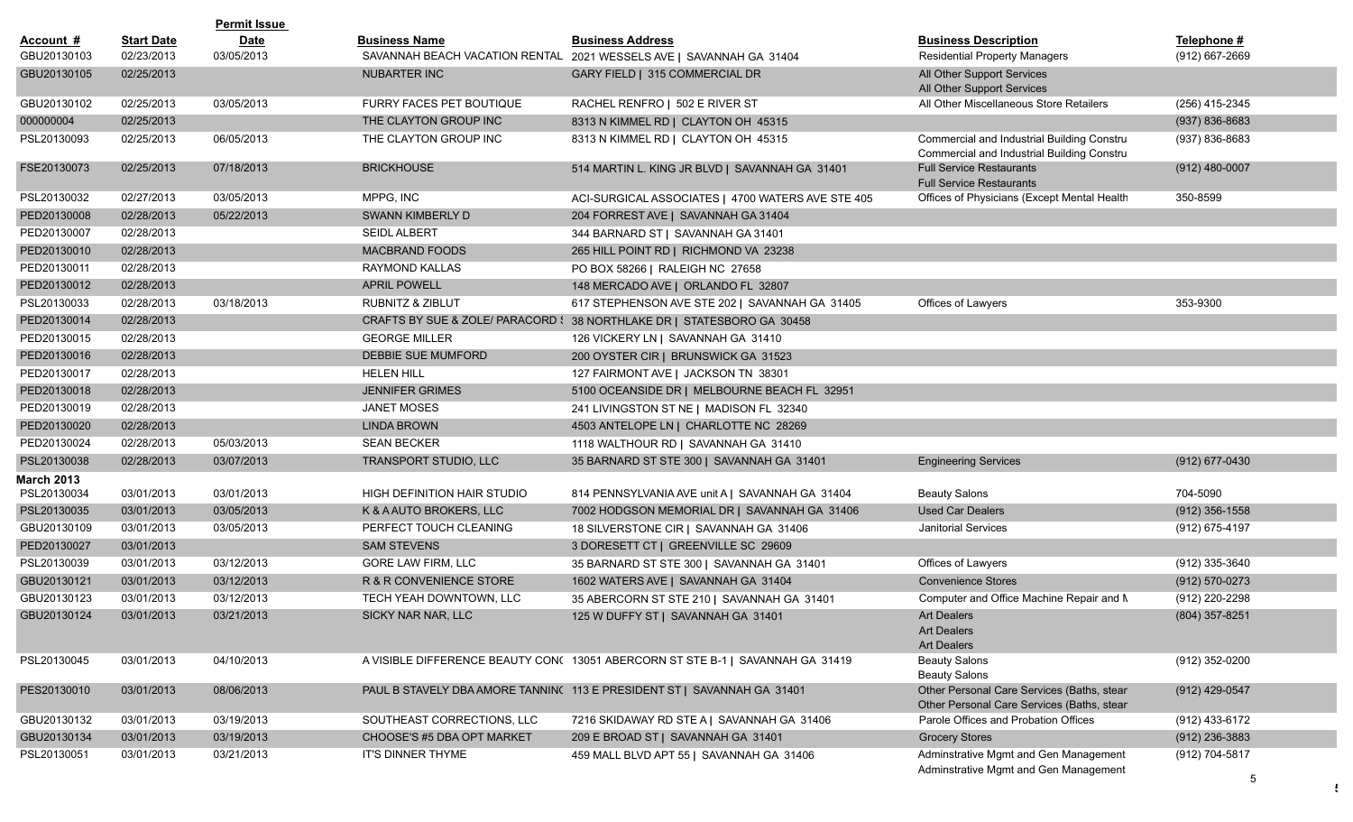| Account # | Start Date | Permit Issue Date | Business Name | Business Address | Business Description | Telephone # |
|---|---|---|---|---|---|---|
| GBU20130103 | 02/23/2013 | 03/05/2013 | SAVANNAH BEACH VACATION RENTAL | 2021 WESSELS AVE \| SAVANNAH GA 31404 | Residential Property Managers | (912) 667-2669 |
| GBU20130105 | 02/25/2013 | | NUBARTER INC | GARY FIELD \| 315 COMMERCIAL DR | All Other Support Services<br>All Other Support Services | |
| GBU20130102 | 02/25/2013 | 03/05/2013 | FURRY FACES PET BOUTIQUE | RACHEL RENFRO \| 502 E RIVER ST | All Other Miscellaneous Store Retailers | (256) 415-2345 |
| 000000004 | 02/25/2013 | | THE CLAYTON GROUP INC | 8313 N KIMMEL RD \| CLAYTON OH 45315 | | (937) 836-8683 |
| PSL20130093 | 02/25/2013 | 06/05/2013 | THE CLAYTON GROUP INC | 8313 N KIMMEL RD \| CLAYTON OH 45315 | Commercial and Industrial Building Constru<br>Commercial and Industrial Building Constru | (937) 836-8683 |
| FSE20130073 | 02/25/2013 | 07/18/2013 | BRICKHOUSE | 514 MARTIN L. KING JR BLVD \| SAVANNAH GA 31401 | Full Service Restaurants<br>Full Service Restaurants | (912) 480-0007 |
| PSL20130032 | 02/27/2013 | 03/05/2013 | MPPG, INC | ACI-SURGICAL ASSOCIATES \| 4700 WATERS AVE STE 405 | Offices of Physicians (Except Mental Health | 350-8599 |
| PED20130008 | 02/28/2013 | 05/22/2013 | SWANN KIMBERLY D | 204 FORREST AVE \| SAVANNAH GA 31404 | | |
| PED20130007 | 02/28/2013 | | SEIDL ALBERT | 344 BARNARD ST \| SAVANNAH GA 31401 | | |
| PED20130010 | 02/28/2013 | | MACBRAND FOODS | 265 HILL POINT RD \| RICHMOND VA 23238 | | |
| PED20130011 | 02/28/2013 | | RAYMOND KALLAS | PO BOX 58266 \| RALEIGH NC 27658 | | |
| PED20130012 | 02/28/2013 | | APRIL POWELL | 148 MERCADO AVE \| ORLANDO FL 32807 | | |
| PSL20130033 | 02/28/2013 | 03/18/2013 | RUBNITZ & ZIBLUT | 617 STEPHENSON AVE STE 202 \| SAVANNAH GA 31405 | Offices of Lawyers | 353-9300 |
| PED20130014 | 02/28/2013 | | CRAFTS BY SUE & ZOLE/ PARACORD S | 38 NORTHLAKE DR \| STATESBORO GA 30458 | | |
| PED20130015 | 02/28/2013 | | GEORGE MILLER | 126 VICKERY LN \| SAVANNAH GA 31410 | | |
| PED20130016 | 02/28/2013 | | DEBBIE SUE MUMFORD | 200 OYSTER CIR \| BRUNSWICK GA 31523 | | |
| PED20130017 | 02/28/2013 | | HELEN HILL | 127 FAIRMONT AVE \| JACKSON TN 38301 | | |
| PED20130018 | 02/28/2013 | | JENNIFER GRIMES | 5100 OCEANSIDE DR \| MELBOURNE BEACH FL 32951 | | |
| PED20130019 | 02/28/2013 | | JANET MOSES | 241 LIVINGSTON ST NE \| MADISON FL 32340 | | |
| PED20130020 | 02/28/2013 | | LINDA BROWN | 4503 ANTELOPE LN \| CHARLOTTE NC 28269 | | |
| PED20130024 | 02/28/2013 | 05/03/2013 | SEAN BECKER | 1118 WALTHOUR RD \| SAVANNAH GA 31410 | | |
| PSL20130038 | 02/28/2013 | 03/07/2013 | TRANSPORT STUDIO, LLC | 35 BARNARD ST STE 300 \| SAVANNAH GA 31401 | Engineering Services | (912) 677-0430 |
| **March 2013** | | | | | | |
| PSL20130034 | 03/01/2013 | 03/01/2013 | HIGH DEFINITION HAIR STUDIO | 814 PENNSYLVANIA AVE unit A \| SAVANNAH GA 31404 | Beauty Salons | 704-5090 |
| PSL20130035 | 03/01/2013 | 03/05/2013 | K & A AUTO BROKERS, LLC | 7002 HODGSON MEMORIAL DR \| SAVANNAH GA 31406 | Used Car Dealers | (912) 356-1558 |
| GBU20130109 | 03/01/2013 | 03/05/2013 | PERFECT TOUCH CLEANING | 18 SILVERSTONE CIR \| SAVANNAH GA 31406 | Janitorial Services | (912) 675-4197 |
| PED20130027 | 03/01/2013 | | SAM STEVENS | 3 DORESETT CT \| GREENVILLE SC 29609 | | |
| PSL20130039 | 03/01/2013 | 03/12/2013 | GORE LAW FIRM, LLC | 35 BARNARD ST STE 300 \| SAVANNAH GA 31401 | Offices of Lawyers | (912) 335-3640 |
| GBU20130121 | 03/01/2013 | 03/12/2013 | R & R CONVENIENCE STORE | 1602 WATERS AVE \| SAVANNAH GA 31404 | Convenience Stores | (912) 570-0273 |
| GBU20130123 | 03/01/2013 | 03/12/2013 | TECH YEAH DOWNTOWN, LLC | 35 ABERCORN ST STE 210 \| SAVANNAH GA 31401 | Computer and Office Machine Repair and M | (912) 220-2298 |
| GBU20130124 | 03/01/2013 | 03/21/2013 | SICKY NAR NAR, LLC | 125 W DUFFY ST \| SAVANNAH GA 31401 | Art Dealers<br>Art Dealers<br>Art Dealers | (804) 357-8251 |
| PSL20130045 | 03/01/2013 | 04/10/2013 | A VISIBLE DIFFERENCE BEAUTY CON( | 13051 ABERCORN ST STE B-1 \| SAVANNAH GA 31419 | Beauty Salons<br>Beauty Salons | (912) 352-0200 |
| PES20130010 | 03/01/2013 | 08/06/2013 | PAUL B STAVELY DBA AMORE TANNIN( | 113 E PRESIDENT ST \| SAVANNAH GA 31401 | Other Personal Care Services (Baths, stear<br>Other Personal Care Services (Baths, stear | (912) 429-0547 |
| GBU20130132 | 03/01/2013 | 03/19/2013 | SOUTHEAST CORRECTIONS, LLC | 7216 SKIDAWAY RD STE A \| SAVANNAH GA 31406 | Parole Offices and Probation Offices | (912) 433-6172 |
| GBU20130134 | 03/01/2013 | 03/19/2013 | CHOOSE'S #5 DBA OPT MARKET | 209 E BROAD ST \| SAVANNAH GA 31401 | Grocery Stores | (912) 236-3883 |
| PSL20130051 | 03/01/2013 | 03/21/2013 | IT'S DINNER THYME | 459 MALL BLVD APT 55 \| SAVANNAH GA 31406 | Adminstrative Mgmt and Gen Management<br>Adminstrative Mgmt and Gen Management | (912) 704-5817 |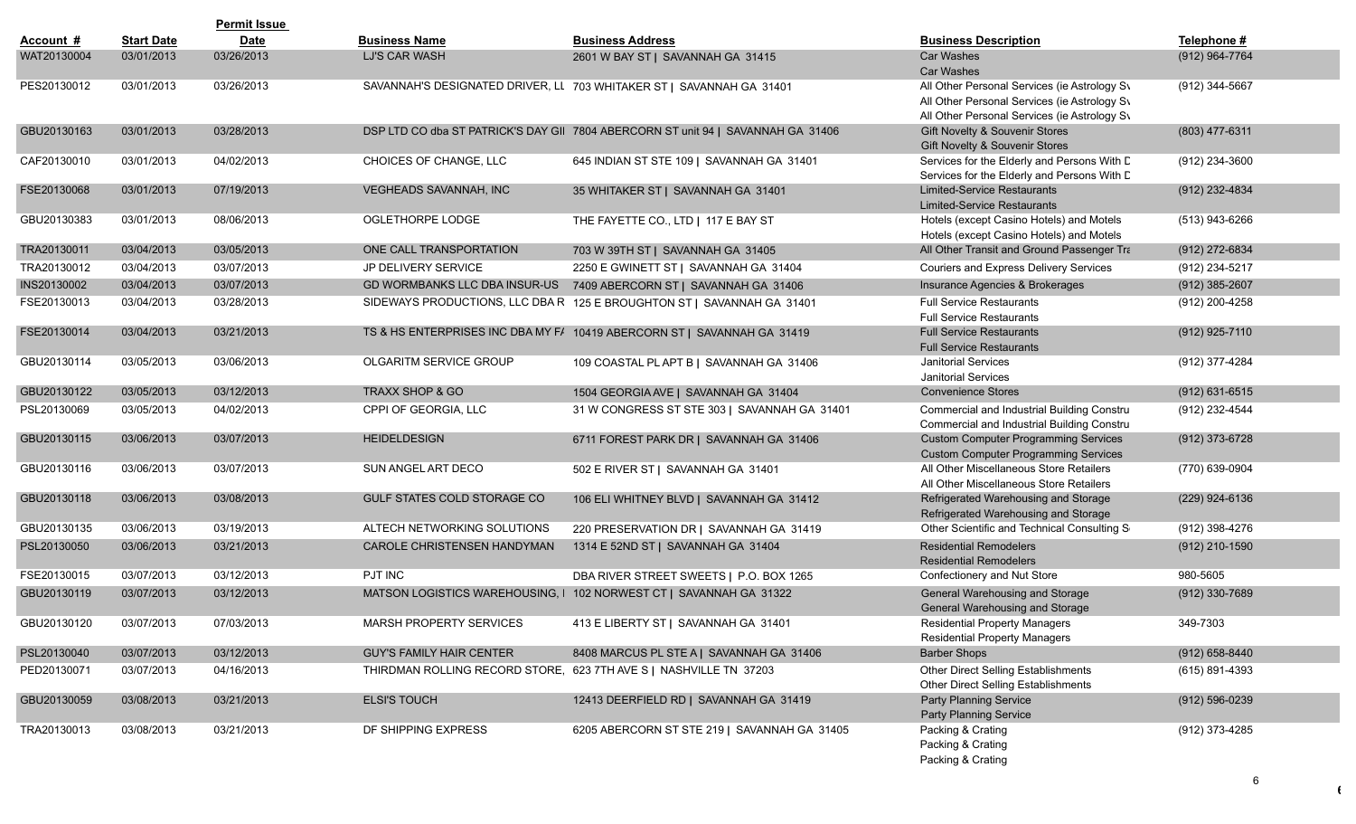| Account # | Start Date | Permit Issue Date | Business Name | Business Address | Business Description | Telephone # |
|---|---|---|---|---|---|---|
| WAT20130004 | 03/01/2013 | 03/26/2013 | LJ'S CAR WASH | 2601 W BAY ST \| SAVANNAH GA 31415 | Car Washes<br>Car Washes | (912) 964-7764 |
| PES20130012 | 03/01/2013 | 03/26/2013 | SAVANNAH'S DESIGNATED DRIVER, LL | 703 WHITAKER ST \| SAVANNAH GA 31401 | All Other Personal Services (ie Astrology Sv<br>All Other Personal Services (ie Astrology Sv<br>All Other Personal Services (ie Astrology Sv | (912) 344-5667 |
| GBU20130163 | 03/01/2013 | 03/28/2013 | DSP LTD CO dba ST PATRICK'S DAY GII | 7804 ABERCORN ST unit 94 \| SAVANNAH GA 31406 | Gift Novelty & Souvenir Stores<br>Gift Novelty & Souvenir Stores | (803) 477-6311 |
| CAF20130010 | 03/01/2013 | 04/02/2013 | CHOICES OF CHANGE, LLC | 645 INDIAN ST STE 109 \| SAVANNAH GA 31401 | Services for the Elderly and Persons With D<br>Services for the Elderly and Persons With D | (912) 234-3600 |
| FSE20130068 | 03/01/2013 | 07/19/2013 | VEGHEADS SAVANNAH, INC | 35 WHITAKER ST \| SAVANNAH GA 31401 | Limited-Service Restaurants<br>Limited-Service Restaurants | (912) 232-4834 |
| GBU20130383 | 03/01/2013 | 08/06/2013 | OGLETHORPE LODGE | THE FAYETTE CO., LTD \| 117 E BAY ST | Hotels (except Casino Hotels) and Motels<br>Hotels (except Casino Hotels) and Motels | (513) 943-6266 |
| TRA20130011 | 03/04/2013 | 03/05/2013 | ONE CALL TRANSPORTATION | 703 W 39TH ST \| SAVANNAH GA 31405 | All Other Transit and Ground Passenger Tra | (912) 272-6834 |
| TRA20130012 | 03/04/2013 | 03/07/2013 | JP DELIVERY SERVICE | 2250 E GWINETT ST \| SAVANNAH GA 31404 | Couriers and Express Delivery Services | (912) 234-5217 |
| INS20130002 | 03/04/2013 | 03/07/2013 | GD WORMBANKS LLC DBA INSUR-US | 7409 ABERCORN ST \| SAVANNAH GA 31406 | Insurance Agencies & Brokerages | (912) 385-2607 |
| FSE20130013 | 03/04/2013 | 03/28/2013 | SIDEWAYS PRODUCTIONS, LLC DBA R | 125 E BROUGHTON ST \| SAVANNAH GA 31401 | Full Service Restaurants<br>Full Service Restaurants | (912) 200-4258 |
| FSE20130014 | 03/04/2013 | 03/21/2013 | TS & HS ENTERPRISES INC DBA MY F/ | 10419 ABERCORN ST \| SAVANNAH GA 31419 | Full Service Restaurants<br>Full Service Restaurants | (912) 925-7110 |
| GBU20130114 | 03/05/2013 | 03/06/2013 | OLGARITM SERVICE GROUP | 109 COASTAL PL APT B \| SAVANNAH GA 31406 | Janitorial Services<br>Janitorial Services | (912) 377-4284 |
| GBU20130122 | 03/05/2013 | 03/12/2013 | TRAXX SHOP & GO | 1504 GEORGIA AVE \| SAVANNAH GA 31404 | Convenience Stores | (912) 631-6515 |
| PSL20130069 | 03/05/2013 | 04/02/2013 | CPPI OF GEORGIA, LLC | 31 W CONGRESS ST STE 303 \| SAVANNAH GA 31401 | Commercial and Industrial Building Constru<br>Commercial and Industrial Building Constru | (912) 232-4544 |
| GBU20130115 | 03/06/2013 | 03/07/2013 | HEIDELDESIGN | 6711 FOREST PARK DR \| SAVANNAH GA 31406 | Custom Computer Programming Services<br>Custom Computer Programming Services | (912) 373-6728 |
| GBU20130116 | 03/06/2013 | 03/07/2013 | SUN ANGEL ART DECO | 502 E RIVER ST \| SAVANNAH GA 31401 | All Other Miscellaneous Store Retailers<br>All Other Miscellaneous Store Retailers | (770) 639-0904 |
| GBU20130118 | 03/06/2013 | 03/08/2013 | GULF STATES COLD STORAGE CO | 106 ELI WHITNEY BLVD \| SAVANNAH GA 31412 | Refrigerated Warehousing and Storage<br>Refrigerated Warehousing and Storage | (229) 924-6136 |
| GBU20130135 | 03/06/2013 | 03/19/2013 | ALTECH NETWORKING SOLUTIONS | 220 PRESERVATION DR \| SAVANNAH GA 31419 | Other Scientific and Technical Consulting S | (912) 398-4276 |
| PSL20130050 | 03/06/2013 | 03/21/2013 | CAROLE CHRISTENSEN HANDYMAN | 1314 E 52ND ST \| SAVANNAH GA 31404 | Residential Remodelers<br>Residential Remodelers | (912) 210-1590 |
| FSE20130015 | 03/07/2013 | 03/12/2013 | PJT INC | DBA RIVER STREET SWEETS \| P.O. BOX 1265 | Confectionery and Nut Store | 980-5605 |
| GBU20130119 | 03/07/2013 | 03/12/2013 | MATSON LOGISTICS WAREHOUSING, I | 102 NORWEST CT \| SAVANNAH GA 31322 | General Warehousing and Storage<br>General Warehousing and Storage | (912) 330-7689 |
| GBU20130120 | 03/07/2013 | 07/03/2013 | MARSH PROPERTY SERVICES | 413 E LIBERTY ST \| SAVANNAH GA 31401 | Residential Property Managers<br>Residential Property Managers | 349-7303 |
| PSL20130040 | 03/07/2013 | 03/12/2013 | GUY'S FAMILY HAIR CENTER | 8408 MARCUS PL STE A \| SAVANNAH GA 31406 | Barber Shops | (912) 658-8440 |
| PED20130071 | 03/07/2013 | 04/16/2013 | THIRDMAN ROLLING RECORD STORE, | 623 7TH AVE S \| NASHVILLE TN 37203 | Other Direct Selling Establishments<br>Other Direct Selling Establishments | (615) 891-4393 |
| GBU20130059 | 03/08/2013 | 03/21/2013 | ELSI'S TOUCH | 12413 DEERFIELD RD \| SAVANNAH GA 31419 | Party Planning Service<br>Party Planning Service | (912) 596-0239 |
| TRA20130013 | 03/08/2013 | 03/21/2013 | DF SHIPPING EXPRESS | 6205 ABERCORN ST STE 219 \| SAVANNAH GA 31405 | Packing & Crating<br>Packing & Crating<br>Packing & Crating | (912) 373-4285 |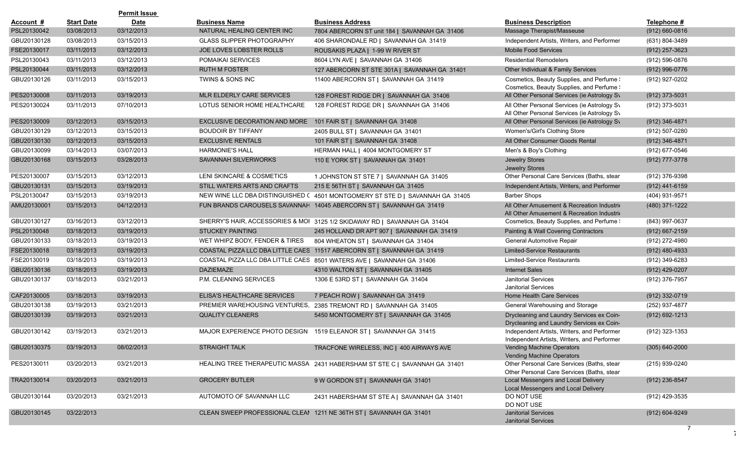| Account # | Start Date | Permit Issue Date | Business Name | Business Address | Business Description | Telephone # |
|---|---|---|---|---|---|---|
| PSL20130042 | 03/08/2013 | 03/12/2013 | NATURAL HEALING CENTER INC | 7804 ABERCORN ST unit 184 \| SAVANNAH GA 31406 | Massage Therapist/Masseuse | (912) 660-0816 |
| GBU20130128 | 03/08/2013 | 03/15/2013 | GLASS SLIPPER PHOTOGRAPHY | 406 SHARONDALE RD \| SAVANNAH GA 31419 | Independent Artists, Writers, and Performer | (631) 804-3489 |
| FSE20130017 | 03/11/2013 | 03/12/2013 | JOE LOVES LOBSTER ROLLS | ROUSAKIS PLAZA \| 1-99 W RIVER ST | Mobile Food Services | (912) 257-3623 |
| PSL20130043 | 03/11/2013 | 03/12/2013 | POMAIKAI SERVICES | 8604 LYN AVE \| SAVANNAH GA 31406 | Residential Remodelers | (912) 596-0876 |
| PSL20130044 | 03/11/2013 | 03/12/2013 | RUTH M FOSTER | 127 ABERCORN ST STE 301A \| SAVANNAH GA 31401 | Other Individual & Family Services | (912) 996-0776 |
| GBU20130126 | 03/11/2013 | 03/15/2013 | TWINS & SONS INC | 11400 ABERCORN ST \| SAVANNAH GA 31419 | Cosmetics, Beauty Supplies, and Perfume : Cosmetics, Beauty Supplies, and Perfume : | (912) 927-0202 |
| PES20130008 | 03/11/2013 | 03/19/2013 | MLR ELDERLY CARE SERVICES | 128 FOREST RIDGE DR \| SAVANNAH GA 31406 | All Other Personal Services (ie Astrology Sv | (912) 373-5031 |
| PES20130024 | 03/11/2013 | 07/10/2013 | LOTUS SENIOR HOME HEALTHCARE | 128 FOREST RIDGE DR \| SAVANNAH GA 31406 | All Other Personal Services (ie Astrology Sv All Other Personal Services (ie Astrology Sv | (912) 373-5031 |
| PES20130009 | 03/12/2013 | 03/15/2013 | EXCLUSIVE DECORATION AND MORE | 101 FAIR ST \| SAVANNAH GA 31408 | All Other Personal Services (ie Astrology Sv | (912) 346-4871 |
| GBU20130129 | 03/12/2013 | 03/15/2013 | BOUDOIR BY TIFFANY | 2405 BULL ST \| SAVANNAH GA 31401 | Women's/Girl's Clothing Store | (912) 507-0280 |
| GBU20130130 | 03/12/2013 | 03/15/2013 | EXCLUSIVE RENTALS | 101 FAIR ST \| SAVANNAH GA 31408 | All Other Consumer Goods Rental | (912) 346-4871 |
| GBU20130099 | 03/14/2013 | 03/07/2013 | HARMONIE'S HALL | HERMAN HALL \| 4004 MONTGOMERY ST | Men's & Boy's Clothing | (912) 677-0546 |
| GBU20130168 | 03/15/2013 | 03/28/2013 | SAVANNAH SILVERWORKS | 110 E YORK ST \| SAVANNAH GA 31401 | Jewelry Stores Jewelry Stores | (912) 777-3778 |
| PES20130007 | 03/15/2013 | 03/12/2013 | LENI SKINCARE & COSMETICS | 1 JOHNSTON ST STE 7 \| SAVANNAH GA 31405 | Other Personal Care Services (Baths, stear | (912) 376-9398 |
| GBU20130131 | 03/15/2013 | 03/19/2013 | STILL WATERS ARTS AND CRAFTS | 215 E 56TH ST \| SAVANNAH GA 31405 | Independent Artists, Writers, and Performer | (912) 441-6159 |
| PSL20130047 | 03/15/2013 | 03/19/2013 | NEW WINE LLC DBA DISTINGUISHED ( | 4501 MONTGOMERY ST STE D \| SAVANNAH GA 31405 | Barber Shops | (404) 931-9571 |
| AMU20130001 | 03/15/2013 | 04/12/2013 | FUN BRANDS CAROUSELS SAVANNAH | 14045 ABERCORN ST \| SAVANNAH GA 31419 | All Other Amusement & Recreation Industrie All Other Amusement & Recreation Industrie | (480) 371-1222 |
| GBU20130127 | 03/16/2013 | 03/12/2013 | SHERRY'S HAIR, ACCESSORIES & MOI | 3125 1/2 SKIDAWAY RD \| SAVANNAH GA 31404 | Cosmetics, Beauty Supplies, and Perfume : | (843) 997-0637 |
| PSL20130048 | 03/18/2013 | 03/19/2013 | STUCKEY PAINTING | 245 HOLLAND DR APT 907 \| SAVANNAH GA 31419 | Painting & Wall Covering Contractors | (912) 667-2159 |
| GBU20130133 | 03/18/2013 | 03/19/2013 | WET WHIPZ BODY, FENDER & TIRES | 804 WHEATON ST \| SAVANNAH GA 31404 | General Automotive Repair | (912) 272-4980 |
| FSE20130018 | 03/18/2013 | 03/19/2013 | COASTAL PIZZA LLC DBA LITTLE CAES | 11517 ABERCORN ST \| SAVANNAH GA 31419 | Limited-Service Restaurants | (912) 480-4933 |
| FSE20130019 | 03/18/2013 | 03/19/2013 | COASTAL PIZZA LLC DBA LITTLE CAES | 8501 WATERS AVE \| SAVANNAH GA 31406 | Limited-Service Restaurants | (912) 349-6283 |
| GBU20130136 | 03/18/2013 | 03/19/2013 | DAZIEMAZE | 4310 WALTON ST \| SAVANNAH GA 31405 | Internet Sales | (912) 429-0207 |
| GBU20130137 | 03/18/2013 | 03/21/2013 | P.M. CLEANING SERVICES | 1306 E 53RD ST \| SAVANNAH GA 31404 | Janitorial Services Janitorial Services | (912) 376-7957 |
| CAF20130005 | 03/18/2013 | 03/19/2013 | ELISA'S HEALTHCARE SERVICES | 7 PEACH ROW \| SAVANNAH GA 31419 | Home Health Care Services | (912) 332-0719 |
| GBU20130138 | 03/19/2013 | 03/21/2013 | PREMIER WAREHOUSING VENTURES, | 2385 TREMONT RD \| SAVANNAH GA 31405 | General Warehousing and Storage | (252) 937-4877 |
| GBU20130139 | 03/19/2013 | 03/21/2013 | QUALITY CLEANERS | 5450 MONTGOMERY ST \| SAVANNAH GA 31405 | Drycleaning and Laundry Services ex Coin- Drycleaning and Laundry Services ex Coin- | (912) 692-1213 |
| GBU20130142 | 03/19/2013 | 03/21/2013 | MAJOR EXPERIENCE PHOTO DESIGN | 1519 ELEANOR ST \| SAVANNAH GA 31415 | Independent Artists, Writers, and Performer Independent Artists, Writers, and Performer | (912) 323-1353 |
| GBU20130375 | 03/19/2013 | 08/02/2013 | STRAIGHT TALK | TRACFONE WIRELESS, INC \| 400 AIRWAYS AVE | Vending Machine Operators Vending Machine Operators | (305) 640-2000 |
| PES20130011 | 03/20/2013 | 03/21/2013 | HEALING TREE THERAPEUTIC MASSA | 2431 HABERSHAM ST STE C \| SAVANNAH GA 31401 | Other Personal Care Services (Baths, stear Other Personal Care Services (Baths, stear | (215) 939-0240 |
| TRA20130014 | 03/20/2013 | 03/21/2013 | GROCERY BUTLER | 9 W GORDON ST \| SAVANNAH GA 31401 | Local Messengers and Local Delivery Local Messengers and Local Delivery | (912) 236-8547 |
| GBU20130144 | 03/20/2013 | 03/21/2013 | AUTOMOTO OF SAVANNAH LLC | 2431 HABERSHAM ST STE A \| SAVANNAH GA 31401 | DO NOT USE DO NOT USE | (912) 429-3535 |
| GBU20130145 | 03/22/2013 | | CLEAN SWEEP PROFESSIONAL CLEAI | 1211 NE 36TH ST \| SAVANNAH GA 31401 | Janitorial Services Janitorial Services | (912) 604-9249 |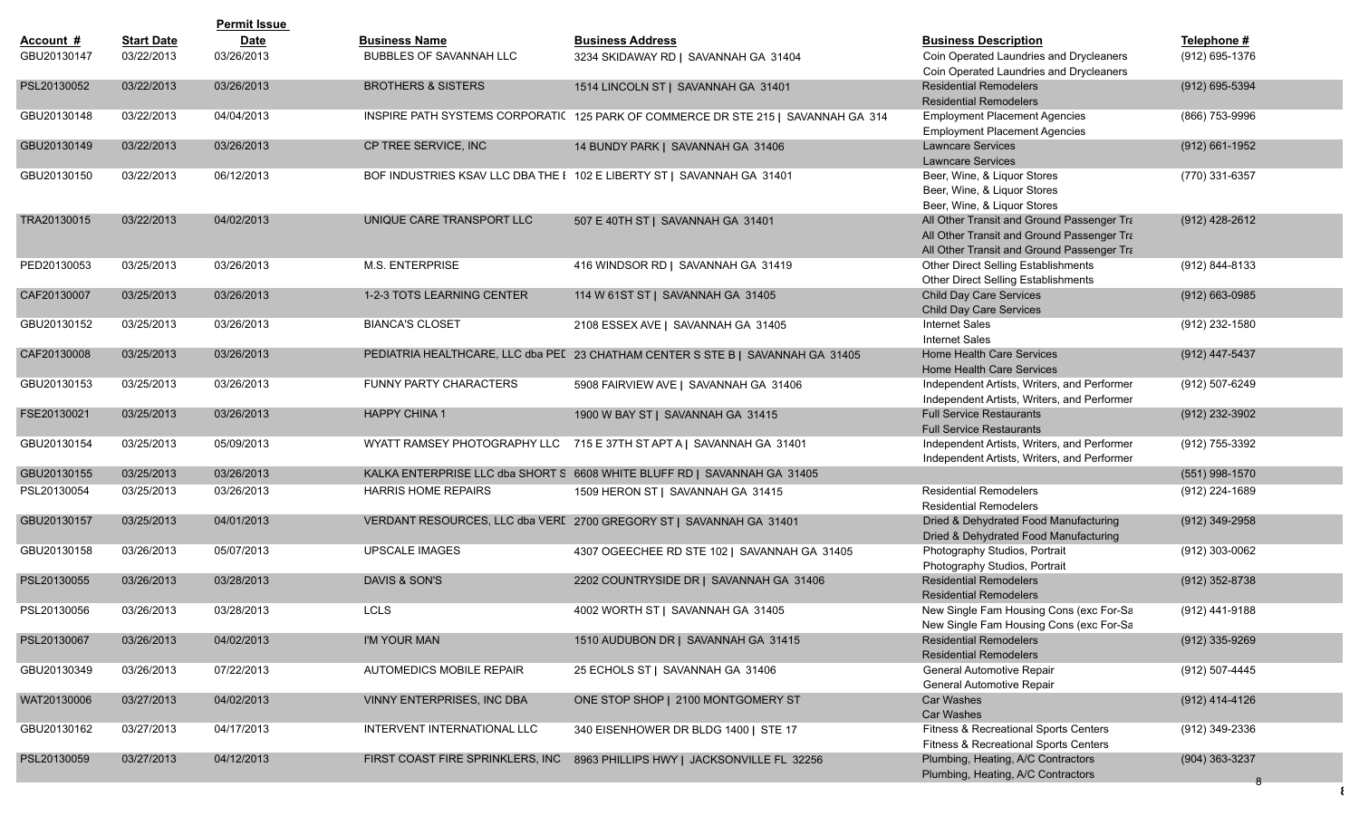| Account # | Start Date | Permit Issue Date | Business Name | Business Address | Business Description | Telephone # |
|---|---|---|---|---|---|---|
| GBU20130147 | 03/22/2013 | 03/26/2013 | BUBBLES OF SAVANNAH LLC | 3234 SKIDAWAY RD \| SAVANNAH GA 31404 | Coin Operated Laundries and Drycleaners<br>Coin Operated Laundries and Drycleaners | (912) 695-1376 |
| PSL20130052 | 03/22/2013 | 03/26/2013 | BROTHERS & SISTERS | 1514 LINCOLN ST \| SAVANNAH GA 31401 | Residential Remodelers<br>Residential Remodelers | (912) 695-5394 |
| GBU20130148 | 03/22/2013 | 04/04/2013 | INSPIRE PATH SYSTEMS CORPORATIC | 125 PARK OF COMMERCE DR STE 215 \| SAVANNAH GA 314 | Employment Placement Agencies<br>Employment Placement Agencies | (866) 753-9996 |
| GBU20130149 | 03/22/2013 | 03/26/2013 | CP TREE SERVICE, INC | 14 BUNDY PARK \| SAVANNAH GA 31406 | Lawncare Services<br>Lawncare Services | (912) 661-1952 |
| GBU20130150 | 03/22/2013 | 06/12/2013 | BOF INDUSTRIES KSAV LLC DBA THE I | 102 E LIBERTY ST \| SAVANNAH GA 31401 | Beer, Wine, & Liquor Stores<br>Beer, Wine, & Liquor Stores<br>Beer, Wine, & Liquor Stores | (770) 331-6357 |
| TRA20130015 | 03/22/2013 | 04/02/2013 | UNIQUE CARE TRANSPORT LLC | 507 E 40TH ST \| SAVANNAH GA 31401 | All Other Transit and Ground Passenger Tra<br>All Other Transit and Ground Passenger Tra<br>All Other Transit and Ground Passenger Tra | (912) 428-2612 |
| PED20130053 | 03/25/2013 | 03/26/2013 | M.S. ENTERPRISE | 416 WINDSOR RD \| SAVANNAH GA 31419 | Other Direct Selling Establishments<br>Other Direct Selling Establishments | (912) 844-8133 |
| CAF20130007 | 03/25/2013 | 03/26/2013 | 1-2-3 TOTS LEARNING CENTER | 114 W 61ST ST \| SAVANNAH GA 31405 | Child Day Care Services<br>Child Day Care Services | (912) 663-0985 |
| GBU20130152 | 03/25/2013 | 03/26/2013 | BIANCA'S CLOSET | 2108 ESSEX AVE \| SAVANNAH GA 31405 | Internet Sales<br>Internet Sales | (912) 232-1580 |
| CAF20130008 | 03/25/2013 | 03/26/2013 | PEDIATRIA HEALTHCARE, LLC dba PEI | 23 CHATHAM CENTER S STE B \| SAVANNAH GA 31405 | Home Health Care Services<br>Home Health Care Services | (912) 447-5437 |
| GBU20130153 | 03/25/2013 | 03/26/2013 | FUNNY PARTY CHARACTERS | 5908 FAIRVIEW AVE \| SAVANNAH GA 31406 | Independent Artists, Writers, and Performer<br>Independent Artists, Writers, and Performer | (912) 507-6249 |
| FSE20130021 | 03/25/2013 | 03/26/2013 | HAPPY CHINA 1 | 1900 W BAY ST \| SAVANNAH GA 31415 | Full Service Restaurants<br>Full Service Restaurants | (912) 232-3902 |
| GBU20130154 | 03/25/2013 | 05/09/2013 | WYATT RAMSEY PHOTOGRAPHY LLC | 715 E 37TH ST APT A \| SAVANNAH GA 31401 | Independent Artists, Writers, and Performer<br>Independent Artists, Writers, and Performer | (912) 755-3392 |
| GBU20130155 | 03/25/2013 | 03/26/2013 | KALKA ENTERPRISE LLC dba SHORT S | 6608 WHITE BLUFF RD \| SAVANNAH GA 31405 | | (551) 998-1570 |
| PSL20130054 | 03/25/2013 | 03/26/2013 | HARRIS HOME REPAIRS | 1509 HERON ST \| SAVANNAH GA 31415 | Residential Remodelers<br>Residential Remodelers | (912) 224-1689 |
| GBU20130157 | 03/25/2013 | 04/01/2013 | VERDANT RESOURCES, LLC dba VERI | 2700 GREGORY ST \| SAVANNAH GA 31401 | Dried & Dehydrated Food Manufacturing<br>Dried & Dehydrated Food Manufacturing | (912) 349-2958 |
| GBU20130158 | 03/26/2013 | 05/07/2013 | UPSCALE IMAGES | 4307 OGEECHEE RD STE 102 \| SAVANNAH GA 31405 | Photography Studios, Portrait<br>Photography Studios, Portrait | (912) 303-0062 |
| PSL20130055 | 03/26/2013 | 03/28/2013 | DAVIS & SON'S | 2202 COUNTRYSIDE DR \| SAVANNAH GA 31406 | Residential Remodelers<br>Residential Remodelers | (912) 352-8738 |
| PSL20130056 | 03/26/2013 | 03/28/2013 | LCLS | 4002 WORTH ST \| SAVANNAH GA 31405 | New Single Fam Housing Cons (exc For-Sa<br>New Single Fam Housing Cons (exc For-Sa | (912) 441-9188 |
| PSL20130067 | 03/26/2013 | 04/02/2013 | I'M YOUR MAN | 1510 AUDUBON DR \| SAVANNAH GA 31415 | Residential Remodelers<br>Residential Remodelers | (912) 335-9269 |
| GBU20130349 | 03/26/2013 | 07/22/2013 | AUTOMEDICS MOBILE REPAIR | 25 ECHOLS ST \| SAVANNAH GA 31406 | General Automotive Repair<br>General Automotive Repair | (912) 507-4445 |
| WAT20130006 | 03/27/2013 | 04/02/2013 | VINNY ENTERPRISES, INC DBA | ONE STOP SHOP \| 2100 MONTGOMERY ST | Car Washes<br>Car Washes | (912) 414-4126 |
| GBU20130162 | 03/27/2013 | 04/17/2013 | INTERVENT INTERNATIONAL LLC | 340 EISENHOWER DR BLDG 1400 \| STE 17 | Fitness & Recreational Sports Centers<br>Fitness & Recreational Sports Centers | (912) 349-2336 |
| PSL20130059 | 03/27/2013 | 04/12/2013 | FIRST COAST FIRE SPRINKLERS, INC | 8963 PHILLIPS HWY \| JACKSONVILLE FL 32256 | Plumbing, Heating, A/C Contractors<br>Plumbing, Heating, A/C Contractors | (904) 363-3237 |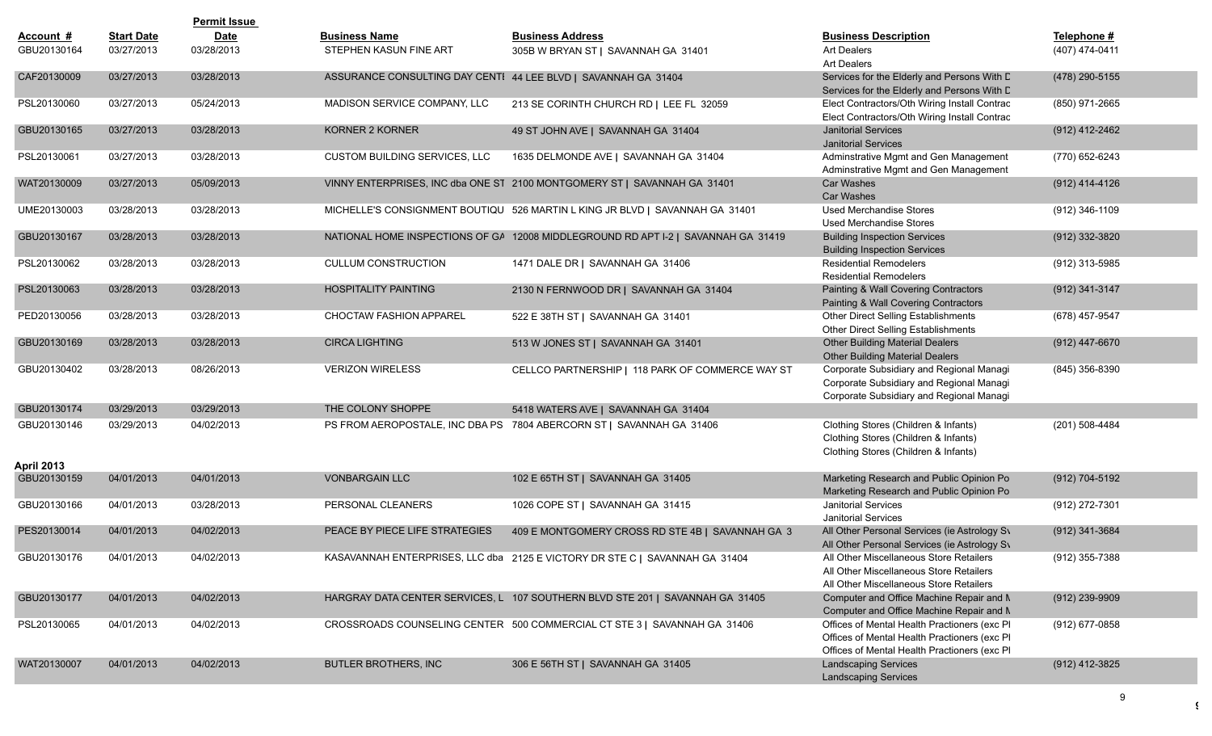| Account # | Start Date | Permit Issue Date | Business Name | Business Address | Business Description | Telephone # |
|---|---|---|---|---|---|---|
| GBU20130164 | 03/27/2013 | 03/28/2013 | STEPHEN KASUN FINE ART | 305B W BRYAN ST \| SAVANNAH GA 31401 | Art Dealers<br>Art Dealers | (407) 474-0411 |
| CAF20130009 | 03/27/2013 | 03/28/2013 | ASSURANCE CONSULTING DAY CENTI | 44 LEE BLVD \| SAVANNAH GA 31404 | Services for the Elderly and Persons With D<br>Services for the Elderly and Persons With D | (478) 290-5155 |
| PSL20130060 | 03/27/2013 | 05/24/2013 | MADISON SERVICE COMPANY, LLC | 213 SE CORINTH CHURCH RD \| LEE FL 32059 | Elect Contractors/Oth Wiring Install Contrac<br>Elect Contractors/Oth Wiring Install Contrac | (850) 971-2665 |
| GBU20130165 | 03/27/2013 | 03/28/2013 | KORNER 2 KORNER | 49 ST JOHN AVE \| SAVANNAH GA 31404 | Janitorial Services<br>Janitorial Services | (912) 412-2462 |
| PSL20130061 | 03/27/2013 | 03/28/2013 | CUSTOM BUILDING SERVICES, LLC | 1635 DELMONDE AVE \| SAVANNAH GA 31404 | Adminstrative Mgmt and Gen Management<br>Adminstrative Mgmt and Gen Management | (770) 652-6243 |
| WAT20130009 | 03/27/2013 | 05/09/2013 | VINNY ENTERPRISES, INC dba ONE ST | 2100 MONTGOMERY ST \| SAVANNAH GA 31401 | Car Washes<br>Car Washes | (912) 414-4126 |
| UME20130003 | 03/28/2013 | 03/28/2013 | MICHELLE'S CONSIGNMENT BOUTIQU | 526 MARTIN L KING JR BLVD \| SAVANNAH GA 31401 | Used Merchandise Stores<br>Used Merchandise Stores | (912) 346-1109 |
| GBU20130167 | 03/28/2013 | 03/28/2013 | NATIONAL HOME INSPECTIONS OF GA | 12008 MIDDLEGROUND RD APT I-2 \| SAVANNAH GA 31419 | Building Inspection Services<br>Building Inspection Services | (912) 332-3820 |
| PSL20130062 | 03/28/2013 | 03/28/2013 | CULLUM CONSTRUCTION | 1471 DALE DR \| SAVANNAH GA 31406 | Residential Remodelers<br>Residential Remodelers | (912) 313-5985 |
| PSL20130063 | 03/28/2013 | 03/28/2013 | HOSPITALITY PAINTING | 2130 N FERNWOOD DR \| SAVANNAH GA 31404 | Painting & Wall Covering Contractors<br>Painting & Wall Covering Contractors | (912) 341-3147 |
| PED20130056 | 03/28/2013 | 03/28/2013 | CHOCTAW FASHION APPAREL | 522 E 38TH ST \| SAVANNAH GA 31401 | Other Direct Selling Establishments<br>Other Direct Selling Establishments | (678) 457-9547 |
| GBU20130169 | 03/28/2013 | 03/28/2013 | CIRCA LIGHTING | 513 W JONES ST \| SAVANNAH GA 31401 | Other Building Material Dealers<br>Other Building Material Dealers | (912) 447-6670 |
| GBU20130402 | 03/28/2013 | 08/26/2013 | VERIZON WIRELESS | CELLCO PARTNERSHIP \| 118 PARK OF COMMERCE WAY ST | Corporate Subsidiary and Regional Managi<br>Corporate Subsidiary and Regional Managi<br>Corporate Subsidiary and Regional Managi | (845) 356-8390 |
| GBU20130174 | 03/29/2013 | 03/29/2013 | THE COLONY SHOPPE | 5418 WATERS AVE \| SAVANNAH GA 31404 | | |
| GBU20130146 | 03/29/2013 | 04/02/2013 | PS FROM AEROPOSTALE, INC DBA PS | 7804 ABERCORN ST \| SAVANNAH GA 31406 | Clothing Stores (Children & Infants)<br>Clothing Stores (Children & Infants)<br>Clothing Stores (Children & Infants) | (201) 508-4484 |
| **April 2013** | | | | | | |
| GBU20130159 | 04/01/2013 | 04/01/2013 | VONBARGAIN LLC | 102 E 65TH ST \| SAVANNAH GA 31405 | Marketing Research and Public Opinion Po<br>Marketing Research and Public Opinion Po | (912) 704-5192 |
| GBU20130166 | 04/01/2013 | 03/28/2013 | PERSONAL CLEANERS | 1026 COPE ST \| SAVANNAH GA 31415 | Janitorial Services<br>Janitorial Services | (912) 272-7301 |
| PES20130014 | 04/01/2013 | 04/02/2013 | PEACE BY PIECE LIFE STRATEGIES | 409 E MONTGOMERY CROSS RD STE 4B \| SAVANNAH GA 3 | All Other Personal Services (ie Astrology Sv<br>All Other Personal Services (ie Astrology Sv | (912) 341-3684 |
| GBU20130176 | 04/01/2013 | 04/02/2013 | KASAVANNAH ENTERPRISES, LLC dba | 2125 E VICTORY DR STE C \| SAVANNAH GA 31404 | All Other Miscellaneous Store Retailers<br>All Other Miscellaneous Store Retailers<br>All Other Miscellaneous Store Retailers | (912) 355-7388 |
| GBU20130177 | 04/01/2013 | 04/02/2013 | HARGRAY DATA CENTER SERVICES, L | 107 SOUTHERN BLVD STE 201 \| SAVANNAH GA 31405 | Computer and Office Machine Repair and M<br>Computer and Office Machine Repair and M | (912) 239-9909 |
| PSL20130065 | 04/01/2013 | 04/02/2013 | CROSSROADS COUNSELING CENTER | 500 COMMERCIAL CT STE 3 \| SAVANNAH GA 31406 | Offices of Mental Health Practioners (exc Pl<br>Offices of Mental Health Practioners (exc Pl<br>Offices of Mental Health Practioners (exc Pl | (912) 677-0858 |
| WAT20130007 | 04/01/2013 | 04/02/2013 | BUTLER BROTHERS, INC | 306 E 56TH ST \| SAVANNAH GA 31405 | Landscaping Services<br>Landscaping Services | (912) 412-3825 |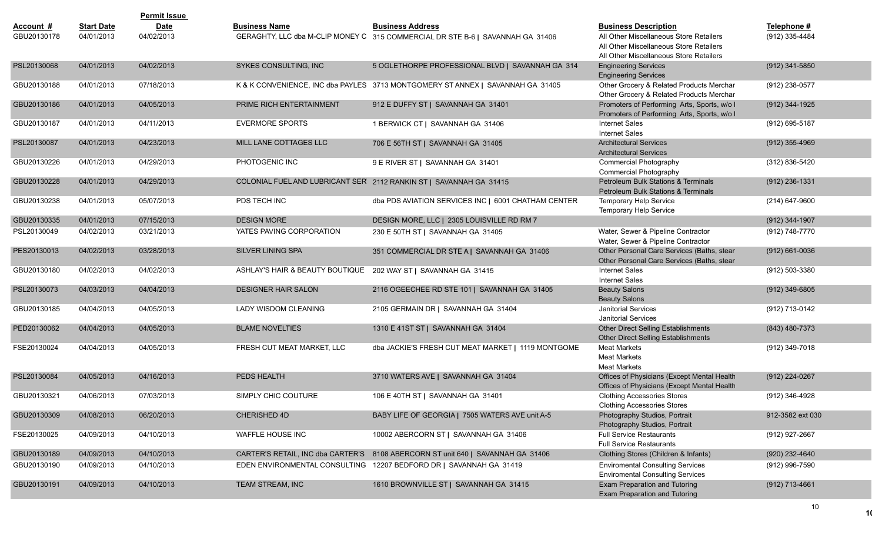| Account # | Start Date | Permit Issue Date | Business Name | Business Address | Business Description | Telephone # |
|---|---|---|---|---|---|---|
| GBU20130178 | 04/01/2013 | 04/02/2013 | GERAGHTY, LLC dba M-CLIP MONEY C | 315 COMMERCIAL DR STE B-6 \| SAVANNAH GA 31406 | All Other Miscellaneous Store Retailers<br>All Other Miscellaneous Store Retailers<br>All Other Miscellaneous Store Retailers | (912) 335-4484 |
| PSL20130068 | 04/01/2013 | 04/02/2013 | SYKES CONSULTING, INC | 5 OGLETHORPE PROFESSIONAL BLVD \| SAVANNAH GA 314 | Engineering Services<br>Engineering Services | (912) 341-5850 |
| GBU20130188 | 04/01/2013 | 07/18/2013 | K & K CONVENIENCE, INC dba PAYLES | 3713 MONTGOMERY ST ANNEX \| SAVANNAH GA 31405 | Other Grocery & Related Products Merchar<br>Other Grocery & Related Products Merchar | (912) 238-0577 |
| GBU20130186 | 04/01/2013 | 04/05/2013 | PRIME RICH ENTERTAINMENT | 912 E DUFFY ST \| SAVANNAH GA 31401 | Promoters of Performing Arts, Sports, w/o I<br>Promoters of Performing Arts, Sports, w/o I | (912) 344-1925 |
| GBU20130187 | 04/01/2013 | 04/11/2013 | EVERMORE SPORTS | 1 BERWICK CT \| SAVANNAH GA 31406 | Internet Sales<br>Internet Sales | (912) 695-5187 |
| PSL20130087 | 04/01/2013 | 04/23/2013 | MILL LANE COTTAGES LLC | 706 E 56TH ST \| SAVANNAH GA 31405 | Architectural Services<br>Architectural Services | (912) 355-4969 |
| GBU20130226 | 04/01/2013 | 04/29/2013 | PHOTOGENIC INC | 9 E RIVER ST \| SAVANNAH GA 31401 | Commercial Photography<br>Commercial Photography | (312) 836-5420 |
| GBU20130228 | 04/01/2013 | 04/29/2013 | COLONIAL FUEL AND LUBRICANT SER | 2112 RANKIN ST \| SAVANNAH GA 31415 | Petroleum Bulk Stations & Terminals<br>Petroleum Bulk Stations & Terminals | (912) 236-1331 |
| GBU20130238 | 04/01/2013 | 05/07/2013 | PDS TECH INC | dba PDS AVIATION SERVICES INC \| 6001 CHATHAM CENTER | Temporary Help Service<br>Temporary Help Service | (214) 647-9600 |
| GBU20130335 | 04/01/2013 | 07/15/2013 | DESIGN MORE | DESIGN MORE, LLC \| 2305 LOUISVILLE RD RM 7 | | (912) 344-1907 |
| PSL20130049 | 04/02/2013 | 03/21/2013 | YATES PAVING CORPORATION | 230 E 50TH ST \| SAVANNAH GA 31405 | Water, Sewer & Pipeline Contractor<br>Water, Sewer & Pipeline Contractor | (912) 748-7770 |
| PES20130013 | 04/02/2013 | 03/28/2013 | SILVER LINING SPA | 351 COMMERCIAL DR STE A \| SAVANNAH GA 31406 | Other Personal Care Services (Baths, stear<br>Other Personal Care Services (Baths, stear | (912) 661-0036 |
| GBU20130180 | 04/02/2013 | 04/02/2013 | ASHLAY'S HAIR & BEAUTY BOUTIQUE | 202 WAY ST \| SAVANNAH GA 31415 | Internet Sales<br>Internet Sales | (912) 503-3380 |
| PSL20130073 | 04/03/2013 | 04/04/2013 | DESIGNER HAIR SALON | 2116 OGEECHEE RD STE 101 \| SAVANNAH GA 31405 | Beauty Salons<br>Beauty Salons | (912) 349-6805 |
| GBU20130185 | 04/04/2013 | 04/05/2013 | LADY WISDOM CLEANING | 2105 GERMAIN DR \| SAVANNAH GA 31404 | Janitorial Services<br>Janitorial Services | (912) 713-0142 |
| PED20130062 | 04/04/2013 | 04/05/2013 | BLAME NOVELTIES | 1310 E 41ST ST \| SAVANNAH GA 31404 | Other Direct Selling Establishments<br>Other Direct Selling Establishments | (843) 480-7373 |
| FSE20130024 | 04/04/2013 | 04/05/2013 | FRESH CUT MEAT MARKET, LLC | dba JACKIE'S FRESH CUT MEAT MARKET \| 1119 MONTGOME | Meat Markets<br>Meat Markets<br>Meat Markets | (912) 349-7018 |
| PSL20130084 | 04/05/2013 | 04/16/2013 | PEDS HEALTH | 3710 WATERS AVE \| SAVANNAH GA 31404 | Offices of Physicians (Except Mental Health<br>Offices of Physicians (Except Mental Health | (912) 224-0267 |
| GBU20130321 | 04/06/2013 | 07/03/2013 | SIMPLY CHIC COUTURE | 106 E 40TH ST \| SAVANNAH GA 31401 | Clothing Accessories Stores<br>Clothing Accessories Stores | (912) 346-4928 |
| GBU20130309 | 04/08/2013 | 06/20/2013 | CHERISHED 4D | BABY LIFE OF GEORGIA \| 7505 WATERS AVE unit A-5 | Photography Studios, Portrait<br>Photography Studios, Portrait | 912-3582 ext 030 |
| FSE20130025 | 04/09/2013 | 04/10/2013 | WAFFLE HOUSE INC | 10002 ABERCORN ST \| SAVANNAH GA 31406 | Full Service Restaurants<br>Full Service Restaurants | (912) 927-2667 |
| GBU20130189 | 04/09/2013 | 04/10/2013 | CARTER'S RETAIL, INC dba CARTER'S | 8108 ABERCORN ST unit 640 \| SAVANNAH GA 31406 | Clothing Stores (Children & Infants) | (920) 232-4640 |
| GBU20130190 | 04/09/2013 | 04/10/2013 | EDEN ENVIRONMENTAL CONSULTING | 12207 BEDFORD DR \| SAVANNAH GA 31419 | Enviromental Consulting Services<br>Enviromental Consulting Services | (912) 996-7590 |
| GBU20130191 | 04/09/2013 | 04/10/2013 | TEAM STREAM, INC | 1610 BROWNVILLE ST \| SAVANNAH GA 31415 | Exam Preparation and Tutoring<br>Exam Preparation and Tutoring | (912) 713-4661 |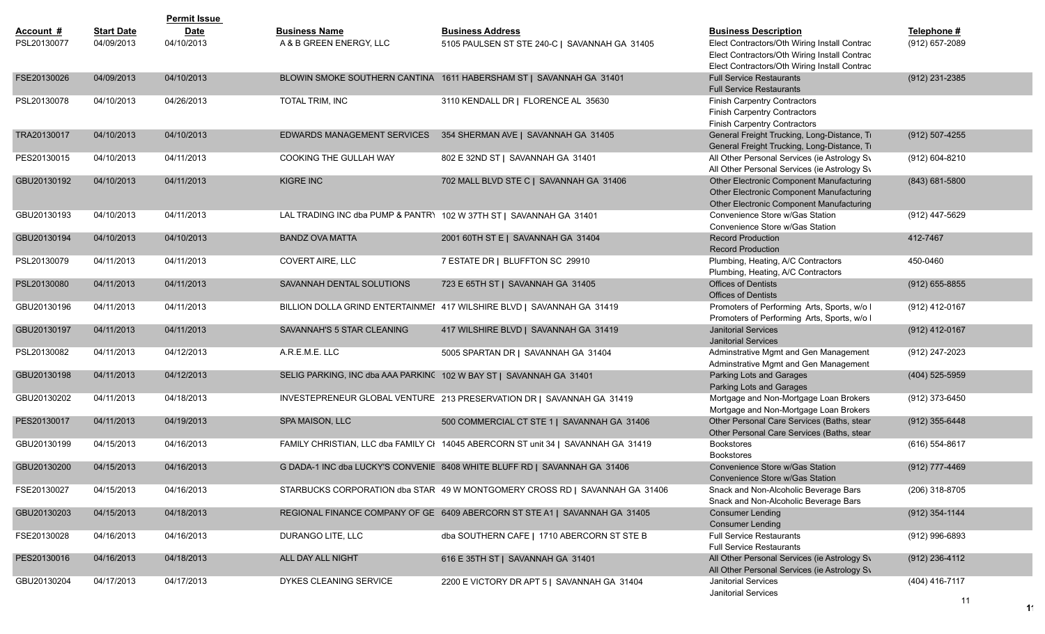| Account # | Start Date | Permit Issue Date | Business Name | Business Address | Business Description | Telephone # |
|---|---|---|---|---|---|---|
| PSL20130077 | 04/09/2013 | 04/10/2013 | A & B GREEN ENERGY, LLC | 5105 PAULSEN ST STE 240-C \| SAVANNAH GA 31405 | Elect Contractors/Oth Wiring Install Contrac<br>Elect Contractors/Oth Wiring Install Contrac<br>Elect Contractors/Oth Wiring Install Contrac | (912) 657-2089 |
| FSE20130026 | 04/09/2013 | 04/10/2013 | BLOWIN SMOKE SOUTHERN CANTINA | 1611 HABERSHAM ST \| SAVANNAH GA 31401 | Full Service Restaurants<br>Full Service Restaurants | (912) 231-2385 |
| PSL20130078 | 04/10/2013 | 04/26/2013 | TOTAL TRIM, INC | 3110 KENDALL DR \| FLORENCE AL 35630 | Finish Carpentry Contractors<br>Finish Carpentry Contractors<br>Finish Carpentry Contractors | |
| TRA20130017 | 04/10/2013 | 04/10/2013 | EDWARDS MANAGEMENT SERVICES | 354 SHERMAN AVE \| SAVANNAH GA 31405 | General Freight Trucking, Long-Distance, Tı<br>General Freight Trucking, Long-Distance, Tı | (912) 507-4255 |
| PES20130015 | 04/10/2013 | 04/11/2013 | COOKING THE GULLAH WAY | 802 E 32ND ST \| SAVANNAH GA 31401 | All Other Personal Services (ie Astrology Sv<br>All Other Personal Services (ie Astrology Sv | (912) 604-8210 |
| GBU20130192 | 04/10/2013 | 04/11/2013 | KIGRE INC | 702 MALL BLVD STE C \| SAVANNAH GA 31406 | Other Electronic Component Manufacturing<br>Other Electronic Component Manufacturing<br>Other Electronic Component Manufacturing | (843) 681-5800 |
| GBU20130193 | 04/10/2013 | 04/11/2013 | LAL TRADING INC dba PUMP & PANTRY | 102 W 37TH ST \| SAVANNAH GA 31401 | Convenience Store w/Gas Station<br>Convenience Store w/Gas Station | (912) 447-5629 |
| GBU20130194 | 04/10/2013 | 04/10/2013 | BANDZ OVA MATTA | 2001 60TH ST E \| SAVANNAH GA 31404 | Record Production<br>Record Production | 412-7467 |
| PSL20130079 | 04/11/2013 | 04/11/2013 | COVERT AIRE, LLC | 7 ESTATE DR \| BLUFFTON SC 29910 | Plumbing, Heating, A/C Contractors<br>Plumbing, Heating, A/C Contractors | 450-0460 |
| PSL20130080 | 04/11/2013 | 04/11/2013 | SAVANNAH DENTAL SOLUTIONS | 723 E 65TH ST \| SAVANNAH GA 31405 | Offices of Dentists<br>Offices of Dentists | (912) 655-8855 |
| GBU20130196 | 04/11/2013 | 04/11/2013 | BILLION DOLLA GRIND ENTERTAINMEI | 417 WILSHIRE BLVD \| SAVANNAH GA 31419 | Promoters of Performing Arts, Sports, w/o I<br>Promoters of Performing Arts, Sports, w/o I | (912) 412-0167 |
| GBU20130197 | 04/11/2013 | 04/11/2013 | SAVANNAH'S 5 STAR CLEANING | 417 WILSHIRE BLVD \| SAVANNAH GA 31419 | Janitorial Services<br>Janitorial Services | (912) 412-0167 |
| PSL20130082 | 04/11/2013 | 04/12/2013 | A.R.E.M.E. LLC | 5005 SPARTAN DR \| SAVANNAH GA 31404 | Adminstrative Mgmt and Gen Management<br>Adminstrative Mgmt and Gen Management | (912) 247-2023 |
| GBU20130198 | 04/11/2013 | 04/12/2013 | SELIG PARKING, INC dba AAA PARKING | 102 W BAY ST \| SAVANNAH GA 31401 | Parking Lots and Garages<br>Parking Lots and Garages | (404) 525-5959 |
| GBU20130202 | 04/11/2013 | 04/18/2013 | INVESTEPRENEUR GLOBAL VENTURE | 213 PRESERVATION DR \| SAVANNAH GA 31419 | Mortgage and Non-Mortgage Loan Brokers<br>Mortgage and Non-Mortgage Loan Brokers | (912) 373-6450 |
| PES20130017 | 04/11/2013 | 04/19/2013 | SPA MAISON, LLC | 500 COMMERCIAL CT STE 1 \| SAVANNAH GA 31406 | Other Personal Care Services (Baths, stear<br>Other Personal Care Services (Baths, stear | (912) 355-6448 |
| GBU20130199 | 04/15/2013 | 04/16/2013 | FAMILY CHRISTIAN, LLC dba FAMILY CI | 14045 ABERCORN ST unit 34 \| SAVANNAH GA 31419 | Bookstores<br>Bookstores | (616) 554-8617 |
| GBU20130200 | 04/15/2013 | 04/16/2013 | G DADA-1 INC dba LUCKY'S CONVENIE | 8408 WHITE BLUFF RD \| SAVANNAH GA 31406 | Convenience Store w/Gas Station<br>Convenience Store w/Gas Station | (912) 777-4469 |
| FSE20130027 | 04/15/2013 | 04/16/2013 | STARBUCKS CORPORATION dba STAR | 49 W MONTGOMERY CROSS RD \| SAVANNAH GA 31406 | Snack and Non-Alcoholic Beverage Bars<br>Snack and Non-Alcoholic Beverage Bars | (206) 318-8705 |
| GBU20130203 | 04/15/2013 | 04/18/2013 | REGIONAL FINANCE COMPANY OF GE | 6409 ABERCORN ST STE A1 \| SAVANNAH GA 31405 | Consumer Lending<br>Consumer Lending | (912) 354-1144 |
| FSE20130028 | 04/16/2013 | 04/16/2013 | DURANGO LITE, LLC | dba SOUTHERN CAFE \| 1710 ABERCORN ST STE B | Full Service Restaurants<br>Full Service Restaurants | (912) 996-6893 |
| PES20130016 | 04/16/2013 | 04/18/2013 | ALL DAY ALL NIGHT | 616 E 35TH ST \| SAVANNAH GA 31401 | All Other Personal Services (ie Astrology Sv<br>All Other Personal Services (ie Astrology Sv | (912) 236-4112 |
| GBU20130204 | 04/17/2013 | 04/17/2013 | DYKES CLEANING SERVICE | 2200 E VICTORY DR APT 5 \| SAVANNAH GA 31404 | Janitorial Services<br>Janitorial Services | (404) 416-7117 |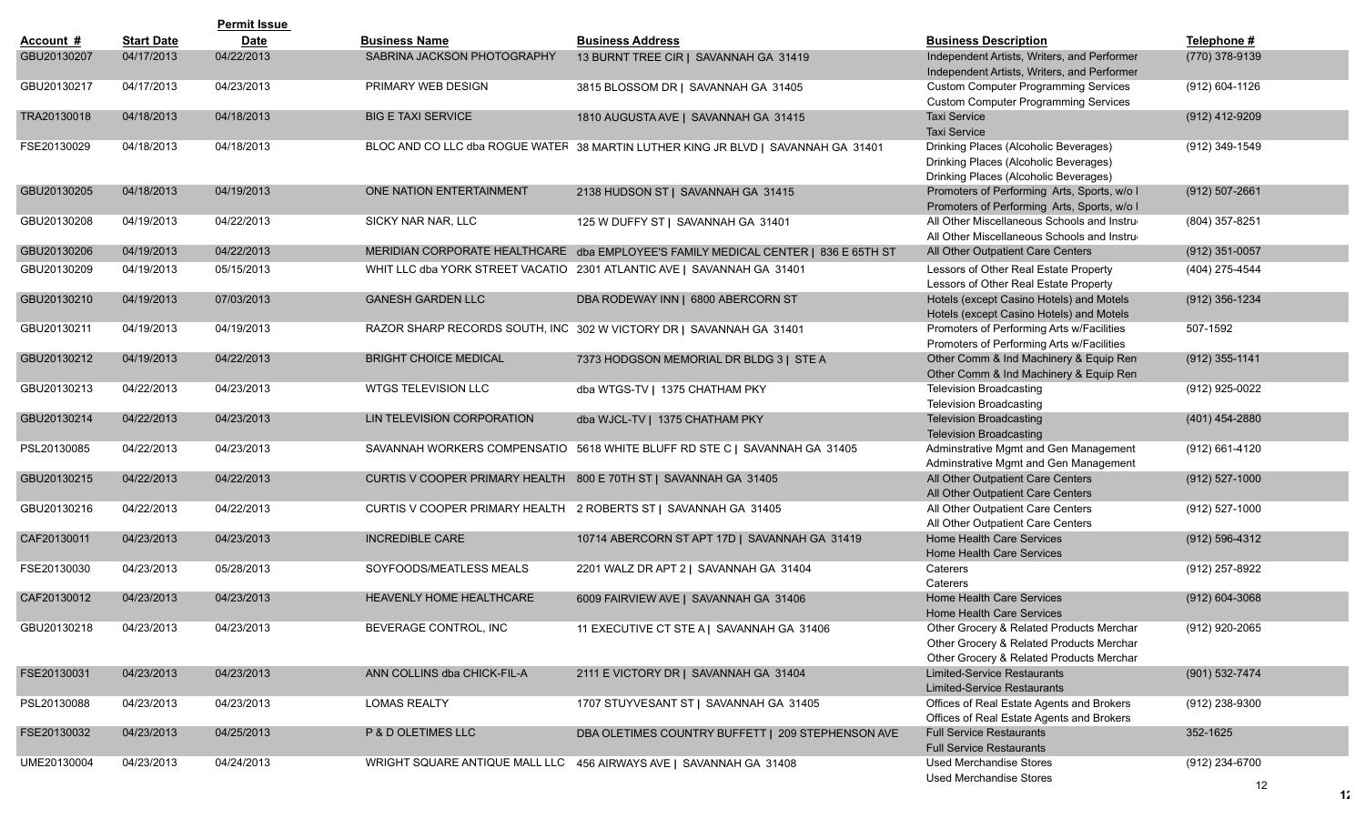| Account # | Start Date | Permit Issue Date | Business Name | Business Address | Business Description | Telephone # |
|---|---|---|---|---|---|---|
| GBU20130207 | 04/17/2013 | 04/22/2013 | SABRINA JACKSON PHOTOGRAPHY | 13 BURNT TREE CIR \| SAVANNAH GA 31419 | Independent Artists, Writers, and Performer Independent Artists, Writers, and Performer | (770) 378-9139 |
| GBU20130217 | 04/17/2013 | 04/23/2013 | PRIMARY WEB DESIGN | 3815 BLOSSOM DR \| SAVANNAH GA 31405 | Custom Computer Programming Services Custom Computer Programming Services | (912) 604-1126 |
| TRA20130018 | 04/18/2013 | 04/18/2013 | BIG E TAXI SERVICE | 1810 AUGUSTA AVE \| SAVANNAH GA 31415 | Taxi Service Taxi Service | (912) 412-9209 |
| FSE20130029 | 04/18/2013 | 04/18/2013 | BLOC AND CO LLC dba ROGUE WATER | 38 MARTIN LUTHER KING JR BLVD \| SAVANNAH GA 31401 | Drinking Places (Alcoholic Beverages) Drinking Places (Alcoholic Beverages) Drinking Places (Alcoholic Beverages) | (912) 349-1549 |
| GBU20130205 | 04/18/2013 | 04/19/2013 | ONE NATION ENTERTAINMENT | 2138 HUDSON ST \| SAVANNAH GA 31415 | Promoters of Performing Arts, Sports, w/o I Promoters of Performing Arts, Sports, w/o I | (912) 507-2661 |
| GBU20130208 | 04/19/2013 | 04/22/2013 | SICKY NAR NAR, LLC | 125 W DUFFY ST \| SAVANNAH GA 31401 | All Other Miscellaneous Schools and Instru All Other Miscellaneous Schools and Instru | (804) 357-8251 |
| GBU20130206 | 04/19/2013 | 04/22/2013 | MERIDIAN CORPORATE HEALTHCARE | dba EMPLOYEE'S FAMILY MEDICAL CENTER \| 836 E 65TH ST | All Other Outpatient Care Centers | (912) 351-0057 |
| GBU20130209 | 04/19/2013 | 05/15/2013 | WHIT LLC dba YORK STREET VACATIO | 2301 ATLANTIC AVE \| SAVANNAH GA 31401 | Lessors of Other Real Estate Property Lessors of Other Real Estate Property | (404) 275-4544 |
| GBU20130210 | 04/19/2013 | 07/03/2013 | GANESH GARDEN LLC | DBA RODEWAY INN \| 6800 ABERCORN ST | Hotels (except Casino Hotels) and Motels Hotels (except Casino Hotels) and Motels | (912) 356-1234 |
| GBU20130211 | 04/19/2013 | 04/19/2013 | RAZOR SHARP RECORDS SOUTH, INC | 302 W VICTORY DR \| SAVANNAH GA 31401 | Promoters of Performing Arts w/Facilities Promoters of Performing Arts w/Facilities | 507-1592 |
| GBU20130212 | 04/19/2013 | 04/22/2013 | BRIGHT CHOICE MEDICAL | 7373 HODGSON MEMORIAL DR BLDG 3 \| STE A | Other Comm & Ind Machinery & Equip Ren Other Comm & Ind Machinery & Equip Ren | (912) 355-1141 |
| GBU20130213 | 04/22/2013 | 04/23/2013 | WTGS TELEVISION LLC | dba WTGS-TV \| 1375 CHATHAM PKY | Television Broadcasting Television Broadcasting | (912) 925-0022 |
| GBU20130214 | 04/22/2013 | 04/23/2013 | LIN TELEVISION CORPORATION | dba WJCL-TV \| 1375 CHATHAM PKY | Television Broadcasting Television Broadcasting | (401) 454-2880 |
| PSL20130085 | 04/22/2013 | 04/23/2013 | SAVANNAH WORKERS COMPENSATIO | 5618 WHITE BLUFF RD STE C \| SAVANNAH GA 31405 | Adminstrative Mgmt and Gen Management Adminstrative Mgmt and Gen Management | (912) 661-4120 |
| GBU20130215 | 04/22/2013 | 04/22/2013 | CURTIS V COOPER PRIMARY HEALTH | 800 E 70TH ST \| SAVANNAH GA 31405 | All Other Outpatient Care Centers All Other Outpatient Care Centers | (912) 527-1000 |
| GBU20130216 | 04/22/2013 | 04/22/2013 | CURTIS V COOPER PRIMARY HEALTH | 2 ROBERTS ST \| SAVANNAH GA 31405 | All Other Outpatient Care Centers All Other Outpatient Care Centers | (912) 527-1000 |
| CAF20130011 | 04/23/2013 | 04/23/2013 | INCREDIBLE CARE | 10714 ABERCORN ST APT 17D \| SAVANNAH GA 31419 | Home Health Care Services Home Health Care Services | (912) 596-4312 |
| FSE20130030 | 04/23/2013 | 05/28/2013 | SOYFOODS/MEATLESS MEALS | 2201 WALZ DR APT 2 \| SAVANNAH GA 31404 | Caterers Caterers | (912) 257-8922 |
| CAF20130012 | 04/23/2013 | 04/23/2013 | HEAVENLY HOME HEALTHCARE | 6009 FAIRVIEW AVE \| SAVANNAH GA 31406 | Home Health Care Services Home Health Care Services | (912) 604-3068 |
| GBU20130218 | 04/23/2013 | 04/23/2013 | BEVERAGE CONTROL, INC | 11 EXECUTIVE CT STE A \| SAVANNAH GA 31406 | Other Grocery & Related Products Merchar Other Grocery & Related Products Merchar Other Grocery & Related Products Merchar | (912) 920-2065 |
| FSE20130031 | 04/23/2013 | 04/23/2013 | ANN COLLINS dba CHICK-FIL-A | 2111 E VICTORY DR \| SAVANNAH GA 31404 | Limited-Service Restaurants Limited-Service Restaurants | (901) 532-7474 |
| PSL20130088 | 04/23/2013 | 04/23/2013 | LOMAS REALTY | 1707 STUYVESANT ST \| SAVANNAH GA 31405 | Offices of Real Estate Agents and Brokers Offices of Real Estate Agents and Brokers | (912) 238-9300 |
| FSE20130032 | 04/23/2013 | 04/25/2013 | P & D OLETIMES LLC | DBA OLETIMES COUNTRY BUFFETT \| 209 STEPHENSON AVE | Full Service Restaurants Full Service Restaurants | 352-1625 |
| UME20130004 | 04/23/2013 | 04/24/2013 | WRIGHT SQUARE ANTIQUE MALL LLC | 456 AIRWAYS AVE \| SAVANNAH GA 31408 | Used Merchandise Stores Used Merchandise Stores | (912) 234-6700 |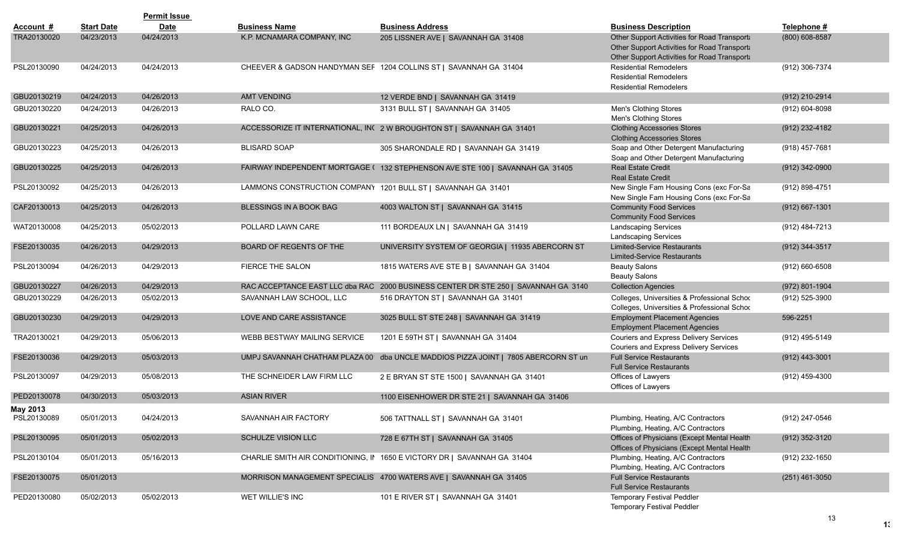| Account # | Start Date | Permit Issue Date | Business Name | Business Address | Business Description | Telephone # |
|---|---|---|---|---|---|---|
| TRA20130020 | 04/23/2013 | 04/24/2013 | K.P. MCNAMARA COMPANY, INC | 205 LISSNER AVE \| SAVANNAH GA 31408 | Other Support Activities for Road Transport<br>Other Support Activities for Road Transport<br>Other Support Activities for Road Transport | (800) 608-8587 |
| PSL20130090 | 04/24/2013 | 04/24/2013 | CHEEVER & GADSON HANDYMAN SEF | 1204 COLLINS ST \| SAVANNAH GA 31404 | Residential Remodelers<br>Residential Remodelers<br>Residential Remodelers | (912) 306-7374 |
| GBU20130219 | 04/24/2013 | 04/26/2013 | AMT VENDING | 12 VERDE BND \| SAVANNAH GA 31419 | | (912) 210-2914 |
| GBU20130220 | 04/24/2013 | 04/26/2013 | RALO CO. | 3131 BULL ST \| SAVANNAH GA 31405 | Men's Clothing Stores<br>Men's Clothing Stores | (912) 604-8098 |
| GBU20130221 | 04/25/2013 | 04/26/2013 | ACCESSORIZE IT INTERNATIONAL, INC | 2 W BROUGHTON ST \| SAVANNAH GA 31401 | Clothing Accessories Stores<br>Clothing Accessories Stores | (912) 232-4182 |
| GBU20130223 | 04/25/2013 | 04/26/2013 | BLISARD SOAP | 305 SHARONDALE RD \| SAVANNAH GA 31419 | Soap and Other Detergent Manufacturing<br>Soap and Other Detergent Manufacturing | (918) 457-7681 |
| GBU20130225 | 04/25/2013 | 04/26/2013 | FAIRWAY INDEPENDENT MORTGAGE ( | 132 STEPHENSON AVE STE 100 \| SAVANNAH GA 31405 | Real Estate Credit<br>Real Estate Credit | (912) 342-0900 |
| PSL20130092 | 04/25/2013 | 04/26/2013 | LAMMONS CONSTRUCTION COMPANY | 1201 BULL ST \| SAVANNAH GA 31401 | New Single Fam Housing Cons (exc For-Sa<br>New Single Fam Housing Cons (exc For-Sa | (912) 898-4751 |
| CAF20130013 | 04/25/2013 | 04/26/2013 | BLESSINGS IN A BOOK BAG | 4003 WALTON ST \| SAVANNAH GA 31415 | Community Food Services<br>Community Food Services | (912) 667-1301 |
| WAT20130008 | 04/25/2013 | 05/02/2013 | POLLARD LAWN CARE | 111 BORDEAUX LN \| SAVANNAH GA 31419 | Landscaping Services<br>Landscaping Services | (912) 484-7213 |
| FSE20130035 | 04/26/2013 | 04/29/2013 | BOARD OF REGENTS OF THE | UNIVERSITY SYSTEM OF GEORGIA \| 11935 ABERCORN ST | Limited-Service Restaurants<br>Limited-Service Restaurants | (912) 344-3517 |
| PSL20130094 | 04/26/2013 | 04/29/2013 | FIERCE THE SALON | 1815 WATERS AVE STE B \| SAVANNAH GA 31404 | Beauty Salons<br>Beauty Salons | (912) 660-6508 |
| GBU20130227 | 04/26/2013 | 04/29/2013 | RAC ACCEPTANCE EAST LLC dba RAC | 2000 BUSINESS CENTER DR STE 250 \| SAVANNAH GA 3140 | Collection Agencies | (972) 801-1904 |
| GBU20130229 | 04/26/2013 | 05/02/2013 | SAVANNAH LAW SCHOOL, LLC | 516 DRAYTON ST \| SAVANNAH GA 31401 | Colleges, Universities & Professional Schoo<br>Colleges, Universities & Professional Schoo | (912) 525-3900 |
| GBU20130230 | 04/29/2013 | 04/29/2013 | LOVE AND CARE ASSISTANCE | 3025 BULL ST STE 248 \| SAVANNAH GA 31419 | Employment Placement Agencies<br>Employment Placement Agencies | 596-2251 |
| TRA20130021 | 04/29/2013 | 05/06/2013 | WEBB BESTWAY MAILING SERVICE | 1201 E 59TH ST \| SAVANNAH GA 31404 | Couriers and Express Delivery Services<br>Couriers and Express Delivery Services | (912) 495-5149 |
| FSE20130036 | 04/29/2013 | 05/03/2013 | UMPJ SAVANNAH CHATHAM PLAZA 00 | dba UNCLE MADDIOS PIZZA JOINT \| 7805 ABERCORN ST un | Full Service Restaurants<br>Full Service Restaurants | (912) 443-3001 |
| PSL20130097 | 04/29/2013 | 05/08/2013 | THE SCHNEIDER LAW FIRM LLC | 2 E BRYAN ST STE 1500 \| SAVANNAH GA 31401 | Offices of Lawyers<br>Offices of Lawyers | (912) 459-4300 |
| PED20130078 | 04/30/2013 | 05/03/2013 | ASIAN RIVER | 1100 EISENHOWER DR STE 21 \| SAVANNAH GA 31406 | | |
| **May 2013** | | | | | | |
| PSL20130089 | 05/01/2013 | 04/24/2013 | SAVANNAH AIR FACTORY | 506 TATTNALL ST \| SAVANNAH GA 31401 | Plumbing, Heating, A/C Contractors<br>Plumbing, Heating, A/C Contractors | (912) 247-0546 |
| PSL20130095 | 05/01/2013 | 05/02/2013 | SCHULZE VISION LLC | 728 E 67TH ST \| SAVANNAH GA 31405 | Offices of Physicians (Except Mental Health<br>Offices of Physicians (Except Mental Health | (912) 352-3120 |
| PSL20130104 | 05/01/2013 | 05/16/2013 | CHARLIE SMITH AIR CONDITIONING, IN | 1650 E VICTORY DR \| SAVANNAH GA 31404 | Plumbing, Heating, A/C Contractors<br>Plumbing, Heating, A/C Contractors | (912) 232-1650 |
| FSE20130075 | 05/01/2013 | | MORRISON MANAGEMENT SPECIALIS | 4700 WATERS AVE \| SAVANNAH GA 31405 | Full Service Restaurants<br>Full Service Restaurants | (251) 461-3050 |
| PED20130080 | 05/02/2013 | 05/02/2013 | WET WILLIE'S INC | 101 E RIVER ST \| SAVANNAH GA 31401 | Temporary Festival Peddler<br>Temporary Festival Peddler | |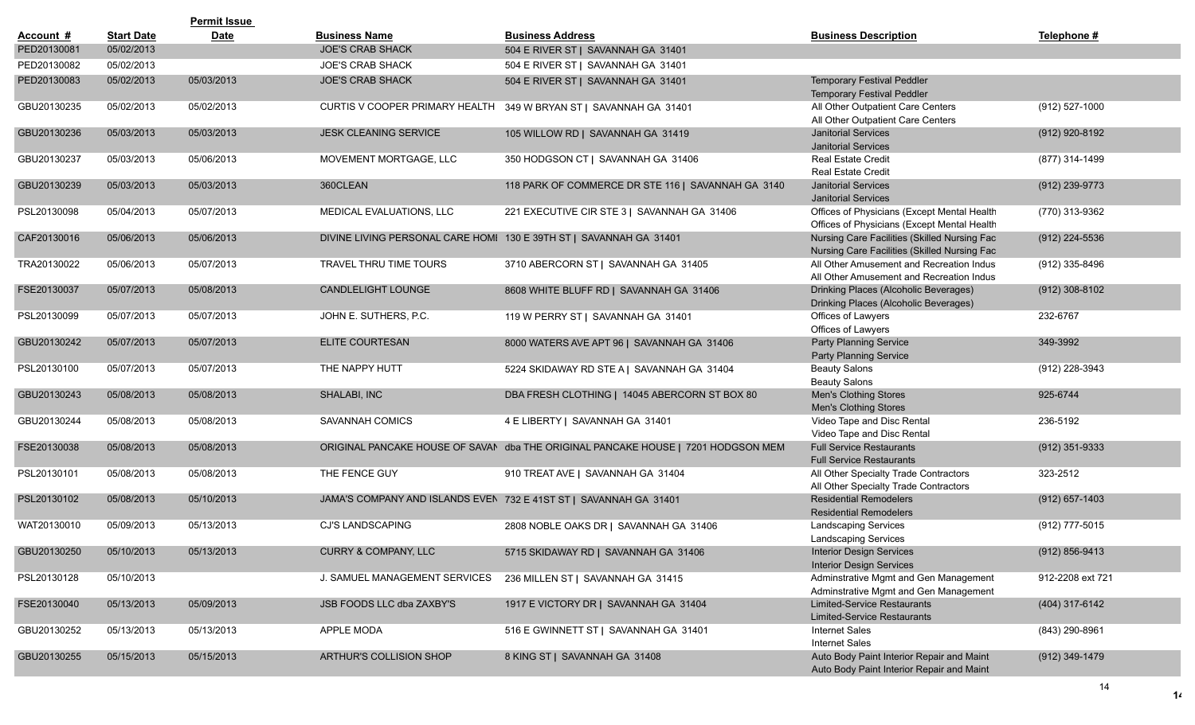| Account # | Start Date | Permit Issue Date | Business Name | Business Address | Business Description | Telephone # |
|---|---|---|---|---|---|---|
| PED20130081 | 05/02/2013 | | JOE'S CRAB SHACK | 504 E RIVER ST \| SAVANNAH GA 31401 | | |
| PED20130082 | 05/02/2013 | | JOE'S CRAB SHACK | 504 E RIVER ST \| SAVANNAH GA 31401 | | |
| PED20130083 | 05/02/2013 | 05/03/2013 | JOE'S CRAB SHACK | 504 E RIVER ST \| SAVANNAH GA 31401 | Temporary Festival Peddler<br>Temporary Festival Peddler | |
| GBU20130235 | 05/02/2013 | 05/02/2013 | CURTIS V COOPER PRIMARY HEALTH | 349 W BRYAN ST \| SAVANNAH GA 31401 | All Other Outpatient Care Centers<br>All Other Outpatient Care Centers | (912) 527-1000 |
| GBU20130236 | 05/03/2013 | 05/03/2013 | JESK CLEANING SERVICE | 105 WILLOW RD \| SAVANNAH GA 31419 | Janitorial Services<br>Janitorial Services | (912) 920-8192 |
| GBU20130237 | 05/03/2013 | 05/06/2013 | MOVEMENT MORTGAGE, LLC | 350 HODGSON CT \| SAVANNAH GA 31406 | Real Estate Credit<br>Real Estate Credit | (877) 314-1499 |
| GBU20130239 | 05/03/2013 | 05/03/2013 | 360CLEAN | 118 PARK OF COMMERCE DR STE 116 \| SAVANNAH GA 3140 | Janitorial Services<br>Janitorial Services | (912) 239-9773 |
| PSL20130098 | 05/04/2013 | 05/07/2013 | MEDICAL EVALUATIONS, LLC | 221 EXECUTIVE CIR STE 3 \| SAVANNAH GA 31406 | Offices of Physicians (Except Mental Health<br>Offices of Physicians (Except Mental Health | (770) 313-9362 |
| CAF20130016 | 05/06/2013 | 05/06/2013 | DIVINE LIVING PERSONAL CARE HOMI | 130 E 39TH ST \| SAVANNAH GA 31401 | Nursing Care Facilities (Skilled Nursing Fac<br>Nursing Care Facilities (Skilled Nursing Fac | (912) 224-5536 |
| TRA20130022 | 05/06/2013 | 05/07/2013 | TRAVEL THRU TIME TOURS | 3710 ABERCORN ST \| SAVANNAH GA 31405 | All Other Amusement and Recreation Indus<br>All Other Amusement and Recreation Indus | (912) 335-8496 |
| FSE20130037 | 05/07/2013 | 05/08/2013 | CANDLELIGHT LOUNGE | 8608 WHITE BLUFF RD \| SAVANNAH GA 31406 | Drinking Places (Alcoholic Beverages)<br>Drinking Places (Alcoholic Beverages) | (912) 308-8102 |
| PSL20130099 | 05/07/2013 | 05/07/2013 | JOHN E. SUTHERS, P.C. | 119 W PERRY ST \| SAVANNAH GA 31401 | Offices of Lawyers<br>Offices of Lawyers | 232-6767 |
| GBU20130242 | 05/07/2013 | 05/07/2013 | ELITE COURTESAN | 8000 WATERS AVE APT 96 \| SAVANNAH GA 31406 | Party Planning Service<br>Party Planning Service | 349-3992 |
| PSL20130100 | 05/07/2013 | 05/07/2013 | THE NAPPY HUTT | 5224 SKIDAWAY RD STE A \| SAVANNAH GA 31404 | Beauty Salons<br>Beauty Salons | (912) 228-3943 |
| GBU20130243 | 05/08/2013 | 05/08/2013 | SHALABI, INC | DBA FRESH CLOTHING \| 14045 ABERCORN ST BOX 80 | Men's Clothing Stores<br>Men's Clothing Stores | 925-6744 |
| GBU20130244 | 05/08/2013 | 05/08/2013 | SAVANNAH COMICS | 4 E LIBERTY \| SAVANNAH GA 31401 | Video Tape and Disc Rental<br>Video Tape and Disc Rental | 236-5192 |
| FSE20130038 | 05/08/2013 | 05/08/2013 | ORIGINAL PANCAKE HOUSE OF SAVAN | dba THE ORIGINAL PANCAKE HOUSE \| 7201 HODGSON MEM | Full Service Restaurants<br>Full Service Restaurants | (912) 351-9333 |
| PSL20130101 | 05/08/2013 | 05/08/2013 | THE FENCE GUY | 910 TREAT AVE \| SAVANNAH GA 31404 | All Other Specialty Trade Contractors<br>All Other Specialty Trade Contractors | 323-2512 |
| PSL20130102 | 05/08/2013 | 05/10/2013 | JAMA'S COMPANY AND ISLANDS EVEN | 732 E 41ST ST \| SAVANNAH GA 31401 | Residential Remodelers<br>Residential Remodelers | (912) 657-1403 |
| WAT20130010 | 05/09/2013 | 05/13/2013 | CJ'S LANDSCAPING | 2808 NOBLE OAKS DR \| SAVANNAH GA 31406 | Landscaping Services<br>Landscaping Services | (912) 777-5015 |
| GBU20130250 | 05/10/2013 | 05/13/2013 | CURRY & COMPANY, LLC | 5715 SKIDAWAY RD \| SAVANNAH GA 31406 | Interior Design Services<br>Interior Design Services | (912) 856-9413 |
| PSL20130128 | 05/10/2013 | | J. SAMUEL MANAGEMENT SERVICES | 236 MILLEN ST \| SAVANNAH GA 31415 | Adminstrative Mgmt and Gen Management<br>Adminstrative Mgmt and Gen Management | 912-2208 ext 721 |
| FSE20130040 | 05/13/2013 | 05/09/2013 | JSB FOODS LLC dba ZAXBY'S | 1917 E VICTORY DR \| SAVANNAH GA 31404 | Limited-Service Restaurants<br>Limited-Service Restaurants | (404) 317-6142 |
| GBU20130252 | 05/13/2013 | 05/13/2013 | APPLE MODA | 516 E GWINNETT ST \| SAVANNAH GA 31401 | Internet Sales<br>Internet Sales | (843) 290-8961 |
| GBU20130255 | 05/15/2013 | 05/15/2013 | ARTHUR'S COLLISION SHOP | 8 KING ST \| SAVANNAH GA 31408 | Auto Body Paint Interior Repair and Maint<br>Auto Body Paint Interior Repair and Maint | (912) 349-1479 |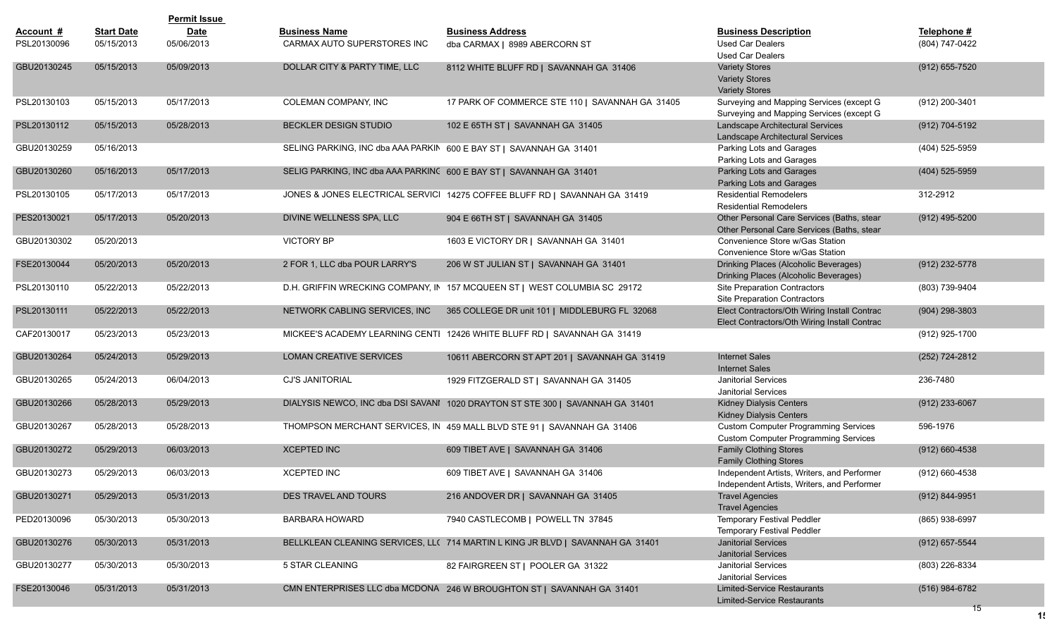| Account # | Start Date | Permit Issue Date | Business Name | Business Address | Business Description | Telephone # |
|---|---|---|---|---|---|---|
| PSL20130096 | 05/15/2013 | 05/06/2013 | CARMAX AUTO SUPERSTORES INC | dba CARMAX \| 8989 ABERCORN ST | Used Car Dealers<br>Used Car Dealers | (804) 747-0422 |
| GBU20130245 | 05/15/2013 | 05/09/2013 | DOLLAR CITY & PARTY TIME, LLC | 8112 WHITE BLUFF RD \| SAVANNAH GA 31406 | Variety Stores<br>Variety Stores<br>Variety Stores | (912) 655-7520 |
| PSL20130103 | 05/15/2013 | 05/17/2013 | COLEMAN COMPANY, INC | 17 PARK OF COMMERCE STE 110 \| SAVANNAH GA 31405 | Surveying and Mapping Services (except G<br>Surveying and Mapping Services (except G | (912) 200-3401 |
| PSL20130112 | 05/15/2013 | 05/28/2013 | BECKLER DESIGN STUDIO | 102 E 65TH ST \| SAVANNAH GA 31405 | Landscape Architectural Services<br>Landscape Architectural Services | (912) 704-5192 |
| GBU20130259 | 05/16/2013 | | SELING PARKING, INC dba AAA PARKIN | 600 E BAY ST \| SAVANNAH GA 31401 | Parking Lots and Garages<br>Parking Lots and Garages | (404) 525-5959 |
| GBU20130260 | 05/16/2013 | 05/17/2013 | SELIG PARKING, INC dba AAA PARKINC | 600 E BAY ST \| SAVANNAH GA 31401 | Parking Lots and Garages<br>Parking Lots and Garages | (404) 525-5959 |
| PSL20130105 | 05/17/2013 | 05/17/2013 | JONES & JONES ELECTRICAL SERVICI | 14275 COFFEE BLUFF RD \| SAVANNAH GA 31419 | Residential Remodelers<br>Residential Remodelers | 312-2912 |
| PES20130021 | 05/17/2013 | 05/20/2013 | DIVINE WELLNESS SPA, LLC | 904 E 66TH ST \| SAVANNAH GA 31405 | Other Personal Care Services (Baths, stear<br>Other Personal Care Services (Baths, stear | (912) 495-5200 |
| GBU20130302 | 05/20/2013 | | VICTORY BP | 1603 E VICTORY DR \| SAVANNAH GA 31401 | Convenience Store w/Gas Station<br>Convenience Store w/Gas Station | |
| FSE20130044 | 05/20/2013 | 05/20/2013 | 2 FOR 1, LLC dba POUR LARRY'S | 206 W ST JULIAN ST \| SAVANNAH GA 31401 | Drinking Places (Alcoholic Beverages)<br>Drinking Places (Alcoholic Beverages) | (912) 232-5778 |
| PSL20130110 | 05/22/2013 | 05/22/2013 | D.H. GRIFFIN WRECKING COMPANY, IN | 157 MCQUEEN ST \| WEST COLUMBIA SC 29172 | Site Preparation Contractors<br>Site Preparation Contractors | (803) 739-9404 |
| PSL20130111 | 05/22/2013 | 05/22/2013 | NETWORK CABLING SERVICES, INC | 365 COLLEGE DR unit 101 \| MIDDLEBURG FL 32068 | Elect Contractors/Oth Wiring Install Contrac<br>Elect Contractors/Oth Wiring Install Contrac | (904) 298-3803 |
| CAF20130017 | 05/23/2013 | 05/23/2013 | MICKEE'S ACADEMY LEARNING CENTI | 12426 WHITE BLUFF RD \| SAVANNAH GA 31419 | | (912) 925-1700 |
| GBU20130264 | 05/24/2013 | 05/29/2013 | LOMAN CREATIVE SERVICES | 10611 ABERCORN ST APT 201 \| SAVANNAH GA 31419 | Internet Sales<br>Internet Sales | (252) 724-2812 |
| GBU20130265 | 05/24/2013 | 06/04/2013 | CJ'S JANITORIAL | 1929 FITZGERALD ST \| SAVANNAH GA 31405 | Janitorial Services<br>Janitorial Services | 236-7480 |
| GBU20130266 | 05/28/2013 | 05/29/2013 | DIALYSIS NEWCO, INC dba DSI SAVANI | 1020 DRAYTON ST STE 300 \| SAVANNAH GA 31401 | Kidney Dialysis Centers<br>Kidney Dialysis Centers | (912) 233-6067 |
| GBU20130267 | 05/28/2013 | 05/28/2013 | THOMPSON MERCHANT SERVICES, IN | 459 MALL BLVD STE 91 \| SAVANNAH GA 31406 | Custom Computer Programming Services<br>Custom Computer Programming Services | 596-1976 |
| GBU20130272 | 05/29/2013 | 06/03/2013 | XCEPTED INC | 609 TIBET AVE \| SAVANNAH GA 31406 | Family Clothing Stores<br>Family Clothing Stores | (912) 660-4538 |
| GBU20130273 | 05/29/2013 | 06/03/2013 | XCEPTED INC | 609 TIBET AVE \| SAVANNAH GA 31406 | Independent Artists, Writers, and Performer<br>Independent Artists, Writers, and Performer | (912) 660-4538 |
| GBU20130271 | 05/29/2013 | 05/31/2013 | DES TRAVEL AND TOURS | 216 ANDOVER DR \| SAVANNAH GA 31405 | Travel Agencies<br>Travel Agencies | (912) 844-9951 |
| PED20130096 | 05/30/2013 | 05/30/2013 | BARBARA HOWARD | 7940 CASTLECOMB \| POWELL TN 37845 | Temporary Festival Peddler<br>Temporary Festival Peddler | (865) 938-6997 |
| GBU20130276 | 05/30/2013 | 05/31/2013 | BELLKLEAN CLEANING SERVICES, LL( | 714 MARTIN L KING JR BLVD \| SAVANNAH GA 31401 | Janitorial Services<br>Janitorial Services | (912) 657-5544 |
| GBU20130277 | 05/30/2013 | 05/30/2013 | 5 STAR CLEANING | 82 FAIRGREEN ST \| POOLER GA 31322 | Janitorial Services<br>Janitorial Services | (803) 226-8334 |
| FSE20130046 | 05/31/2013 | 05/31/2013 | CMN ENTERPRISES LLC dba MCDONA | 246 W BROUGHTON ST \| SAVANNAH GA 31401 | Limited-Service Restaurants<br>Limited-Service Restaurants | (516) 984-6782 |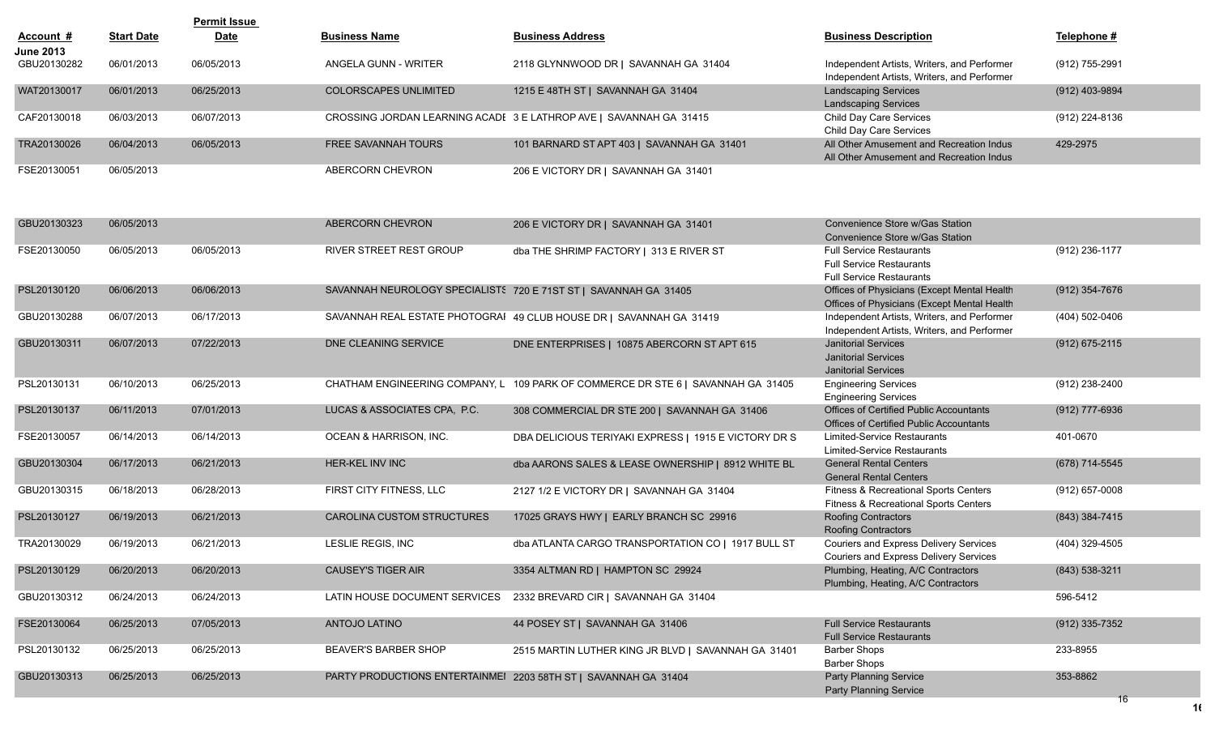| Account # | Start Date | Permit Issue Date | Business Name | Business Address | Business Description | Telephone # |
|---|---|---|---|---|---|---|
| **June 2013** | | | | | | |
| GBU20130282 | 06/01/2013 | 06/05/2013 | ANGELA GUNN - WRITER | 2118 GLYNNWOOD DR \| SAVANNAH GA 31404 | Independent Artists, Writers, and Performer<br>Independent Artists, Writers, and Performer | (912) 755-2991 |
| WAT20130017 | 06/01/2013 | 06/25/2013 | COLORSCAPES UNLIMITED | 1215 E 48TH ST \| SAVANNAH GA 31404 | Landscaping Services<br>Landscaping Services | (912) 403-9894 |
| CAF20130018 | 06/03/2013 | 06/07/2013 | CROSSING JORDAN LEARNING ACADE | 3 E LATHROP AVE \| SAVANNAH GA 31415 | Child Day Care Services<br>Child Day Care Services | (912) 224-8136 |
| TRA20130026 | 06/04/2013 | 06/05/2013 | FREE SAVANNAH TOURS | 101 BARNARD ST APT 403 \| SAVANNAH GA 31401 | All Other Amusement and Recreation Indus<br>All Other Amusement and Recreation Indus | 429-2975 |
| FSE20130051 | 06/05/2013 | | ABERCORN CHEVRON | 206 E VICTORY DR \| SAVANNAH GA 31401 | | |
| GBU20130323 | 06/05/2013 | | ABERCORN CHEVRON | 206 E VICTORY DR \| SAVANNAH GA 31401 | Convenience Store w/Gas Station<br>Convenience Store w/Gas Station | |
| FSE20130050 | 06/05/2013 | 06/05/2013 | RIVER STREET REST GROUP | dba THE SHRIMP FACTORY \| 313 E RIVER ST | Full Service Restaurants<br>Full Service Restaurants<br>Full Service Restaurants | (912) 236-1177 |
| PSL20130120 | 06/06/2013 | 06/06/2013 | SAVANNAH NEUROLOGY SPECIALISTS | 720 E 71ST ST \| SAVANNAH GA 31405 | Offices of Physicians (Except Mental Health<br>Offices of Physicians (Except Mental Health | (912) 354-7676 |
| GBU20130288 | 06/07/2013 | 06/17/2013 | SAVANNAH REAL ESTATE PHOTOGRAI | 49 CLUB HOUSE DR \| SAVANNAH GA 31419 | Independent Artists, Writers, and Performer<br>Independent Artists, Writers, and Performer | (404) 502-0406 |
| GBU20130311 | 06/07/2013 | 07/22/2013 | DNE CLEANING SERVICE | DNE ENTERPRISES \| 10875 ABERCORN ST APT 615 | Janitorial Services<br>Janitorial Services<br>Janitorial Services | (912) 675-2115 |
| PSL20130131 | 06/10/2013 | 06/25/2013 | CHATHAM ENGINEERING COMPANY, L | 109 PARK OF COMMERCE DR STE 6 \| SAVANNAH GA 31405 | Engineering Services<br>Engineering Services | (912) 238-2400 |
| PSL20130137 | 06/11/2013 | 07/01/2013 | LUCAS & ASSOCIATES CPA, P.C. | 308 COMMERCIAL DR STE 200 \| SAVANNAH GA 31406 | Offices of Certified Public Accountants<br>Offices of Certified Public Accountants | (912) 777-6936 |
| FSE20130057 | 06/14/2013 | 06/14/2013 | OCEAN & HARRISON, INC. | DBA DELICIOUS TERIYAKI EXPRESS \| 1915 E VICTORY DR S | Limited-Service Restaurants<br>Limited-Service Restaurants | 401-0670 |
| GBU20130304 | 06/17/2013 | 06/21/2013 | HER-KEL INV INC | dba AARONS SALES & LEASE OWNERSHIP \| 8912 WHITE BL | General Rental Centers<br>General Rental Centers | (678) 714-5545 |
| GBU20130315 | 06/18/2013 | 06/28/2013 | FIRST CITY FITNESS, LLC | 2127 1/2 E VICTORY DR \| SAVANNAH GA 31404 | Fitness & Recreational Sports Centers<br>Fitness & Recreational Sports Centers | (912) 657-0008 |
| PSL20130127 | 06/19/2013 | 06/21/2013 | CAROLINA CUSTOM STRUCTURES | 17025 GRAYS HWY \| EARLY BRANCH SC 29916 | Roofing Contractors<br>Roofing Contractors | (843) 384-7415 |
| TRA20130029 | 06/19/2013 | 06/21/2013 | LESLIE REGIS, INC | dba ATLANTA CARGO TRANSPORTATION CO \| 1917 BULL ST | Couriers and Express Delivery Services<br>Couriers and Express Delivery Services | (404) 329-4505 |
| PSL20130129 | 06/20/2013 | 06/20/2013 | CAUSEY'S TIGER AIR | 3354 ALTMAN RD \| HAMPTON SC 29924 | Plumbing, Heating, A/C Contractors<br>Plumbing, Heating, A/C Contractors | (843) 538-3211 |
| GBU20130312 | 06/24/2013 | 06/24/2013 | LATIN HOUSE DOCUMENT SERVICES | 2332 BREVARD CIR \| SAVANNAH GA 31404 | | 596-5412 |
| FSE20130064 | 06/25/2013 | 07/05/2013 | ANTOJO LATINO | 44 POSEY ST \| SAVANNAH GA 31406 | Full Service Restaurants<br>Full Service Restaurants | (912) 335-7352 |
| PSL20130132 | 06/25/2013 | 06/25/2013 | BEAVER'S BARBER SHOP | 2515 MARTIN LUTHER KING JR BLVD \| SAVANNAH GA 31401 | Barber Shops<br>Barber Shops | 233-8955 |
| GBU20130313 | 06/25/2013 | 06/25/2013 | PARTY PRODUCTIONS ENTERTAINMEI | 2203 58TH ST \| SAVANNAH GA 31404 | Party Planning Service<br>Party Planning Service | 353-8862 |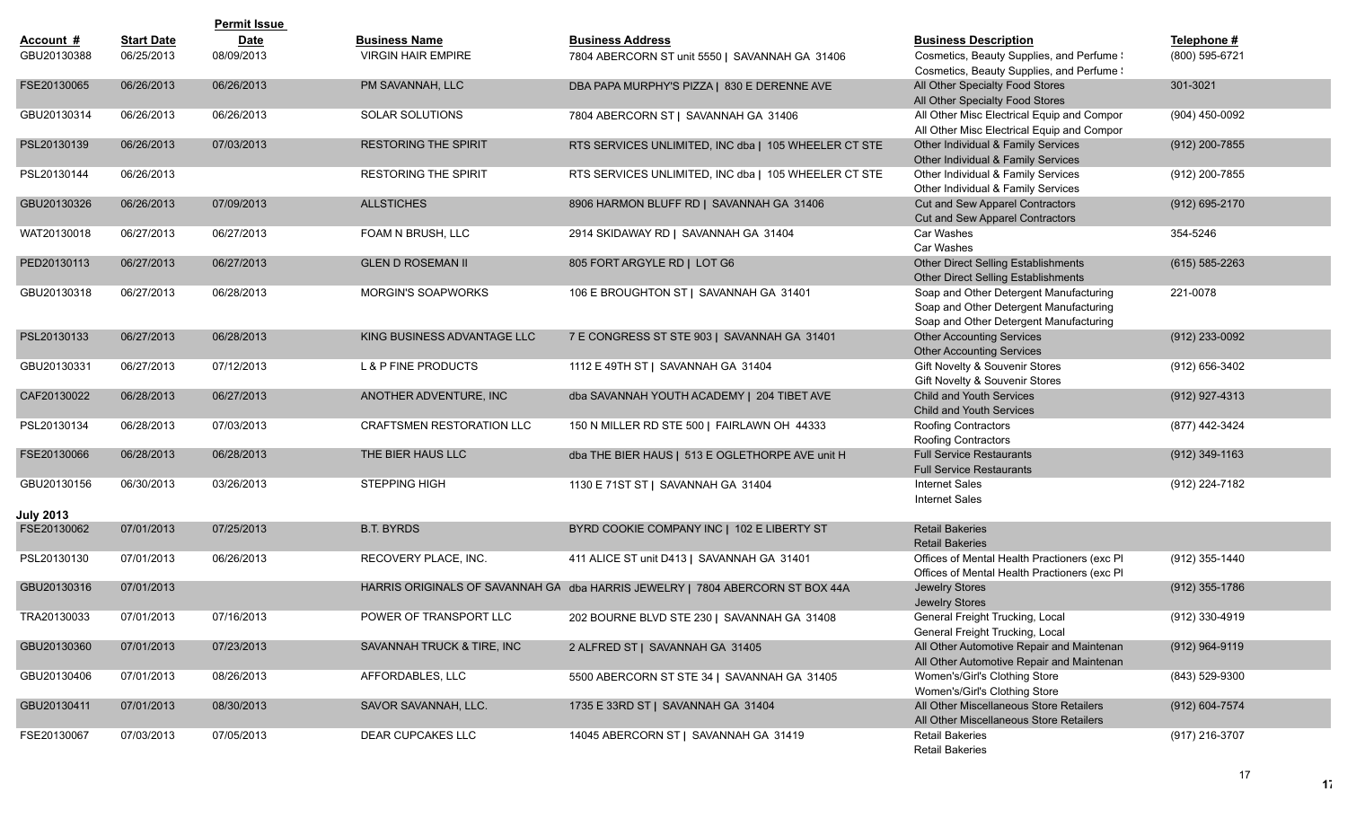| Account # | Start Date | Permit Issue Date | Business Name | Business Address | Business Description | Telephone # |
|---|---|---|---|---|---|---|
| GBU20130388 | 06/25/2013 | 08/09/2013 | VIRGIN HAIR EMPIRE | 7804 ABERCORN ST unit 5550 \| SAVANNAH GA 31406 | Cosmetics, Beauty Supplies, and Perfume S<br>Cosmetics, Beauty Supplies, and Perfume S | (800) 595-6721 |
| FSE20130065 | 06/26/2013 | 06/26/2013 | PM SAVANNAH, LLC | DBA PAPA MURPHY'S PIZZA \| 830 E DERENNE AVE | All Other Specialty Food Stores<br>All Other Specialty Food Stores | 301-3021 |
| GBU20130314 | 06/26/2013 | 06/26/2013 | SOLAR SOLUTIONS | 7804 ABERCORN ST \| SAVANNAH GA 31406 | All Other Misc Electrical Equip and Compor<br>All Other Misc Electrical Equip and Compor | (904) 450-0092 |
| PSL20130139 | 06/26/2013 | 07/03/2013 | RESTORING THE SPIRIT | RTS SERVICES UNLIMITED, INC dba \| 105 WHEELER CT STE | Other Individual & Family Services<br>Other Individual & Family Services | (912) 200-7855 |
| PSL20130144 | 06/26/2013 | | RESTORING THE SPIRIT | RTS SERVICES UNLIMITED, INC dba \| 105 WHEELER CT STE | Other Individual & Family Services<br>Other Individual & Family Services | (912) 200-7855 |
| GBU20130326 | 06/26/2013 | 07/09/2013 | ALLSTICHES | 8906 HARMON BLUFF RD \| SAVANNAH GA 31406 | Cut and Sew Apparel Contractors<br>Cut and Sew Apparel Contractors | (912) 695-2170 |
| WAT20130018 | 06/27/2013 | 06/27/2013 | FOAM N BRUSH, LLC | 2914 SKIDAWAY RD \| SAVANNAH GA 31404 | Car Washes<br>Car Washes | 354-5246 |
| PED20130113 | 06/27/2013 | 06/27/2013 | GLEN D ROSEMAN II | 805 FORT ARGYLE RD \| LOT G6 | Other Direct Selling Establishments<br>Other Direct Selling Establishments | (615) 585-2263 |
| GBU20130318 | 06/27/2013 | 06/28/2013 | MORGIN'S SOAPWORKS | 106 E BROUGHTON ST \| SAVANNAH GA 31401 | Soap and Other Detergent Manufacturing<br>Soap and Other Detergent Manufacturing<br>Soap and Other Detergent Manufacturing | 221-0078 |
| PSL20130133 | 06/27/2013 | 06/28/2013 | KING BUSINESS ADVANTAGE LLC | 7 E CONGRESS ST STE 903 \| SAVANNAH GA 31401 | Other Accounting Services<br>Other Accounting Services | (912) 233-0092 |
| GBU20130331 | 06/27/2013 | 07/12/2013 | L & P FINE PRODUCTS | 1112 E 49TH ST \| SAVANNAH GA 31404 | Gift Novelty & Souvenir Stores<br>Gift Novelty & Souvenir Stores | (912) 656-3402 |
| CAF20130022 | 06/28/2013 | 06/27/2013 | ANOTHER ADVENTURE, INC | dba SAVANNAH YOUTH ACADEMY \| 204 TIBET AVE | Child and Youth Services<br>Child and Youth Services | (912) 927-4313 |
| PSL20130134 | 06/28/2013 | 07/03/2013 | CRAFTSMEN RESTORATION LLC | 150 N MILLER RD STE 500 \| FAIRLAWN OH 44333 | Roofing Contractors<br>Roofing Contractors | (877) 442-3424 |
| FSE20130066 | 06/28/2013 | 06/28/2013 | THE BIER HAUS LLC | dba THE BIER HAUS \| 513 E OGLETHORPE AVE unit H | Full Service Restaurants<br>Full Service Restaurants | (912) 349-1163 |
| GBU20130156 | 06/30/2013 | 03/26/2013 | STEPPING HIGH | 1130 E 71ST ST \| SAVANNAH GA 31404 | Internet Sales<br>Internet Sales | (912) 224-7182 |
| **July 2013** | | | | | | |
| FSE20130062 | 07/01/2013 | 07/25/2013 | B.T. BYRDS | BYRD COOKIE COMPANY INC \| 102 E LIBERTY ST | Retail Bakeries<br>Retail Bakeries | |
| PSL20130130 | 07/01/2013 | 06/26/2013 | RECOVERY PLACE, INC. | 411 ALICE ST unit D413 \| SAVANNAH GA 31401 | Offices of Mental Health Practioners (exc Pl<br>Offices of Mental Health Practioners (exc Pl | (912) 355-1440 |
| GBU20130316 | 07/01/2013 | | HARRIS ORIGINALS OF SAVANNAH GA | dba HARRIS JEWELRY \| 7804 ABERCORN ST BOX 44A | Jewelry Stores<br>Jewelry Stores | (912) 355-1786 |
| TRA20130033 | 07/01/2013 | 07/16/2013 | POWER OF TRANSPORT LLC | 202 BOURNE BLVD STE 230 \| SAVANNAH GA 31408 | General Freight Trucking, Local<br>General Freight Trucking, Local | (912) 330-4919 |
| GBU20130360 | 07/01/2013 | 07/23/2013 | SAVANNAH TRUCK & TIRE, INC | 2 ALFRED ST \| SAVANNAH GA 31405 | All Other Automotive Repair and Maintenan<br>All Other Automotive Repair and Maintenan | (912) 964-9119 |
| GBU20130406 | 07/01/2013 | 08/26/2013 | AFFORDABLES, LLC | 5500 ABERCORN ST STE 34 \| SAVANNAH GA 31405 | Women's/Girl's Clothing Store<br>Women's/Girl's Clothing Store | (843) 529-9300 |
| GBU20130411 | 07/01/2013 | 08/30/2013 | SAVOR SAVANNAH, LLC. | 1735 E 33RD ST \| SAVANNAH GA 31404 | All Other Miscellaneous Store Retailers<br>All Other Miscellaneous Store Retailers | (912) 604-7574 |
| FSE20130067 | 07/03/2013 | 07/05/2013 | DEAR CUPCAKES LLC | 14045 ABERCORN ST \| SAVANNAH GA 31419 | Retail Bakeries<br>Retail Bakeries | (917) 216-3707 |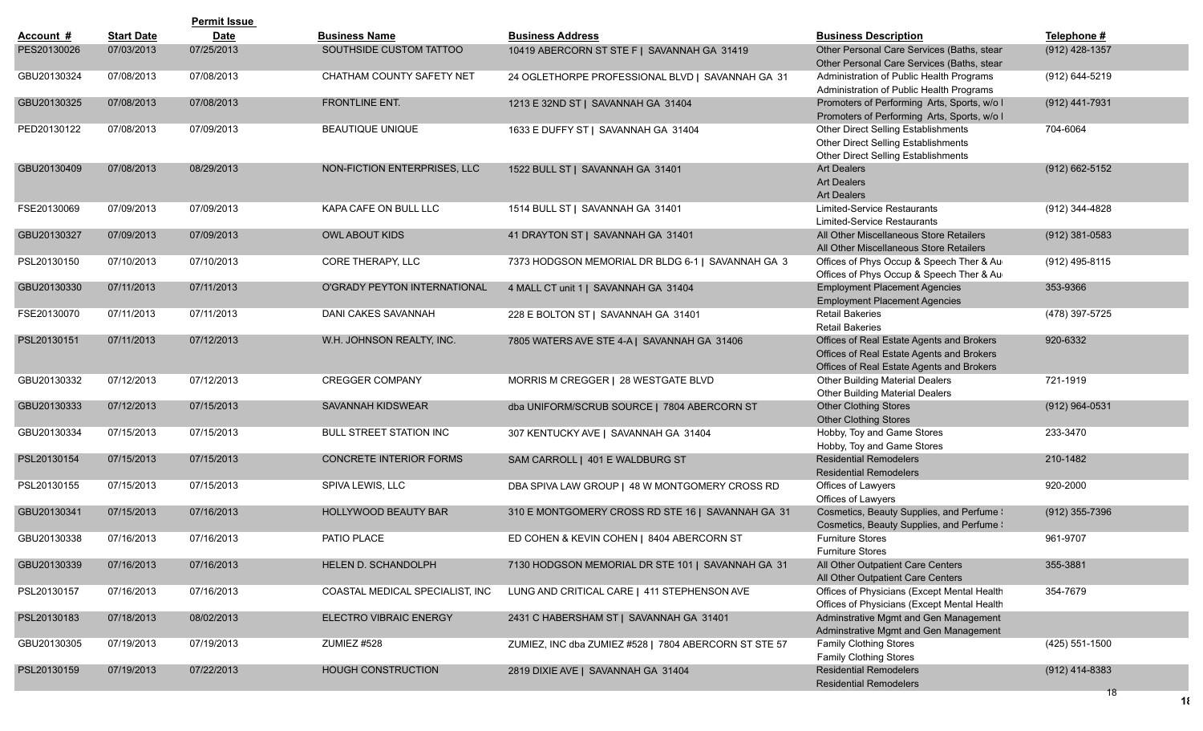| Account # | Start Date | Permit Issue Date | Business Name | Business Address | Business Description | Telephone # |
|---|---|---|---|---|---|---|
| PES20130026 | 07/03/2013 | 07/25/2013 | SOUTHSIDE CUSTOM TATTOO | 10419 ABERCORN ST STE F \| SAVANNAH GA 31419 | Other Personal Care Services (Baths, stear Other Personal Care Services (Baths, stear | (912) 428-1357 |
| GBU20130324 | 07/08/2013 | 07/08/2013 | CHATHAM COUNTY SAFETY NET | 24 OGLETHORPE PROFESSIONAL BLVD \| SAVANNAH GA 31 | Administration of Public Health Programs Administration of Public Health Programs | (912) 644-5219 |
| GBU20130325 | 07/08/2013 | 07/08/2013 | FRONTLINE ENT. | 1213 E 32ND ST \| SAVANNAH GA 31404 | Promoters of Performing Arts, Sports, w/o l Promoters of Performing Arts, Sports, w/o l | (912) 441-7931 |
| PED20130122 | 07/08/2013 | 07/09/2013 | BEAUTIQUE UNIQUE | 1633 E DUFFY ST \| SAVANNAH GA 31404 | Other Direct Selling Establishments Other Direct Selling Establishments Other Direct Selling Establishments | 704-6064 |
| GBU20130409 | 07/08/2013 | 08/29/2013 | NON-FICTION ENTERPRISES, LLC | 1522 BULL ST \| SAVANNAH GA 31401 | Art Dealers Art Dealers Art Dealers | (912) 662-5152 |
| FSE20130069 | 07/09/2013 | 07/09/2013 | KAPA CAFE ON BULL LLC | 1514 BULL ST \| SAVANNAH GA 31401 | Limited-Service Restaurants Limited-Service Restaurants | (912) 344-4828 |
| GBU20130327 | 07/09/2013 | 07/09/2013 | OWL ABOUT KIDS | 41 DRAYTON ST \| SAVANNAH GA 31401 | All Other Miscellaneous Store Retailers All Other Miscellaneous Store Retailers | (912) 381-0583 |
| PSL20130150 | 07/10/2013 | 07/10/2013 | CORE THERAPY, LLC | 7373 HODGSON MEMORIAL DR BLDG 6-1 \| SAVANNAH GA 3 | Offices of Phys Occup & Speech Ther & Au Offices of Phys Occup & Speech Ther & Au | (912) 495-8115 |
| GBU20130330 | 07/11/2013 | 07/11/2013 | O'GRADY PEYTON INTERNATIONAL | 4 MALL CT unit 1 \| SAVANNAH GA 31404 | Employment Placement Agencies Employment Placement Agencies | 353-9366 |
| FSE20130070 | 07/11/2013 | 07/11/2013 | DANI CAKES SAVANNAH | 228 E BOLTON ST \| SAVANNAH GA 31401 | Retail Bakeries Retail Bakeries | (478) 397-5725 |
| PSL20130151 | 07/11/2013 | 07/12/2013 | W.H. JOHNSON REALTY, INC. | 7805 WATERS AVE STE 4-A \| SAVANNAH GA 31406 | Offices of Real Estate Agents and Brokers Offices of Real Estate Agents and Brokers Offices of Real Estate Agents and Brokers | 920-6332 |
| GBU20130332 | 07/12/2013 | 07/12/2013 | CREGGER COMPANY | MORRIS M CREGGER \| 28 WESTGATE BLVD | Other Building Material Dealers Other Building Material Dealers | 721-1919 |
| GBU20130333 | 07/12/2013 | 07/15/2013 | SAVANNAH KIDSWEAR | dba UNIFORM/SCRUB SOURCE \| 7804 ABERCORN ST | Other Clothing Stores Other Clothing Stores | (912) 964-0531 |
| GBU20130334 | 07/15/2013 | 07/15/2013 | BULL STREET STATION INC | 307 KENTUCKY AVE \| SAVANNAH GA 31404 | Hobby, Toy and Game Stores Hobby, Toy and Game Stores | 233-3470 |
| PSL20130154 | 07/15/2013 | 07/15/2013 | CONCRETE INTERIOR FORMS | SAM CARROLL \| 401 E WALDBURG ST | Residential Remodelers Residential Remodelers | 210-1482 |
| PSL20130155 | 07/15/2013 | 07/15/2013 | SPIVA LEWIS, LLC | DBA SPIVA LAW GROUP \| 48 W MONTGOMERY CROSS RD | Offices of Lawyers Offices of Lawyers | 920-2000 |
| GBU20130341 | 07/15/2013 | 07/16/2013 | HOLLYWOOD BEAUTY BAR | 310 E MONTGOMERY CROSS RD STE 16 \| SAVANNAH GA 31 | Cosmetics, Beauty Supplies, and Perfume : Cosmetics, Beauty Supplies, and Perfume : | (912) 355-7396 |
| GBU20130338 | 07/16/2013 | 07/16/2013 | PATIO PLACE | ED COHEN & KEVIN COHEN \| 8404 ABERCORN ST | Furniture Stores Furniture Stores | 961-9707 |
| GBU20130339 | 07/16/2013 | 07/16/2013 | HELEN D. SCHANDOLPH | 7130 HODGSON MEMORIAL DR STE 101 \| SAVANNAH GA 31 | All Other Outpatient Care Centers All Other Outpatient Care Centers | 355-3881 |
| PSL20130157 | 07/16/2013 | 07/16/2013 | COASTAL MEDICAL SPECIALIST, INC | LUNG AND CRITICAL CARE \| 411 STEPHENSON AVE | Offices of Physicians (Except Mental Health Offices of Physicians (Except Mental Health | 354-7679 |
| PSL20130183 | 07/18/2013 | 08/02/2013 | ELECTRO VIBRAIC ENERGY | 2431 C HABERSHAM ST \| SAVANNAH GA 31401 | Adminstrative Mgmt and Gen Management Adminstrative Mgmt and Gen Management | |
| GBU20130305 | 07/19/2013 | 07/19/2013 | ZUMIEZ #528 | ZUMIEZ, INC dba ZUMIEZ #528 \| 7804 ABERCORN ST STE 57 | Family Clothing Stores Family Clothing Stores | (425) 551-1500 |
| PSL20130159 | 07/19/2013 | 07/22/2013 | HOUGH CONSTRUCTION | 2819 DIXIE AVE \| SAVANNAH GA 31404 | Residential Remodelers Residential Remodelers | (912) 414-8383 |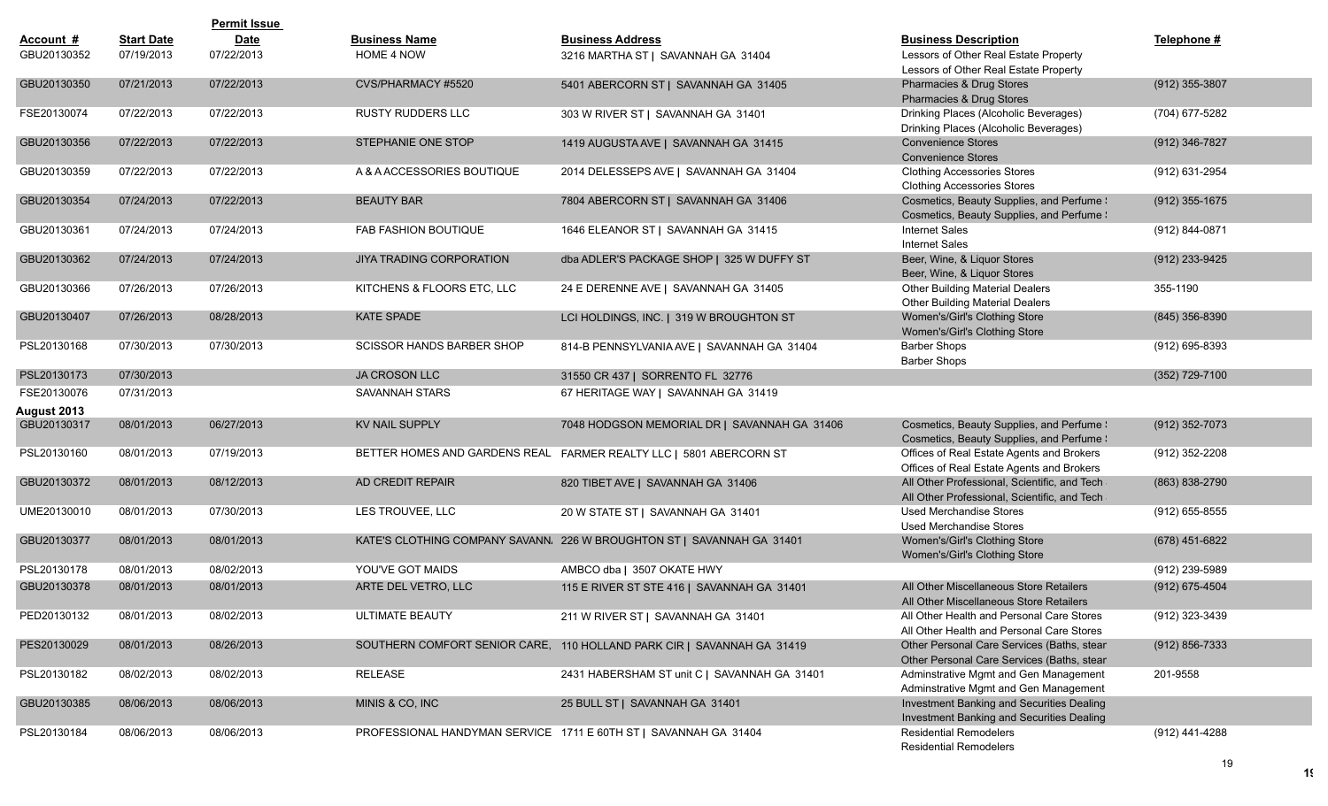| Account # | Start Date | Permit Issue Date | Business Name | Business Address | Business Description | Telephone # |
|---|---|---|---|---|---|---|
| GBU20130352 | 07/19/2013 | 07/22/2013 | HOME 4 NOW | 3216 MARTHA ST \| SAVANNAH GA 31404 | Lessors of Other Real Estate Property<br>Lessors of Other Real Estate Property | |
| GBU20130350 | 07/21/2013 | 07/22/2013 | CVS/PHARMACY #5520 | 5401 ABERCORN ST \| SAVANNAH GA 31405 | Pharmacies & Drug Stores<br>Pharmacies & Drug Stores | (912) 355-3807 |
| FSE20130074 | 07/22/2013 | 07/22/2013 | RUSTY RUDDERS LLC | 303 W RIVER ST \| SAVANNAH GA 31401 | Drinking Places (Alcoholic Beverages)<br>Drinking Places (Alcoholic Beverages) | (704) 677-5282 |
| GBU20130356 | 07/22/2013 | 07/22/2013 | STEPHANIE ONE STOP | 1419 AUGUSTA AVE \| SAVANNAH GA 31415 | Convenience Stores<br>Convenience Stores | (912) 346-7827 |
| GBU20130359 | 07/22/2013 | 07/22/2013 | A & A ACCESSORIES BOUTIQUE | 2014 DELESSEPS AVE \| SAVANNAH GA 31404 | Clothing Accessories Stores<br>Clothing Accessories Stores | (912) 631-2954 |
| GBU20130354 | 07/24/2013 | 07/22/2013 | BEAUTY BAR | 7804 ABERCORN ST \| SAVANNAH GA 31406 | Cosmetics, Beauty Supplies, and Perfume S<br>Cosmetics, Beauty Supplies, and Perfume S | (912) 355-1675 |
| GBU20130361 | 07/24/2013 | 07/24/2013 | FAB FASHION BOUTIQUE | 1646 ELEANOR ST \| SAVANNAH GA 31415 | Internet Sales<br>Internet Sales | (912) 844-0871 |
| GBU20130362 | 07/24/2013 | 07/24/2013 | JIYA TRADING CORPORATION | dba ADLER'S PACKAGE SHOP \| 325 W DUFFY ST | Beer, Wine, & Liquor Stores<br>Beer, Wine, & Liquor Stores | (912) 233-9425 |
| GBU20130366 | 07/26/2013 | 07/26/2013 | KITCHENS & FLOORS ETC, LLC | 24 E DERENNE AVE \| SAVANNAH GA 31405 | Other Building Material Dealers<br>Other Building Material Dealers | 355-1190 |
| GBU20130407 | 07/26/2013 | 08/28/2013 | KATE SPADE | LCI HOLDINGS, INC. \| 319 W BROUGHTON ST | Women's/Girl's Clothing Store<br>Women's/Girl's Clothing Store | (845) 356-8390 |
| PSL20130168 | 07/30/2013 | 07/30/2013 | SCISSOR HANDS BARBER SHOP | 814-B PENNSYLVANIA AVE \| SAVANNAH GA 31404 | Barber Shops<br>Barber Shops | (912) 695-8393 |
| PSL20130173 | 07/30/2013 | | JA CROSON LLC | 31550 CR 437 \| SORRENTO FL 32776 | | (352) 729-7100 |
| FSE20130076 | 07/31/2013 | | SAVANNAH STARS | 67 HERITAGE WAY \| SAVANNAH GA 31419 | | |
| **August 2013** | | | | | | |
| GBU20130317 | 08/01/2013 | 06/27/2013 | KV NAIL SUPPLY | 7048 HODGSON MEMORIAL DR \| SAVANNAH GA 31406 | Cosmetics, Beauty Supplies, and Perfume S<br>Cosmetics, Beauty Supplies, and Perfume S | (912) 352-7073 |
| PSL20130160 | 08/01/2013 | 07/19/2013 | BETTER HOMES AND GARDENS REAL | FARMER REALTY LLC \| 5801 ABERCORN ST | Offices of Real Estate Agents and Brokers<br>Offices of Real Estate Agents and Brokers | (912) 352-2208 |
| GBU20130372 | 08/01/2013 | 08/12/2013 | AD CREDIT REPAIR | 820 TIBET AVE \| SAVANNAH GA 31406 | All Other Professional, Scientific, and Tech<br>All Other Professional, Scientific, and Tech | (863) 838-2790 |
| UME20130010 | 08/01/2013 | 07/30/2013 | LES TROUVEE, LLC | 20 W STATE ST \| SAVANNAH GA 31401 | Used Merchandise Stores<br>Used Merchandise Stores | (912) 655-8555 |
| GBU20130377 | 08/01/2013 | 08/01/2013 | KATE'S CLOTHING COMPANY SAVANN | 226 W BROUGHTON ST \| SAVANNAH GA 31401 | Women's/Girl's Clothing Store<br>Women's/Girl's Clothing Store | (678) 451-6822 |
| PSL20130178 | 08/01/2013 | 08/02/2013 | YOU'VE GOT MAIDS | AMBCO dba \| 3507 OKATE HWY | | (912) 239-5989 |
| GBU20130378 | 08/01/2013 | 08/01/2013 | ARTE DEL VETRO, LLC | 115 E RIVER ST STE 416 \| SAVANNAH GA 31401 | All Other Miscellaneous Store Retailers<br>All Other Miscellaneous Store Retailers | (912) 675-4504 |
| PED20130132 | 08/01/2013 | 08/02/2013 | ULTIMATE BEAUTY | 211 W RIVER ST \| SAVANNAH GA 31401 | All Other Health and Personal Care Stores<br>All Other Health and Personal Care Stores | (912) 323-3439 |
| PES20130029 | 08/01/2013 | 08/26/2013 | SOUTHERN COMFORT SENIOR CARE, | 110 HOLLAND PARK CIR \| SAVANNAH GA 31419 | Other Personal Care Services (Baths, stear<br>Other Personal Care Services (Baths, stear | (912) 856-7333 |
| PSL20130182 | 08/02/2013 | 08/02/2013 | RELEASE | 2431 HABERSHAM ST unit C \| SAVANNAH GA 31401 | Adminstrative Mgmt and Gen Management<br>Adminstrative Mgmt and Gen Management | 201-9558 |
| GBU20130385 | 08/06/2013 | 08/06/2013 | MINIS & CO, INC | 25 BULL ST \| SAVANNAH GA 31401 | Investment Banking and Securities Dealing<br>Investment Banking and Securities Dealing | |
| PSL20130184 | 08/06/2013 | 08/06/2013 | PROFESSIONAL HANDYMAN SERVICE | 1711 E 60TH ST \| SAVANNAH GA 31404 | Residential Remodelers<br>Residential Remodelers | (912) 441-4288 |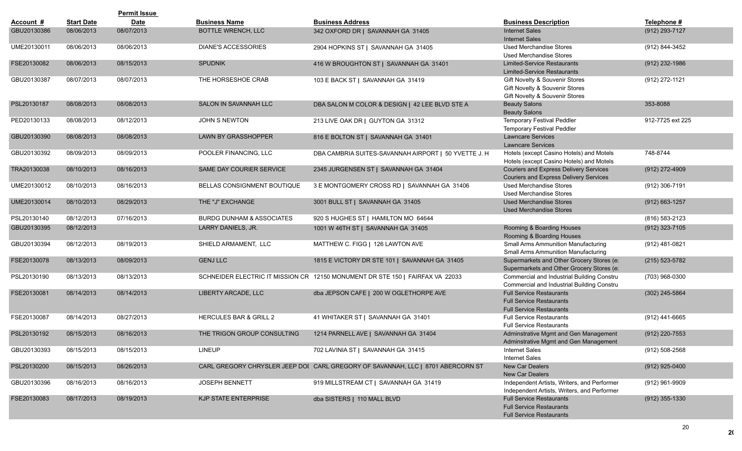| Account # | Start Date | Permit Issue Date | Business Name | Business Address | Business Description | Telephone # |
|---|---|---|---|---|---|---|
| GBU20130386 | 08/06/2013 | 08/07/2013 | BOTTLE WRENCH, LLC | 342 OXFORD DR \| SAVANNAH GA 31405 | Internet Sales<br>Internet Sales | (912) 293-7127 |
| UME20130011 | 08/06/2013 | 08/06/2013 | DIANE'S ACCESSORIES | 2904 HOPKINS ST \| SAVANNAH GA 31405 | Used Merchandise Stores<br>Used Merchandise Stores | (912) 844-3452 |
| FSE20130082 | 08/06/2013 | 08/15/2013 | SPUDNIK | 416 W BROUGHTON ST \| SAVANNAH GA 31401 | Limited-Service Restaurants<br>Limited-Service Restaurants | (912) 232-1986 |
| GBU20130387 | 08/07/2013 | 08/07/2013 | THE HORSESHOE CRAB | 103 E BACK ST \| SAVANNAH GA 31419 | Gift Novelty & Souvenir Stores<br>Gift Novelty & Souvenir Stores<br>Gift Novelty & Souvenir Stores | (912) 272-1121 |
| PSL20130187 | 08/08/2013 | 08/08/2013 | SALON IN SAVANNAH LLC | DBA SALON M COLOR & DESIGN \| 42 LEE BLVD STE A | Beauty Salons<br>Beauty Salons | 353-8088 |
| PED20130133 | 08/08/2013 | 08/12/2013 | JOHN S NEWTON | 213 LIVE OAK DR \| GUYTON GA 31312 | Temporary Festival Peddler<br>Temporary Festival Peddler | 912-7725 ext 225 |
| GBU20130390 | 08/08/2013 | 08/08/2013 | LAWN BY GRASSHOPPER | 816 E BOLTON ST \| SAVANNAH GA 31401 | Lawncare Services<br>Lawncare Services | |
| GBU20130392 | 08/09/2013 | 08/09/2013 | POOLER FINANCING, LLC | DBA CAMBRIA SUITES-SAVANNAH AIRPORT \| 50 YVETTE J. H | Hotels (except Casino Hotels) and Motels<br>Hotels (except Casino Hotels) and Motels | 748-8744 |
| TRA20130038 | 08/10/2013 | 08/16/2013 | SAME DAY COURIER SERVICE | 2345 JURGENSEN ST \| SAVANNAH GA 31404 | Couriers and Express Delivery Services<br>Couriers and Express Delivery Services | (912) 272-4909 |
| UME20130012 | 08/10/2013 | 08/16/2013 | BELLAS CONSIGNMENT BOUTIQUE | 3 E MONTGOMERY CROSS RD \| SAVANNAH GA 31406 | Used Merchandise Stores<br>Used Merchandise Stores | (912) 306-7191 |
| UME20130014 | 08/10/2013 | 08/29/2013 | THE "J" EXCHANGE | 3001 BULL ST \| SAVANNAH GA 31405 | Used Merchandise Stores<br>Used Merchandise Stores | (912) 663-1257 |
| PSL20130140 | 08/12/2013 | 07/16/2013 | BURDG DUNHAM & ASSOCIATES | 920 S HUGHES ST \| HAMILTON MO 64644 | | (816) 583-2123 |
| GBU20130395 | 08/12/2013 | | LARRY DANIELS, JR. | 1001 W 46TH ST \| SAVANNAH GA 31405 | Rooming & Boarding Houses<br>Rooming & Boarding Houses | (912) 323-7105 |
| GBU20130394 | 08/12/2013 | 08/19/2013 | SHIELD ARMAMENT, LLC | MATTHEW C. FIGG \| 126 LAWTON AVE | Small Arms Ammunition Manufacturing<br>Small Arms Ammunition Manufacturing | (912) 481-0821 |
| FSE20130078 | 08/13/2013 | 08/09/2013 | GENJ LLC | 1815 E VICTORY DR STE 101 \| SAVANNAH GA 31405 | Supermarkets and Other Grocery Stores (e:<br>Supermarkets and Other Grocery Stores (e: | (215) 523-5782 |
| PSL20130190 | 08/13/2013 | 08/13/2013 | SCHNEIDER ELECTRIC IT MISSION CR | 12150 MONUMENT DR STE 150 \| FAIRFAX VA 22033 | Commercial and Industrial Building Constru<br>Commercial and Industrial Building Constru | (703) 968-0300 |
| FSE20130081 | 08/14/2013 | 08/14/2013 | LIBERTY ARCADE, LLC | dba JEPSON CAFE \| 200 W OGLETHORPE AVE | Full Service Restaurants<br>Full Service Restaurants<br>Full Service Restaurants | (302) 245-5864 |
| FSE20130087 | 08/14/2013 | 08/27/2013 | HERCULES BAR & GRILL 2 | 41 WHITAKER ST \| SAVANNAH GA 31401 | Full Service Restaurants<br>Full Service Restaurants | (912) 441-6665 |
| PSL20130192 | 08/15/2013 | 08/16/2013 | THE TRIGON GROUP CONSULTING | 1214 PARNELL AVE \| SAVANNAH GA 31404 | Adminstrative Mgmt and Gen Management<br>Adminstrative Mgmt and Gen Management | (912) 220-7553 |
| GBU20130393 | 08/15/2013 | 08/15/2013 | LINEUP | 702 LAVINIA ST \| SAVANNAH GA 31415 | Internet Sales<br>Internet Sales | (912) 508-2568 |
| PSL20130200 | 08/15/2013 | 08/26/2013 | CARL GREGORY CHRYSLER JEEP DOI | CARL GREGORY OF SAVANNAH, LLC \| 8701 ABERCORN ST | New Car Dealers<br>New Car Dealers | (912) 925-0400 |
| GBU20130396 | 08/16/2013 | 08/16/2013 | JOSEPH BENNETT | 919 MILLSTREAM CT \| SAVANNAH GA 31419 | Independent Artists, Writers, and Performer<br>Independent Artists, Writers, and Performer | (912) 961-9909 |
| FSE20130083 | 08/17/2013 | 08/19/2013 | KJP STATE ENTERPRISE | dba SISTERS \| 110 MALL BLVD | Full Service Restaurants<br>Full Service Restaurants<br>Full Service Restaurants | (912) 355-1330 |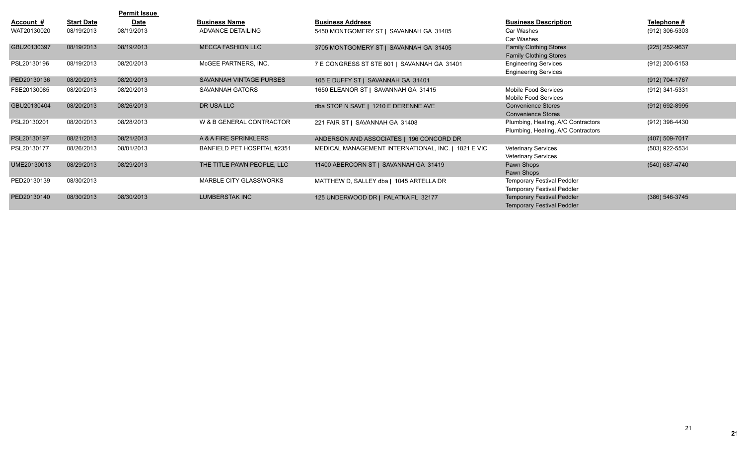| Account # | Start Date | Permit Issue Date | Business Name | Business Address | Business Description | Telephone # |
|---|---|---|---|---|---|---|
| WAT20130020 | 08/19/2013 | 08/19/2013 | ADVANCE DETAILING | 5450 MONTGOMERY ST \| SAVANNAH GA 31405 | Car Washes<br>Car Washes | (912) 306-5303 |
| GBU20130397 | 08/19/2013 | 08/19/2013 | MECCA FASHION LLC | 3705 MONTGOMERY ST \| SAVANNAH GA 31405 | Family Clothing Stores<br>Family Clothing Stores | (225) 252-9637 |
| PSL20130196 | 08/19/2013 | 08/20/2013 | McGEE PARTNERS, INC. | 7 E CONGRESS ST STE 801 \| SAVANNAH GA 31401 | Engineering Services<br>Engineering Services | (912) 200-5153 |
| PED20130136 | 08/20/2013 | 08/20/2013 | SAVANNAH VINTAGE PURSES | 105 E DUFFY ST \| SAVANNAH GA 31401 | | (912) 704-1767 |
| FSE20130085 | 08/20/2013 | 08/20/2013 | SAVANNAH GATORS | 1650 ELEANOR ST \| SAVANNAH GA 31415 | Mobile Food Services<br>Mobile Food Services | (912) 341-5331 |
| GBU20130404 | 08/20/2013 | 08/26/2013 | DR USA LLC | dba STOP N SAVE \| 1210 E DERENNE AVE | Convenience Stores<br>Convenience Stores | (912) 692-8995 |
| PSL20130201 | 08/20/2013 | 08/28/2013 | W & B GENERAL CONTRACTOR | 221 FAIR ST \| SAVANNAH GA 31408 | Plumbing, Heating, A/C Contractors<br>Plumbing, Heating, A/C Contractors | (912) 398-4430 |
| PSL20130197 | 08/21/2013 | 08/21/2013 | A & A FIRE SPRINKLERS | ANDERSON AND ASSOCIATES \| 196 CONCORD DR | | (407) 509-7017 |
| PSL20130177 | 08/26/2013 | 08/01/2013 | BANFIELD PET HOSPITAL #2351 | MEDICAL MANAGEMENT INTERNATIONAL, INC. \| 1821 E VIC | Veterinary Services<br>Veterinary Services | (503) 922-5534 |
| UME20130013 | 08/29/2013 | 08/29/2013 | THE TITLE PAWN PEOPLE, LLC | 11400 ABERCORN ST \| SAVANNAH GA 31419 | Pawn Shops<br>Pawn Shops | (540) 687-4740 |
| PED20130139 | 08/30/2013 | | MARBLE CITY GLASSWORKS | MATTHEW D, SALLEY dba \| 1045 ARTELLA DR | Temporary Festival Peddler<br>Temporary Festival Peddler | |
| PED20130140 | 08/30/2013 | 08/30/2013 | LUMBERSTAK INC | 125 UNDERWOOD DR \| PALATKA FL 32177 | Temporary Festival Peddler<br>Temporary Festival Peddler | (386) 546-3745 |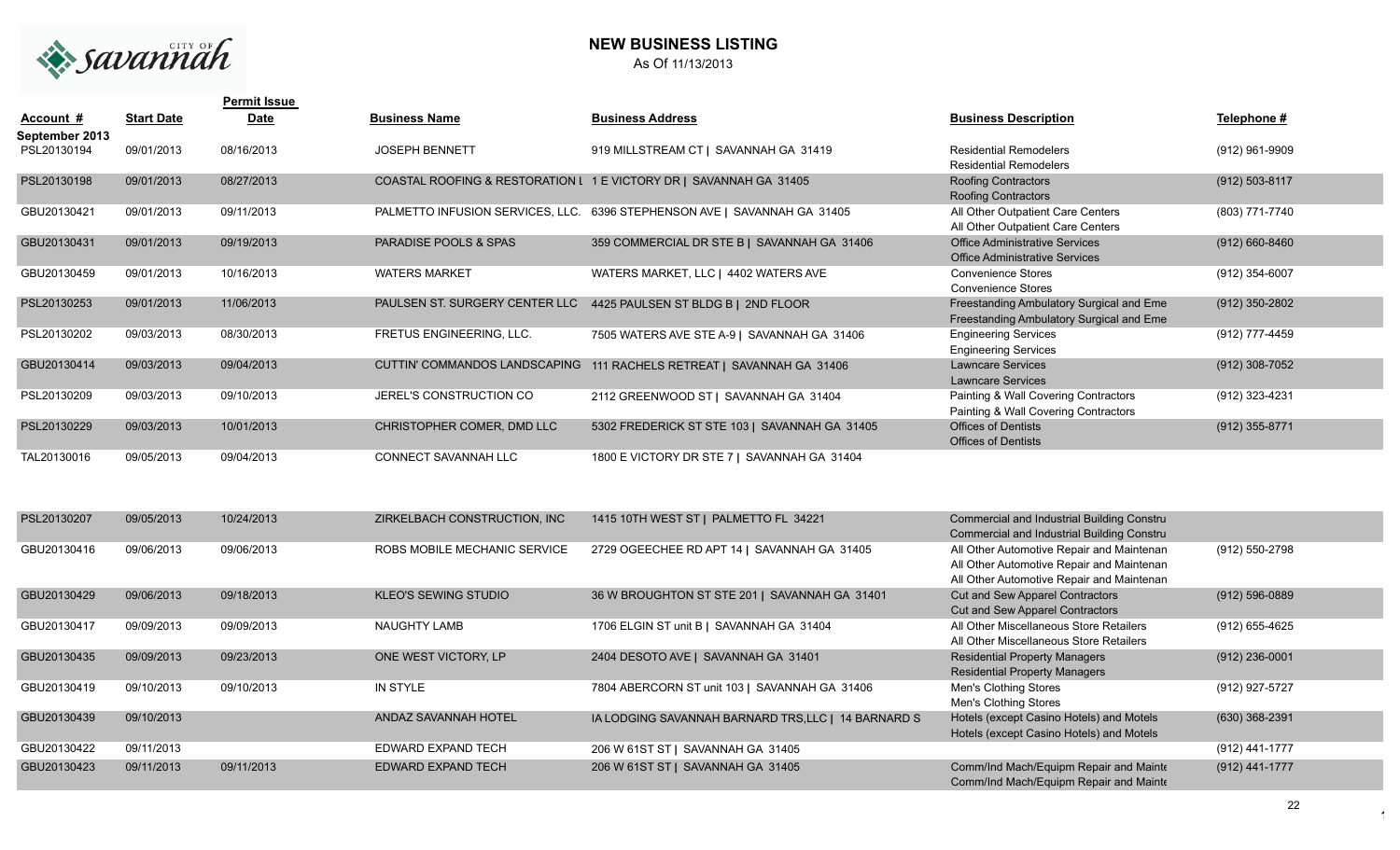# NEW BUSINESS LISTING

As Of 11/13/2013

| Account # | Start Date | Permit Issue Date | Business Name | Business Address | Business Description | Telephone # |
|---|---|---|---|---|---|---|
| **September 2013** | | | | | | |
| PSL20130194 | 09/01/2013 | 08/16/2013 | JOSEPH BENNETT | 919 MILLSTREAM CT \| SAVANNAH GA 31419 | Residential Remodelers<br>Residential Remodelers | (912) 961-9909 |
| PSL20130198 | 09/01/2013 | 08/27/2013 | COASTAL ROOFING & RESTORATION L | 1 E VICTORY DR \| SAVANNAH GA 31405 | Roofing Contractors<br>Roofing Contractors | (912) 503-8117 |
| GBU20130421 | 09/01/2013 | 09/11/2013 | PALMETTO INFUSION SERVICES, LLC. | 6396 STEPHENSON AVE \| SAVANNAH GA 31405 | All Other Outpatient Care Centers<br>All Other Outpatient Care Centers | (803) 771-7740 |
| GBU20130431 | 09/01/2013 | 09/19/2013 | PARADISE POOLS & SPAS | 359 COMMERCIAL DR STE B \| SAVANNAH GA 31406 | Office Administrative Services<br>Office Administrative Services | (912) 660-8460 |
| GBU20130459 | 09/01/2013 | 10/16/2013 | WATERS MARKET | WATERS MARKET, LLC \| 4402 WATERS AVE | Convenience Stores<br>Convenience Stores | (912) 354-6007 |
| PSL20130253 | 09/01/2013 | 11/06/2013 | PAULSEN ST. SURGERY CENTER LLC | 4425 PAULSEN ST BLDG B \| 2ND FLOOR | Freestanding Ambulatory Surgical and Eme<br>Freestanding Ambulatory Surgical and Eme | (912) 350-2802 |
| PSL20130202 | 09/03/2013 | 08/30/2013 | FRETUS ENGINEERING, LLC. | 7505 WATERS AVE STE A-9 \| SAVANNAH GA 31406 | Engineering Services<br>Engineering Services | (912) 777-4459 |
| GBU20130414 | 09/03/2013 | 09/04/2013 | CUTTIN' COMMANDOS LANDSCAPING | 111 RACHELS RETREAT \| SAVANNAH GA 31406 | Lawncare Services<br>Lawncare Services | (912) 308-7052 |
| PSL20130209 | 09/03/2013 | 09/10/2013 | JEREL'S CONSTRUCTION CO | 2112 GREENWOOD ST \| SAVANNAH GA 31404 | Painting & Wall Covering Contractors<br>Painting & Wall Covering Contractors | (912) 323-4231 |
| PSL20130229 | 09/03/2013 | 10/01/2013 | CHRISTOPHER COMER, DMD LLC | 5302 FREDERICK ST STE 103 \| SAVANNAH GA 31405 | Offices of Dentists<br>Offices of Dentists | (912) 355-8771 |
| TAL20130016 | 09/05/2013 | 09/04/2013 | CONNECT SAVANNAH LLC | 1800 E VICTORY DR STE 7 \| SAVANNAH GA 31404 | | |
| PSL20130207 | 09/05/2013 | 10/24/2013 | ZIRKELBACH CONSTRUCTION, INC | 1415 10TH WEST ST \| PALMETTO FL 34221 | Commercial and Industrial Building Constru<br>Commercial and Industrial Building Constru | |
| GBU20130416 | 09/06/2013 | 09/06/2013 | ROBS MOBILE MECHANIC SERVICE | 2729 OGEECHEE RD APT 14 \| SAVANNAH GA 31405 | All Other Automotive Repair and Maintenan<br>All Other Automotive Repair and Maintenan<br>All Other Automotive Repair and Maintenan | (912) 550-2798 |
| GBU20130429 | 09/06/2013 | 09/18/2013 | KLEO'S SEWING STUDIO | 36 W BROUGHTON ST STE 201 \| SAVANNAH GA 31401 | Cut and Sew Apparel Contractors<br>Cut and Sew Apparel Contractors | (912) 596-0889 |
| GBU20130417 | 09/09/2013 | 09/09/2013 | NAUGHTY LAMB | 1706 ELGIN ST unit B \| SAVANNAH GA 31404 | All Other Miscellaneous Store Retailers<br>All Other Miscellaneous Store Retailers | (912) 655-4625 |
| GBU20130435 | 09/09/2013 | 09/23/2013 | ONE WEST VICTORY, LP | 2404 DESOTO AVE \| SAVANNAH GA 31401 | Residential Property Managers<br>Residential Property Managers | (912) 236-0001 |
| GBU20130419 | 09/10/2013 | 09/10/2013 | IN STYLE | 7804 ABERCORN ST unit 103 \| SAVANNAH GA 31406 | Men's Clothing Stores<br>Men's Clothing Stores | (912) 927-5727 |
| GBU20130439 | 09/10/2013 | | ANDAZ SAVANNAH HOTEL | IA LODGING SAVANNAH BARNARD TRS,LLC \| 14 BARNARD S | Hotels (except Casino Hotels) and Motels<br>Hotels (except Casino Hotels) and Motels | (630) 368-2391 |
| GBU20130422 | 09/11/2013 | | EDWARD EXPAND TECH | 206 W 61ST ST \| SAVANNAH GA 31405 | | (912) 441-1777 |
| GBU20130423 | 09/11/2013 | 09/11/2013 | EDWARD EXPAND TECH | 206 W 61ST ST \| SAVANNAH GA 31405 | Comm/Ind Mach/Equipm Repair and Mainte<br>Comm/Ind Mach/Equipm Repair and Mainte | (912) 441-1777 |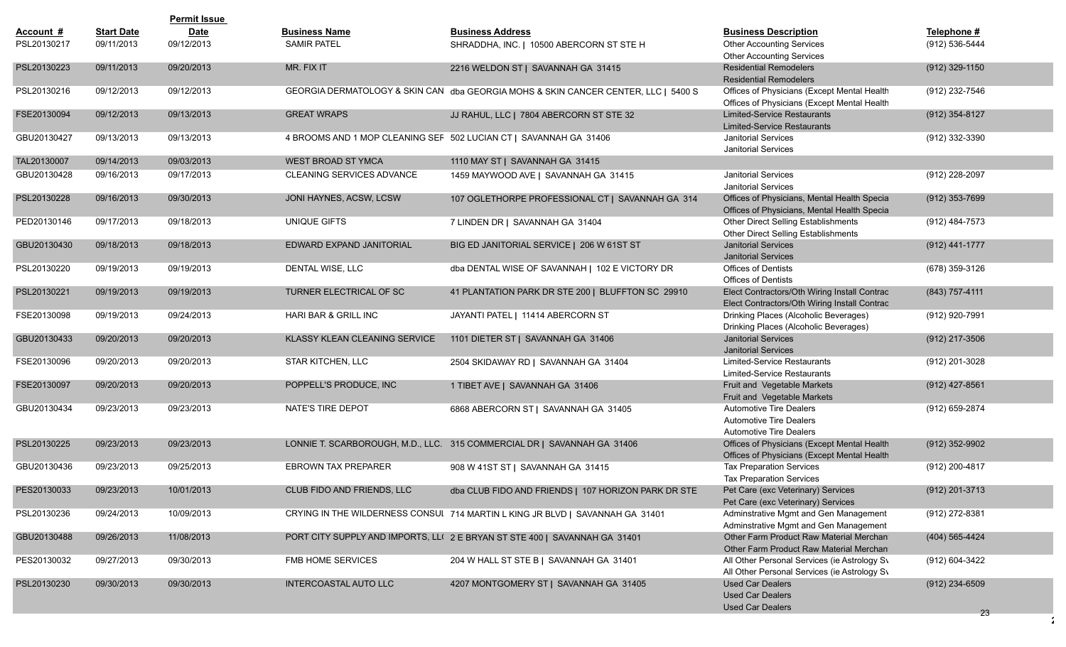| Account # | Start Date | Permit Issue Date | Business Name | Business Address | Business Description | Telephone # |
|---|---|---|---|---|---|---|
| PSL20130217 | 09/11/2013 | 09/12/2013 | SAMIR PATEL | SHRADDHA, INC. \| 10500 ABERCORN ST STE H | Other Accounting Services<br>Other Accounting Services | (912) 536-5444 |
| PSL20130223 | 09/11/2013 | 09/20/2013 | MR. FIX IT | 2216 WELDON ST \| SAVANNAH GA 31415 | Residential Remodelers<br>Residential Remodelers | (912) 329-1150 |
| PSL20130216 | 09/12/2013 | 09/12/2013 | GEORGIA DERMATOLOGY & SKIN CAN | dba GEORGIA MOHS & SKIN CANCER CENTER, LLC \| 5400 S | Offices of Physicians (Except Mental Health<br>Offices of Physicians (Except Mental Health | (912) 232-7546 |
| FSE20130094 | 09/12/2013 | 09/13/2013 | GREAT WRAPS | JJ RAHUL, LLC \| 7804 ABERCORN ST STE 32 | Limited-Service Restaurants<br>Limited-Service Restaurants | (912) 354-8127 |
| GBU20130427 | 09/13/2013 | 09/13/2013 | 4 BROOMS AND 1 MOP CLEANING SEF | 502 LUCIAN CT \| SAVANNAH GA 31406 | Janitorial Services<br>Janitorial Services | (912) 332-3390 |
| TAL20130007 | 09/14/2013 | 09/03/2013 | WEST BROAD ST YMCA | 1110 MAY ST \| SAVANNAH GA 31415 | | |
| GBU20130428 | 09/16/2013 | 09/17/2013 | CLEANING SERVICES ADVANCE | 1459 MAYWOOD AVE \| SAVANNAH GA 31415 | Janitorial Services<br>Janitorial Services | (912) 228-2097 |
| PSL20130228 | 09/16/2013 | 09/30/2013 | JONI HAYNES, ACSW, LCSW | 107 OGLETHORPE PROFESSIONAL CT \| SAVANNAH GA 314 | Offices of Physicians, Mental Health Specia<br>Offices of Physicians, Mental Health Specia | (912) 353-7699 |
| PED20130146 | 09/17/2013 | 09/18/2013 | UNIQUE GIFTS | 7 LINDEN DR \| SAVANNAH GA 31404 | Other Direct Selling Establishments<br>Other Direct Selling Establishments | (912) 484-7573 |
| GBU20130430 | 09/18/2013 | 09/18/2013 | EDWARD EXPAND JANITORIAL | BIG ED JANITORIAL SERVICE \| 206 W 61ST ST | Janitorial Services<br>Janitorial Services | (912) 441-1777 |
| PSL20130220 | 09/19/2013 | 09/19/2013 | DENTAL WISE, LLC | dba DENTAL WISE OF SAVANNAH \| 102 E VICTORY DR | Offices of Dentists<br>Offices of Dentists | (678) 359-3126 |
| PSL20130221 | 09/19/2013 | 09/19/2013 | TURNER ELECTRICAL OF SC | 41 PLANTATION PARK DR STE 200 \| BLUFFTON SC 29910 | Elect Contractors/Oth Wiring Install Contrac<br>Elect Contractors/Oth Wiring Install Contrac | (843) 757-4111 |
| FSE20130098 | 09/19/2013 | 09/24/2013 | HARI BAR & GRILL INC | JAYANTI PATEL \| 11414 ABERCORN ST | Drinking Places (Alcoholic Beverages)<br>Drinking Places (Alcoholic Beverages) | (912) 920-7991 |
| GBU20130433 | 09/20/2013 | 09/20/2013 | KLASSY KLEAN CLEANING SERVICE | 1101 DIETER ST \| SAVANNAH GA 31406 | Janitorial Services<br>Janitorial Services | (912) 217-3506 |
| FSE20130096 | 09/20/2013 | 09/20/2013 | STAR KITCHEN, LLC | 2504 SKIDAWAY RD \| SAVANNAH GA 31404 | Limited-Service Restaurants<br>Limited-Service Restaurants | (912) 201-3028 |
| FSE20130097 | 09/20/2013 | 09/20/2013 | POPPELL'S PRODUCE, INC | 1 TIBET AVE \| SAVANNAH GA 31406 | Fruit and Vegetable Markets<br>Fruit and Vegetable Markets | (912) 427-8561 |
| GBU20130434 | 09/23/2013 | 09/23/2013 | NATE'S TIRE DEPOT | 6868 ABERCORN ST \| SAVANNAH GA 31405 | Automotive Tire Dealers<br>Automotive Tire Dealers<br>Automotive Tire Dealers | (912) 659-2874 |
| PSL20130225 | 09/23/2013 | 09/23/2013 | LONNIE T. SCARBOROUGH, M.D., LLC. | 315 COMMERCIAL DR \| SAVANNAH GA 31406 | Offices of Physicians (Except Mental Health<br>Offices of Physicians (Except Mental Health | (912) 352-9902 |
| GBU20130436 | 09/23/2013 | 09/25/2013 | EBROWN TAX PREPARER | 908 W 41ST ST \| SAVANNAH GA 31415 | Tax Preparation Services<br>Tax Preparation Services | (912) 200-4817 |
| PES20130033 | 09/23/2013 | 10/01/2013 | CLUB FIDO AND FRIENDS, LLC | dba CLUB FIDO AND FRIENDS \| 107 HORIZON PARK DR STE | Pet Care (exc Veterinary) Services<br>Pet Care (exc Veterinary) Services | (912) 201-3713 |
| PSL20130236 | 09/24/2013 | 10/09/2013 | CRYING IN THE WILDERNESS CONSUL | 714 MARTIN L KING JR BLVD \| SAVANNAH GA 31401 | Adminstrative Mgmt and Gen Management<br>Adminstrative Mgmt and Gen Management | (912) 272-8381 |
| GBU20130488 | 09/26/2013 | 11/08/2013 | PORT CITY SUPPLY AND IMPORTS, LL( | 2 E BRYAN ST STE 400 \| SAVANNAH GA 31401 | Other Farm Product Raw Material Merchan<br>Other Farm Product Raw Material Merchan | (404) 565-4424 |
| PES20130032 | 09/27/2013 | 09/30/2013 | FMB HOME SERVICES | 204 W HALL ST STE B \| SAVANNAH GA 31401 | All Other Personal Services (ie Astrology Sv<br>All Other Personal Services (ie Astrology Sv | (912) 604-3422 |
| PSL20130230 | 09/30/2013 | 09/30/2013 | INTERCOASTAL AUTO LLC | 4207 MONTGOMERY ST \| SAVANNAH GA 31405 | Used Car Dealers<br>Used Car Dealers<br>Used Car Dealers | (912) 234-6509 |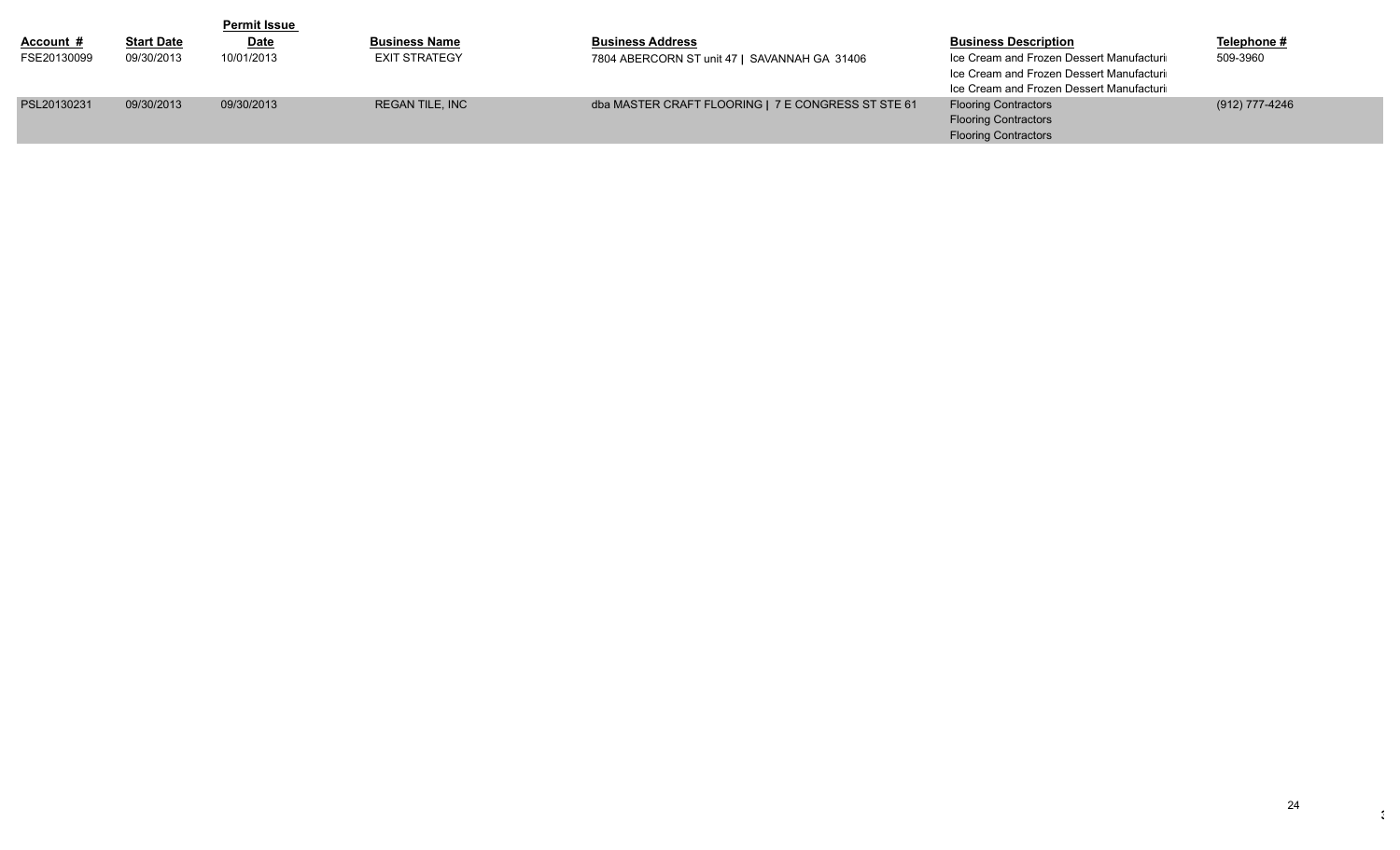| Account # | Start Date | Permit Issue Date | Business Name | Business Address | Business Description | Telephone # |
|---|---|---|---|---|---|---|
| FSE20130099 | 09/30/2013 | 10/01/2013 | EXIT STRATEGY | 7804 ABERCORN ST unit 47 \| SAVANNAH GA 31406 | Ice Cream and Frozen Dessert Manufacturi<br>Ice Cream and Frozen Dessert Manufacturi<br>Ice Cream and Frozen Dessert Manufacturi | 509-3960 |
| PSL20130231 | 09/30/2013 | 09/30/2013 | REGAN TILE, INC | dba MASTER CRAFT FLOORING \| 7 E CONGRESS ST STE 61 | Flooring Contractors<br>Flooring Contractors<br>Flooring Contractors | (912) 777-4246 |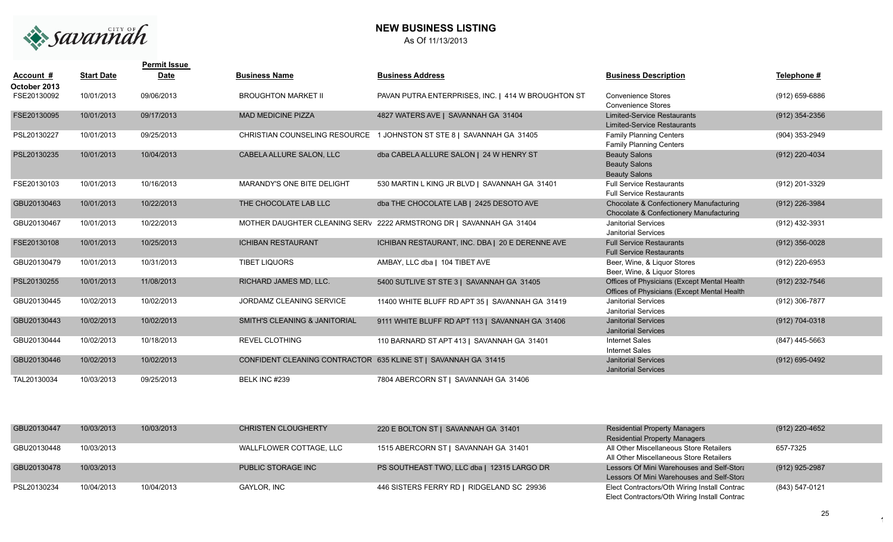# NEW BUSINESS LISTING

As Of 11/13/2013

| Account # | Start Date | Permit Issue Date | Business Name | Business Address | Business Description | Telephone # |
|---|---|---|---|---|---|---|
| **October 2013** | | | | | | |
| FSE20130092 | 10/01/2013 | 09/06/2013 | BROUGHTON MARKET II | PAVAN PUTRA ENTERPRISES, INC. \| 414 W BROUGHTON ST | Convenience Stores<br>Convenience Stores | (912) 659-6886 |
| FSE20130095 | 10/01/2013 | 09/17/2013 | MAD MEDICINE PIZZA | 4827 WATERS AVE \| SAVANNAH GA 31404 | Limited-Service Restaurants<br>Limited-Service Restaurants | (912) 354-2356 |
| PSL20130227 | 10/01/2013 | 09/25/2013 | CHRISTIAN COUNSELING RESOURCE | 1 JOHNSTON ST STE 8 \| SAVANNAH GA 31405 | Family Planning Centers<br>Family Planning Centers | (904) 353-2949 |
| PSL20130235 | 10/01/2013 | 10/04/2013 | CABELA ALLURE SALON, LLC | dba CABELA ALLURE SALON \| 24 W HENRY ST | Beauty Salons<br>Beauty Salons<br>Beauty Salons | (912) 220-4034 |
| FSE20130103 | 10/01/2013 | 10/16/2013 | MARANDY'S ONE BITE DELIGHT | 530 MARTIN L KING JR BLVD \| SAVANNAH GA 31401 | Full Service Restaurants<br>Full Service Restaurants | (912) 201-3329 |
| GBU20130463 | 10/01/2013 | 10/22/2013 | THE CHOCOLATE LAB LLC | dba THE CHOCOLATE LAB \| 2425 DESOTO AVE | Chocolate & Confectionery Manufacturing<br>Chocolate & Confectionery Manufacturing | (912) 226-3984 |
| GBU20130467 | 10/01/2013 | 10/22/2013 | MOTHER DAUGHTER CLEANING SERV | 2222 ARMSTRONG DR \| SAVANNAH GA 31404 | Janitorial Services<br>Janitorial Services | (912) 432-3931 |
| FSE20130108 | 10/01/2013 | 10/25/2013 | ICHIBAN RESTAURANT | ICHIBAN RESTAURANT, INC. DBA \| 20 E DERENNE AVE | Full Service Restaurants<br>Full Service Restaurants | (912) 356-0028 |
| GBU20130479 | 10/01/2013 | 10/31/2013 | TIBET LIQUORS | AMBAY, LLC dba \| 104 TIBET AVE | Beer, Wine, & Liquor Stores<br>Beer, Wine, & Liquor Stores | (912) 220-6953 |
| PSL20130255 | 10/01/2013 | 11/08/2013 | RICHARD JAMES MD, LLC. | 5400 SUTLIVE ST STE 3 \| SAVANNAH GA 31405 | Offices of Physicians (Except Mental Health<br>Offices of Physicians (Except Mental Health | (912) 232-7546 |
| GBU20130445 | 10/02/2013 | 10/02/2013 | JORDAMZ CLEANING SERVICE | 11400 WHITE BLUFF RD APT 35 \| SAVANNAH GA 31419 | Janitorial Services<br>Janitorial Services | (912) 306-7877 |
| GBU20130443 | 10/02/2013 | 10/02/2013 | SMITH'S CLEANING & JANITORIAL | 9111 WHITE BLUFF RD APT 113 \| SAVANNAH GA 31406 | Janitorial Services<br>Janitorial Services | (912) 704-0318 |
| GBU20130444 | 10/02/2013 | 10/18/2013 | REVEL CLOTHING | 110 BARNARD ST APT 413 \| SAVANNAH GA 31401 | Internet Sales<br>Internet Sales | (847) 445-5663 |
| GBU20130446 | 10/02/2013 | 10/02/2013 | CONFIDENT CLEANING CONTRACTOR | 635 KLINE ST \| SAVANNAH GA 31415 | Janitorial Services<br>Janitorial Services | (912) 695-0492 |
| TAL20130034 | 10/03/2013 | 09/25/2013 | BELK INC #239 | 7804 ABERCORN ST \| SAVANNAH GA 31406 | | |
| GBU20130447 | 10/03/2013 | 10/03/2013 | CHRISTEN CLOUGHERTY | 220 E BOLTON ST \| SAVANNAH GA 31401 | Residential Property Managers<br>Residential Property Managers | (912) 220-4652 |
| GBU20130448 | 10/03/2013 | | WALLFLOWER COTTAGE, LLC | 1515 ABERCORN ST \| SAVANNAH GA 31401 | All Other Miscellaneous Store Retailers<br>All Other Miscellaneous Store Retailers | 657-7325 |
| GBU20130478 | 10/03/2013 | | PUBLIC STORAGE INC | PS SOUTHEAST TWO, LLC dba \| 12315 LARGO DR | Lessors Of Mini Warehouses and Self-Stora<br>Lessors Of Mini Warehouses and Self-Stora | (912) 925-2987 |
| PSL20130234 | 10/04/2013 | 10/04/2013 | GAYLOR, INC | 446 SISTERS FERRY RD \| RIDGELAND SC 29936 | Elect Contractors/Oth Wiring Install Contrac<br>Elect Contractors/Oth Wiring Install Contrac | (843) 547-0121 |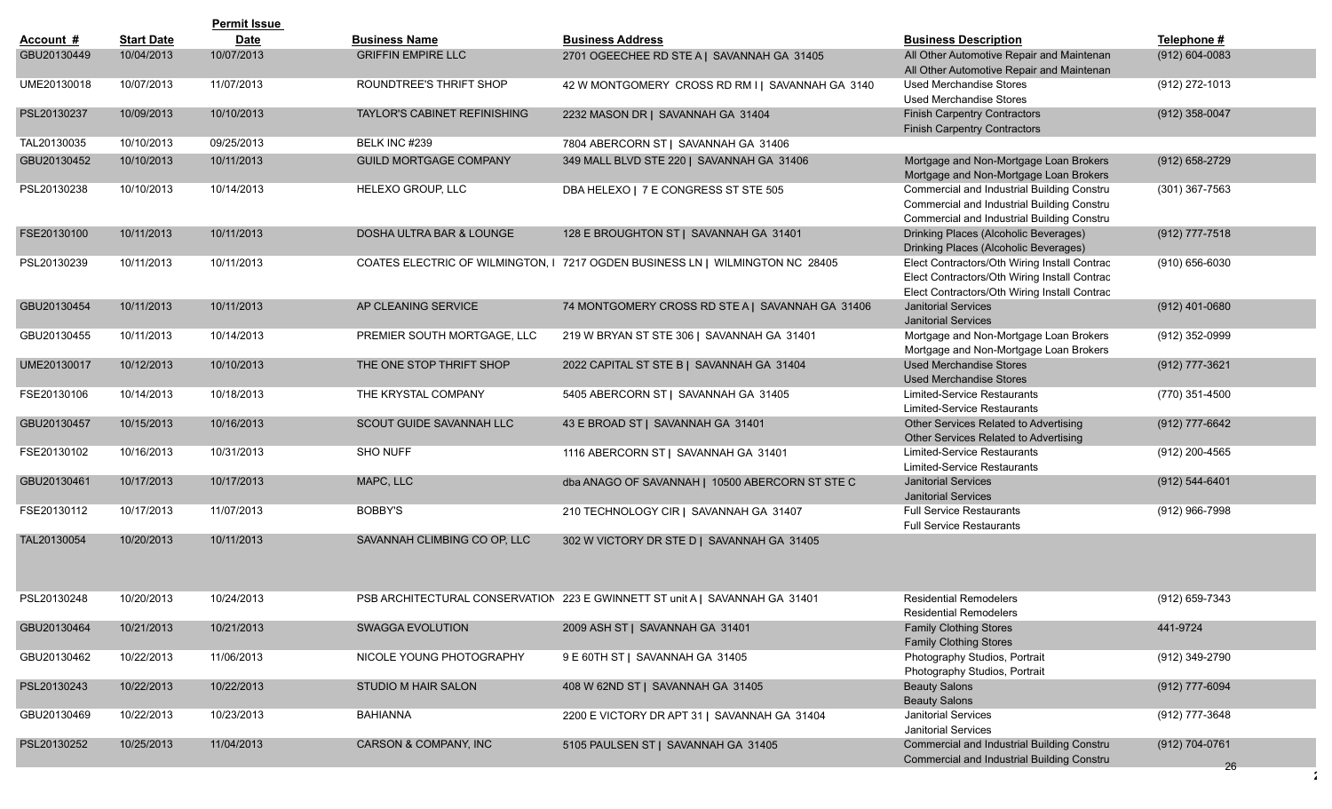| Account # | Start Date | Permit Issue Date | Business Name | Business Address | Business Description | Telephone # |
|---|---|---|---|---|---|---|
| GBU20130449 | 10/04/2013 | 10/07/2013 | GRIFFIN EMPIRE LLC | 2701 OGEECHEE RD STE A \| SAVANNAH GA 31405 | All Other Automotive Repair and Maintenan<br>All Other Automotive Repair and Maintenan | (912) 604-0083 |
| UME20130018 | 10/07/2013 | 11/07/2013 | ROUNDTREE'S THRIFT SHOP | 42 W MONTGOMERY CROSS RD RM I \| SAVANNAH GA 3140 | Used Merchandise Stores<br>Used Merchandise Stores | (912) 272-1013 |
| PSL20130237 | 10/09/2013 | 10/10/2013 | TAYLOR'S CABINET REFINISHING | 2232 MASON DR \| SAVANNAH GA 31404 | Finish Carpentry Contractors<br>Finish Carpentry Contractors | (912) 358-0047 |
| TAL20130035 | 10/10/2013 | 09/25/2013 | BELK INC #239 | 7804 ABERCORN ST \| SAVANNAH GA 31406 | | |
| GBU20130452 | 10/10/2013 | 10/11/2013 | GUILD MORTGAGE COMPANY | 349 MALL BLVD STE 220 \| SAVANNAH GA 31406 | Mortgage and Non-Mortgage Loan Brokers<br>Mortgage and Non-Mortgage Loan Brokers | (912) 658-2729 |
| PSL20130238 | 10/10/2013 | 10/14/2013 | HELEXO GROUP, LLC | DBA HELEXO \| 7 E CONGRESS ST STE 505 | Commercial and Industrial Building Constru<br>Commercial and Industrial Building Constru<br>Commercial and Industrial Building Constru | (301) 367-7563 |
| FSE20130100 | 10/11/2013 | 10/11/2013 | DOSHA ULTRA BAR & LOUNGE | 128 E BROUGHTON ST \| SAVANNAH GA 31401 | Drinking Places (Alcoholic Beverages)<br>Drinking Places (Alcoholic Beverages) | (912) 777-7518 |
| PSL20130239 | 10/11/2013 | 10/11/2013 | COATES ELECTRIC OF WILMINGTON, I | 7217 OGDEN BUSINESS LN \| WILMINGTON NC 28405 | Elect Contractors/Oth Wiring Install Contrac<br>Elect Contractors/Oth Wiring Install Contrac<br>Elect Contractors/Oth Wiring Install Contrac | (910) 656-6030 |
| GBU20130454 | 10/11/2013 | 10/11/2013 | AP CLEANING SERVICE | 74 MONTGOMERY CROSS RD STE A \| SAVANNAH GA 31406 | Janitorial Services<br>Janitorial Services | (912) 401-0680 |
| GBU20130455 | 10/11/2013 | 10/14/2013 | PREMIER SOUTH MORTGAGE, LLC | 219 W BRYAN ST STE 306 \| SAVANNAH GA 31401 | Mortgage and Non-Mortgage Loan Brokers<br>Mortgage and Non-Mortgage Loan Brokers | (912) 352-0999 |
| UME20130017 | 10/12/2013 | 10/10/2013 | THE ONE STOP THRIFT SHOP | 2022 CAPITAL ST STE B \| SAVANNAH GA 31404 | Used Merchandise Stores<br>Used Merchandise Stores | (912) 777-3621 |
| FSE20130106 | 10/14/2013 | 10/18/2013 | THE KRYSTAL COMPANY | 5405 ABERCORN ST \| SAVANNAH GA 31405 | Limited-Service Restaurants<br>Limited-Service Restaurants | (770) 351-4500 |
| GBU20130457 | 10/15/2013 | 10/16/2013 | SCOUT GUIDE SAVANNAH LLC | 43 E BROAD ST \| SAVANNAH GA 31401 | Other Services Related to Advertising<br>Other Services Related to Advertising | (912) 777-6642 |
| FSE20130102 | 10/16/2013 | 10/31/2013 | SHO NUFF | 1116 ABERCORN ST \| SAVANNAH GA 31401 | Limited-Service Restaurants<br>Limited-Service Restaurants | (912) 200-4565 |
| GBU20130461 | 10/17/2013 | 10/17/2013 | MAPC, LLC | dba ANAGO OF SAVANNAH \| 10500 ABERCORN ST STE C | Janitorial Services<br>Janitorial Services | (912) 544-6401 |
| FSE20130112 | 10/17/2013 | 11/07/2013 | BOBBY'S | 210 TECHNOLOGY CIR \| SAVANNAH GA 31407 | Full Service Restaurants<br>Full Service Restaurants | (912) 966-7998 |
| TAL20130054 | 10/20/2013 | 10/11/2013 | SAVANNAH CLIMBING CO OP, LLC | 302 W VICTORY DR STE D \| SAVANNAH GA 31405 | | |
| PSL20130248 | 10/20/2013 | 10/24/2013 | PSB ARCHITECTURAL CONSERVATION | 223 E GWINNETT ST unit A \| SAVANNAH GA 31401 | Residential Remodelers<br>Residential Remodelers | (912) 659-7343 |
| GBU20130464 | 10/21/2013 | 10/21/2013 | SWAGGA EVOLUTION | 2009 ASH ST \| SAVANNAH GA 31401 | Family Clothing Stores<br>Family Clothing Stores | 441-9724 |
| GBU20130462 | 10/22/2013 | 11/06/2013 | NICOLE YOUNG PHOTOGRAPHY | 9 E 60TH ST \| SAVANNAH GA 31405 | Photography Studios, Portrait<br>Photography Studios, Portrait | (912) 349-2790 |
| PSL20130243 | 10/22/2013 | 10/22/2013 | STUDIO M HAIR SALON | 408 W 62ND ST \| SAVANNAH GA 31405 | Beauty Salons<br>Beauty Salons | (912) 777-6094 |
| GBU20130469 | 10/22/2013 | 10/23/2013 | BAHIANNA | 2200 E VICTORY DR APT 31 \| SAVANNAH GA 31404 | Janitorial Services<br>Janitorial Services | (912) 777-3648 |
| PSL20130252 | 10/25/2013 | 11/04/2013 | CARSON & COMPANY, INC | 5105 PAULSEN ST \| SAVANNAH GA 31405 | Commercial and Industrial Building Constru<br>Commercial and Industrial Building Constru | (912) 704-0761 |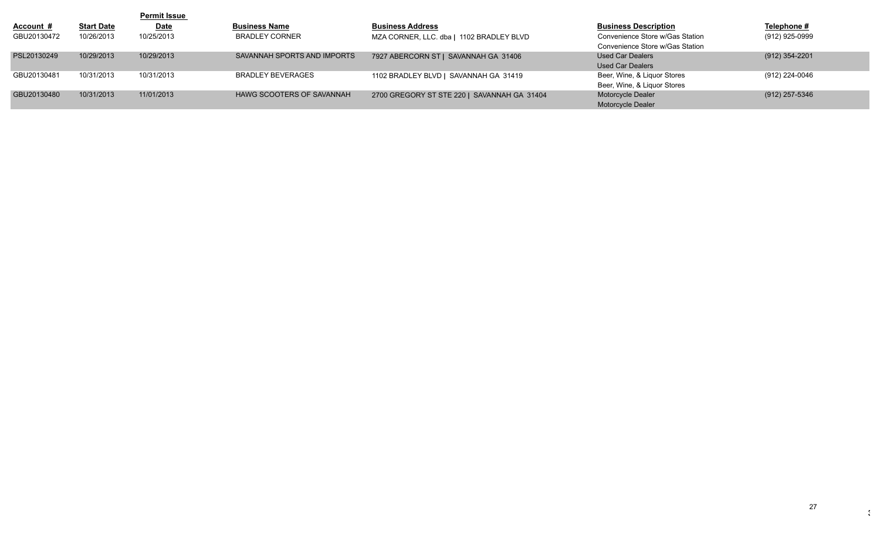| Account # | Start Date | Permit Issue Date | Business Name | Business Address | Business Description | Telephone # |
|---|---|---|---|---|---|---|
| GBU20130472 | 10/26/2013 | 10/25/2013 | BRADLEY CORNER | MZA CORNER, LLC. dba \| 1102 BRADLEY BLVD | Convenience Store w/Gas Station<br>Convenience Store w/Gas Station | (912) 925-0999 |
| PSL20130249 | 10/29/2013 | 10/29/2013 | SAVANNAH SPORTS AND IMPORTS | 7927 ABERCORN ST \| SAVANNAH GA 31406 | Used Car Dealers<br>Used Car Dealers | (912) 354-2201 |
| GBU20130481 | 10/31/2013 | 10/31/2013 | BRADLEY BEVERAGES | 1102 BRADLEY BLVD \| SAVANNAH GA 31419 | Beer, Wine, & Liquor Stores<br>Beer, Wine, & Liquor Stores | (912) 224-0046 |
| GBU20130480 | 10/31/2013 | 11/01/2013 | HAWG SCOOTERS OF SAVANNAH | 2700 GREGORY ST STE 220 \| SAVANNAH GA 31404 | Motorcycle Dealer<br>Motorcycle Dealer | (912) 257-5346 |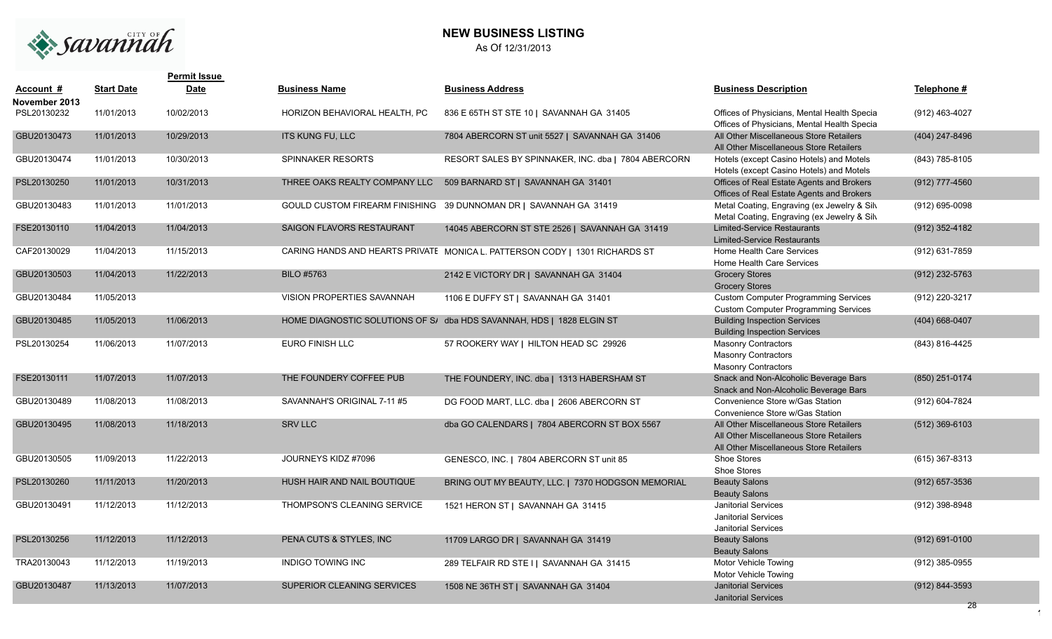# NEW BUSINESS LISTING

As Of 12/31/2013

| Account # | Start Date | Permit Issue Date | Business Name | Business Address | Business Description | Telephone # |
|---|---|---|---|---|---|---|
| **November 2013** | | | | | | |
| PSL20130232 | 11/01/2013 | 10/02/2013 | HORIZON BEHAVIORAL HEALTH, PC | 836 E 65TH ST STE 10 \| SAVANNAH GA 31405 | Offices of Physicians, Mental Health Specia<br>Offices of Physicians, Mental Health Specia | (912) 463-4027 |
| GBU20130473 | 11/01/2013 | 10/29/2013 | ITS KUNG FU, LLC | 7804 ABERCORN ST unit 5527 \| SAVANNAH GA 31406 | All Other Miscellaneous Store Retailers<br>All Other Miscellaneous Store Retailers | (404) 247-8496 |
| GBU20130474 | 11/01/2013 | 10/30/2013 | SPINNAKER RESORTS | RESORT SALES BY SPINNAKER, INC. dba \| 7804 ABERCORN | Hotels (except Casino Hotels) and Motels<br>Hotels (except Casino Hotels) and Motels | (843) 785-8105 |
| PSL20130250 | 11/01/2013 | 10/31/2013 | THREE OAKS REALTY COMPANY LLC | 509 BARNARD ST \| SAVANNAH GA 31401 | Offices of Real Estate Agents and Brokers<br>Offices of Real Estate Agents and Brokers | (912) 777-4560 |
| GBU20130483 | 11/01/2013 | 11/01/2013 | GOULD CUSTOM FIREARM FINISHING | 39 DUNNOMAN DR \| SAVANNAH GA 31419 | Metal Coating, Engraving (ex Jewelry & Silv<br>Metal Coating, Engraving (ex Jewelry & Silv | (912) 695-0098 |
| FSE20130110 | 11/04/2013 | 11/04/2013 | SAIGON FLAVORS RESTAURANT | 14045 ABERCORN ST STE 2526 \| SAVANNAH GA 31419 | Limited-Service Restaurants<br>Limited-Service Restaurants | (912) 352-4182 |
| CAF20130029 | 11/04/2013 | 11/15/2013 | CARING HANDS AND HEARTS PRIVATE | MONICA L. PATTERSON CODY \| 1301 RICHARDS ST | Home Health Care Services<br>Home Health Care Services | (912) 631-7859 |
| GBU20130503 | 11/04/2013 | 11/22/2013 | BILO #5763 | 2142 E VICTORY DR \| SAVANNAH GA 31404 | Grocery Stores<br>Grocery Stores | (912) 232-5763 |
| GBU20130484 | 11/05/2013 | | VISION PROPERTIES SAVANNAH | 1106 E DUFFY ST \| SAVANNAH GA 31401 | Custom Computer Programming Services<br>Custom Computer Programming Services | (912) 220-3217 |
| GBU20130485 | 11/05/2013 | 11/06/2013 | HOME DIAGNOSTIC SOLUTIONS OF SA | dba HDS SAVANNAH, HDS \| 1828 ELGIN ST | Building Inspection Services<br>Building Inspection Services | (404) 668-0407 |
| PSL20130254 | 11/06/2013 | 11/07/2013 | EURO FINISH LLC | 57 ROOKERY WAY \| HILTON HEAD SC 29926 | Masonry Contractors<br>Masonry Contractors<br>Masonry Contractors | (843) 816-4425 |
| FSE20130111 | 11/07/2013 | 11/07/2013 | THE FOUNDERY COFFEE PUB | THE FOUNDERY, INC. dba \| 1313 HABERSHAM ST | Snack and Non-Alcoholic Beverage Bars<br>Snack and Non-Alcoholic Beverage Bars | (850) 251-0174 |
| GBU20130489 | 11/08/2013 | 11/08/2013 | SAVANNAH'S ORIGINAL 7-11 #5 | DG FOOD MART, LLC. dba \| 2606 ABERCORN ST | Convenience Store w/Gas Station<br>Convenience Store w/Gas Station | (912) 604-7824 |
| GBU20130495 | 11/08/2013 | 11/18/2013 | SRV LLC | dba GO CALENDARS \| 7804 ABERCORN ST BOX 5567 | All Other Miscellaneous Store Retailers<br>All Other Miscellaneous Store Retailers<br>All Other Miscellaneous Store Retailers | (512) 369-6103 |
| GBU20130505 | 11/09/2013 | 11/22/2013 | JOURNEYS KIDZ #7096 | GENESCO, INC. \| 7804 ABERCORN ST unit 85 | Shoe Stores<br>Shoe Stores | (615) 367-8313 |
| PSL20130260 | 11/11/2013 | 11/20/2013 | HUSH HAIR AND NAIL BOUTIQUE | BRING OUT MY BEAUTY, LLC. \| 7370 HODGSON MEMORIAL | Beauty Salons<br>Beauty Salons | (912) 657-3536 |
| GBU20130491 | 11/12/2013 | 11/12/2013 | THOMPSON'S CLEANING SERVICE | 1521 HERON ST \| SAVANNAH GA 31415 | Janitorial Services<br>Janitorial Services<br>Janitorial Services | (912) 398-8948 |
| PSL20130256 | 11/12/2013 | 11/12/2013 | PENA CUTS & STYLES, INC | 11709 LARGO DR \| SAVANNAH GA 31419 | Beauty Salons<br>Beauty Salons | (912) 691-0100 |
| TRA20130043 | 11/12/2013 | 11/19/2013 | INDIGO TOWING INC | 289 TELFAIR RD STE I \| SAVANNAH GA 31415 | Motor Vehicle Towing<br>Motor Vehicle Towing | (912) 385-0955 |
| GBU20130487 | 11/13/2013 | 11/07/2013 | SUPERIOR CLEANING SERVICES | 1508 NE 36TH ST \| SAVANNAH GA 31404 | Janitorial Services<br>Janitorial Services | (912) 844-3593 |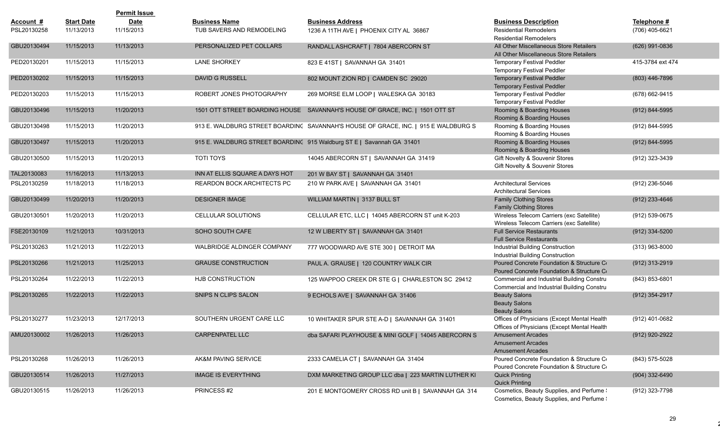| Account # | Start Date | Permit Issue Date | Business Name | Business Address | Business Description | Telephone # |
|---|---|---|---|---|---|---|
| PSL20130258 | 11/13/2013 | 11/15/2013 | TUB SAVERS AND REMODELING | 1236 A 11TH AVE \| PHOENIX CITY AL 36867 | Residential Remodelers<br>Residential Remodelers | (706) 405-6621 |
| GBU20130494 | 11/15/2013 | 11/13/2013 | PERSONALIZED PET COLLARS | RANDALL ASHCRAFT \| 7804 ABERCORN ST | All Other Miscellaneous Store Retailers<br>All Other Miscellaneous Store Retailers | (626) 991-0836 |
| PED20130201 | 11/15/2013 | 11/15/2013 | LANE SHORKEY | 823 E 41ST \| SAVANNAH GA 31401 | Temporary Festival Peddler<br>Temporary Festival Peddler | 415-3784 ext 474 |
| PED20130202 | 11/15/2013 | 11/15/2013 | DAVID G RUSSELL | 802 MOUNT ZION RD \| CAMDEN SC 29020 | Temporary Festival Peddler<br>Temporary Festival Peddler | (803) 446-7896 |
| PED20130203 | 11/15/2013 | 11/15/2013 | ROBERT JONES PHOTOGRAPHY | 269 MORSE ELM LOOP \| WALESKA GA 30183 | Temporary Festival Peddler<br>Temporary Festival Peddler | (678) 662-9415 |
| GBU20130496 | 11/15/2013 | 11/20/2013 | 1501 OTT STREET BOARDING HOUSE | SAVANNAH'S HOUSE OF GRACE, INC. \| 1501 OTT ST | Rooming & Boarding Houses<br>Rooming & Boarding Houses | (912) 844-5995 |
| GBU20130498 | 11/15/2013 | 11/20/2013 | 913 E. WALDBURG STREET BOARDING | SAVANNAH'S HOUSE OF GRACE, INC. \| 915 E WALDBURG S | Rooming & Boarding Houses<br>Rooming & Boarding Houses | (912) 844-5995 |
| GBU20130497 | 11/15/2013 | 11/20/2013 | 915 E. WALDBURG STREET BOARDING | 915 Waldburg ST E \| Savannah GA 31401 | Rooming & Boarding Houses<br>Rooming & Boarding Houses | (912) 844-5995 |
| GBU20130500 | 11/15/2013 | 11/20/2013 | TOTI TOYS | 14045 ABERCORN ST \| SAVANNAH GA 31419 | Gift Novelty & Souvenir Stores<br>Gift Novelty & Souvenir Stores | (912) 323-3439 |
| TAL20130083 | 11/16/2013 | 11/13/2013 | INN AT ELLIS SQUARE A DAYS HOT | 201 W BAY ST \| SAVANNAH GA 31401 | | |
| PSL20130259 | 11/18/2013 | 11/18/2013 | REARDON BOCK ARCHITECTS PC | 210 W PARK AVE \| SAVANNAH GA 31401 | Architectural Services<br>Architectural Services | (912) 236-5046 |
| GBU20130499 | 11/20/2013 | 11/20/2013 | DESIGNER IMAGE | WILLIAM MARTIN \| 3137 BULL ST | Family Clothing Stores<br>Family Clothing Stores | (912) 233-4646 |
| GBU20130501 | 11/20/2013 | 11/20/2013 | CELLULAR SOLUTIONS | CELLULAR ETC, LLC \| 14045 ABERCORN ST unit K-203 | Wireless Telecom Carriers (exc Satellite)<br>Wireless Telecom Carriers (exc Satellite) | (912) 539-0675 |
| FSE20130109 | 11/21/2013 | 10/31/2013 | SOHO SOUTH CAFE | 12 W LIBERTY ST \| SAVANNAH GA 31401 | Full Service Restaurants<br>Full Service Restaurants | (912) 334-5200 |
| PSL20130263 | 11/21/2013 | 11/22/2013 | WALBRIDGE ALDINGER COMPANY | 777 WOODWARD AVE STE 300 \| DETROIT MA | Industrial Building Construction<br>Industrial Building Construction | (313) 963-8000 |
| PSL20130266 | 11/21/2013 | 11/25/2013 | GRAUSE CONSTRUCTION | PAUL A. GRAUSE \| 120 COUNTRY WALK CIR | Poured Concrete Foundation & Structure C<br>Poured Concrete Foundation & Structure C | (912) 313-2919 |
| PSL20130264 | 11/22/2013 | 11/22/2013 | HJB CONSTRUCTION | 125 WAPPOO CREEK DR STE G \| CHARLESTON SC 29412 | Commercial and Industrial Building Constru<br>Commercial and Industrial Building Constru | (843) 853-6801 |
| PSL20130265 | 11/22/2013 | 11/22/2013 | SNIPS N CLIPS SALON | 9 ECHOLS AVE \| SAVANNAH GA 31406 | Beauty Salons<br>Beauty Salons<br>Beauty Salons | (912) 354-2917 |
| PSL20130277 | 11/23/2013 | 12/17/2013 | SOUTHERN URGENT CARE LLC | 10 WHITAKER SPUR STE A-D \| SAVANNAH GA 31401 | Offices of Physicians (Except Mental Health<br>Offices of Physicians (Except Mental Health | (912) 401-0682 |
| AMU20130002 | 11/26/2013 | 11/26/2013 | CARPENPATEL LLC | dba SAFARI PLAYHOUSE & MINI GOLF \| 14045 ABERCORN S | Amusement Arcades<br>Amusement Arcades<br>Amusement Arcades | (912) 920-2922 |
| PSL20130268 | 11/26/2013 | 11/26/2013 | AK&M PAVING SERVICE | 2333 CAMELIA CT \| SAVANNAH GA 31404 | Poured Concrete Foundation & Structure C<br>Poured Concrete Foundation & Structure C | (843) 575-5028 |
| GBU20130514 | 11/26/2013 | 11/27/2013 | IMAGE IS EVERYTHING | DXM MARKETING GROUP LLC dba \| 223 MARTIN LUTHER KI | Quick Printing<br>Quick Printing | (904) 332-6490 |
| GBU20130515 | 11/26/2013 | 11/26/2013 | PRINCESS #2 | 201 E MONTGOMERY CROSS RD unit B \| SAVANNAH GA 314 | Cosmetics, Beauty Supplies, and Perfume<br>Cosmetics, Beauty Supplies, and Perfume | (912) 323-7798 |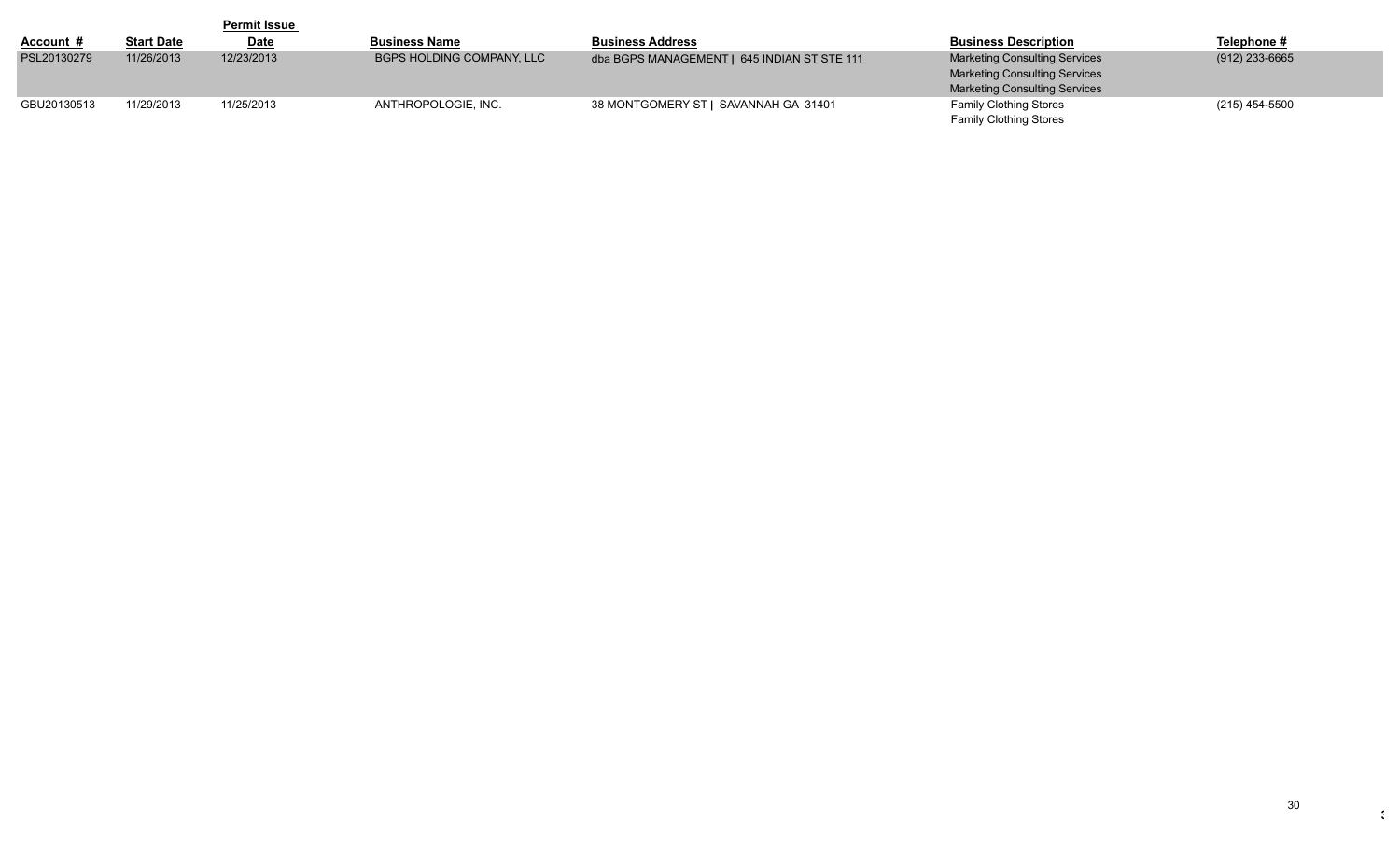| Account # | Start Date | Permit Issue Date | Business Name | Business Address | Business Description | Telephone # |
|---|---|---|---|---|---|---|
| PSL20130279 | 11/26/2013 | 12/23/2013 | BGPS HOLDING COMPANY, LLC | dba BGPS MANAGEMENT \| 645 INDIAN ST STE 111 | Marketing Consulting Services<br>Marketing Consulting Services<br>Marketing Consulting Services | (912) 233-6665 |
| GBU20130513 | 11/29/2013 | 11/25/2013 | ANTHROPOLOGIE, INC. | 38 MONTGOMERY ST \| SAVANNAH GA 31401 | Family Clothing Stores<br>Family Clothing Stores | (215) 454-5500 |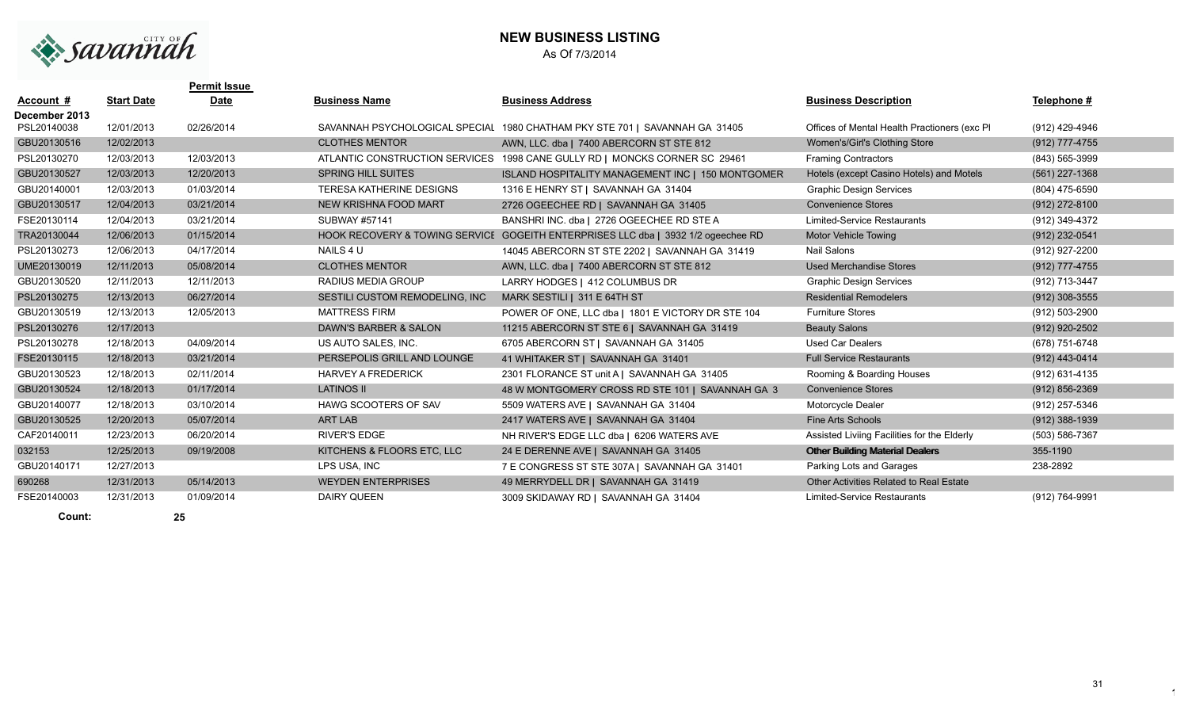# NEW BUSINESS LISTING

As Of 7/3/2014

| Account # | Start Date | Permit Issue Date | Business Name | Business Address | Business Description | Telephone # |
|---|---|---|---|---|---|---|
| **December 2013** | | | | | | |
| PSL20140038 | 12/01/2013 | 02/26/2014 | SAVANNAH PSYCHOLOGICAL SPECIAL | 1980 CHATHAM PKY STE 701 \| SAVANNAH GA 31405 | Offices of Mental Health Practioners (exc Pl | (912) 429-4946 |
| GBU20130516 | 12/02/2013 | | CLOTHES MENTOR | AWN, LLC. dba \| 7400 ABERCORN ST STE 812 | Women's/Girl's Clothing Store | (912) 777-4755 |
| PSL20130270 | 12/03/2013 | 12/03/2013 | ATLANTIC CONSTRUCTION SERVICES | 1998 CANE GULLY RD \| MONCKS CORNER SC 29461 | Framing Contractors | (843) 565-3999 |
| GBU20130527 | 12/03/2013 | 12/20/2013 | SPRING HILL SUITES | ISLAND HOSPITALITY MANAGEMENT INC \| 150 MONTGOMER | Hotels (except Casino Hotels) and Motels | (561) 227-1368 |
| GBU20140001 | 12/03/2013 | 01/03/2014 | TERESA KATHERINE DESIGNS | 1316 E HENRY ST \| SAVANNAH GA 31404 | Graphic Design Services | (804) 475-6590 |
| GBU20130517 | 12/04/2013 | 03/21/2014 | NEW KRISHNA FOOD MART | 2726 OGEECHEE RD \| SAVANNAH GA 31405 | Convenience Stores | (912) 272-8100 |
| FSE20130114 | 12/04/2013 | 03/21/2014 | SUBWAY #57141 | BANSHRI INC. dba \| 2726 OGEECHEE RD STE A | Limited-Service Restaurants | (912) 349-4372 |
| TRA20130044 | 12/06/2013 | 01/15/2014 | HOOK RECOVERY & TOWING SERVICE | GOGEITH ENTERPRISES LLC dba \| 3932 1/2 ogeechee RD | Motor Vehicle Towing | (912) 232-0541 |
| PSL20130273 | 12/06/2013 | 04/17/2014 | NAILS 4 U | 14045 ABERCORN ST STE 2202 \| SAVANNAH GA 31419 | Nail Salons | (912) 927-2200 |
| UME20130019 | 12/11/2013 | 05/08/2014 | CLOTHES MENTOR | AWN, LLC. dba \| 7400 ABERCORN ST STE 812 | Used Merchandise Stores | (912) 777-4755 |
| GBU20130520 | 12/11/2013 | 12/11/2013 | RADIUS MEDIA GROUP | LARRY HODGES \| 412 COLUMBUS DR | Graphic Design Services | (912) 713-3447 |
| PSL20130275 | 12/13/2013 | 06/27/2014 | SESTILI CUSTOM REMODELING, INC | MARK SESTILI \| 311 E 64TH ST | Residential Remodelers | (912) 308-3555 |
| GBU20130519 | 12/13/2013 | 12/05/2013 | MATTRESS FIRM | POWER OF ONE, LLC dba \| 1801 E VICTORY DR STE 104 | Furniture Stores | (912) 503-2900 |
| PSL20130276 | 12/17/2013 | | DAWN'S BARBER & SALON | 11215 ABERCORN ST STE 6 \| SAVANNAH GA 31419 | Beauty Salons | (912) 920-2502 |
| PSL20130278 | 12/18/2013 | 04/09/2014 | US AUTO SALES, INC. | 6705 ABERCORN ST \| SAVANNAH GA 31405 | Used Car Dealers | (678) 751-6748 |
| FSE20130115 | 12/18/2013 | 03/21/2014 | PERSEPOLIS GRILL AND LOUNGE | 41 WHITAKER ST \| SAVANNAH GA 31401 | Full Service Restaurants | (912) 443-0414 |
| GBU20130523 | 12/18/2013 | 02/11/2014 | HARVEY A FREDERICK | 2301 FLORANCE ST unit A \| SAVANNAH GA 31405 | Rooming & Boarding Houses | (912) 631-4135 |
| GBU20130524 | 12/18/2013 | 01/17/2014 | LATINOS II | 48 W MONTGOMERY CROSS RD STE 101 \| SAVANNAH GA 3 | Convenience Stores | (912) 856-2369 |
| GBU20140077 | 12/18/2013 | 03/10/2014 | HAWG SCOOTERS OF SAV | 5509 WATERS AVE \| SAVANNAH GA 31404 | Motorcycle Dealer | (912) 257-5346 |
| GBU20130525 | 12/20/2013 | 05/07/2014 | ART LAB | 2417 WATERS AVE \| SAVANNAH GA 31404 | Fine Arts Schools | (912) 388-1939 |
| CAF20140011 | 12/23/2013 | 06/20/2014 | RIVER'S EDGE | NH RIVER'S EDGE LLC dba \| 6206 WATERS AVE | Assisted Liviing Facilities for the Elderly | (503) 586-7367 |
| 032153 | 12/25/2013 | 09/19/2008 | KITCHENS & FLOORS ETC, LLC | 24 E DERENNE AVE \| SAVANNAH GA 31405 | **Other Building Material Dealers** | 355-1190 |
| GBU20140171 | 12/27/2013 | | LPS USA, INC | 7 E CONGRESS ST STE 307A \| SAVANNAH GA 31401 | Parking Lots and Garages | 238-2892 |
| 690268 | 12/31/2013 | 05/14/2013 | WEYDEN ENTERPRISES | 49 MERRYDELL DR \| SAVANNAH GA 31419 | Other Activities Related to Real Estate | |
| FSE20140003 | 12/31/2013 | 01/09/2014 | DAIRY QUEEN | 3009 SKIDAWAY RD \| SAVANNAH GA 31404 | Limited-Service Restaurants | (912) 764-9991 |

**Count:** **25**